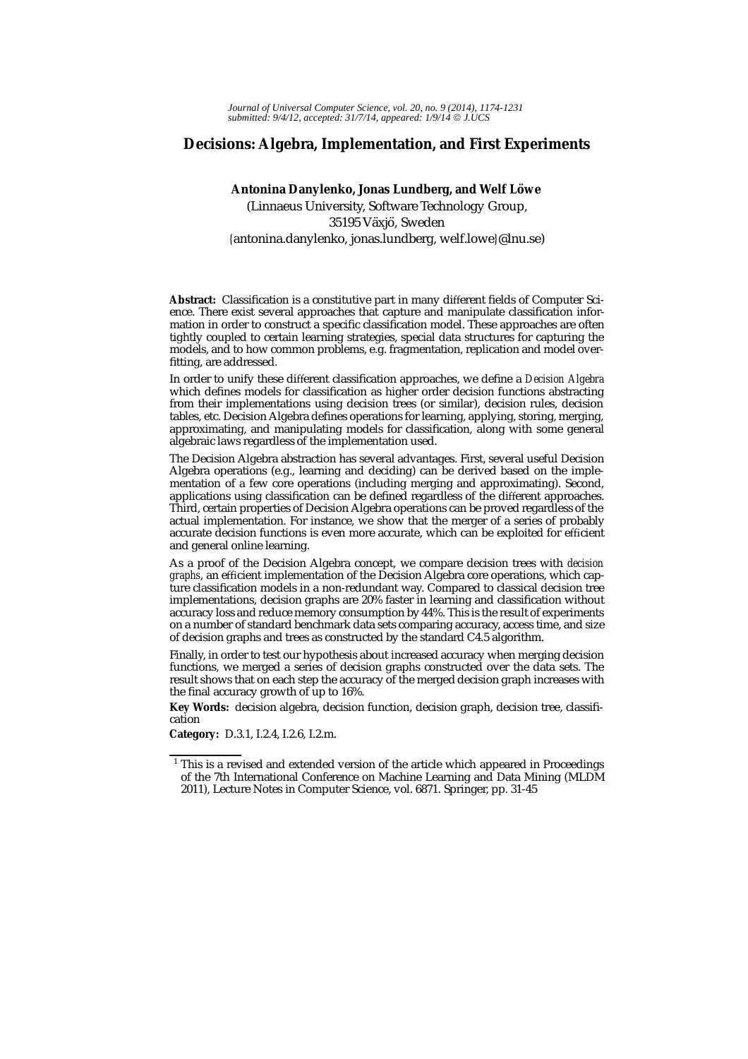# Decisions: Algebra, Implementation, and First Experiments

**Antonina Danylenko, Jonas Lundberg, and Welf Löwe**

(Linnaeus University, Software Technology Group,
35195 Växjö, Sweden
{antonina.danylenko, jonas.lundberg, welf.lowe}@lnu.se)

**Abstract:** Classification is a constitutive part in many different fields of Computer Science. There exist several approaches that capture and manipulate classification information in order to construct a specific classification model. These approaches are often tightly coupled to certain learning strategies, special data structures for capturing the models, and to how common problems, e.g. fragmentation, replication and model overfitting, are addressed.

In order to unify these different classification approaches, we define a *Decision Algebra* which defines models for classification as higher order decision functions abstracting from their implementations using decision trees (or similar), decision rules, decision tables, etc. Decision Algebra defines operations for learning, applying, storing, merging, approximating, and manipulating models for classification, along with some general algebraic laws regardless of the implementation used.

The Decision Algebra abstraction has several advantages. First, several useful Decision Algebra operations (e.g., learning and deciding) can be derived based on the implementation of a few core operations (including merging and approximating). Second, applications using classification can be defined regardless of the different approaches. Third, certain properties of Decision Algebra operations can be proved regardless of the actual implementation. For instance, we show that the merger of a series of probably accurate decision functions is even more accurate, which can be exploited for efficient and general online learning.

As a proof of the Decision Algebra concept, we compare decision trees with *decision graphs*, an efficient implementation of the Decision Algebra core operations, which capture classification models in a non-redundant way. Compared to classical decision tree implementations, decision graphs are 20% faster in learning and classification without accuracy loss and reduce memory consumption by 44%. This is the result of experiments on a number of standard benchmark data sets comparing accuracy, access time, and size of decision graphs and trees as constructed by the standard C4.5 algorithm.

Finally, in order to test our hypothesis about increased accuracy when merging decision functions, we merged a series of decision graphs constructed over the data sets. The result shows that on each step the accuracy of the merged decision graph increases with the final accuracy growth of up to 16%.

**Key Words:** decision algebra, decision function, decision graph, decision tree, classification

**Category:** D.3.1, I.2.4, I.2.6, I.2.m.

[1] This is a revised and extended version of the article which appeared in Proceedings of the 7th International Conference on Machine Learning and Data Mining (MLDM 2011), Lecture Notes in Computer Science, vol. 6871. Springer, pp. 31-45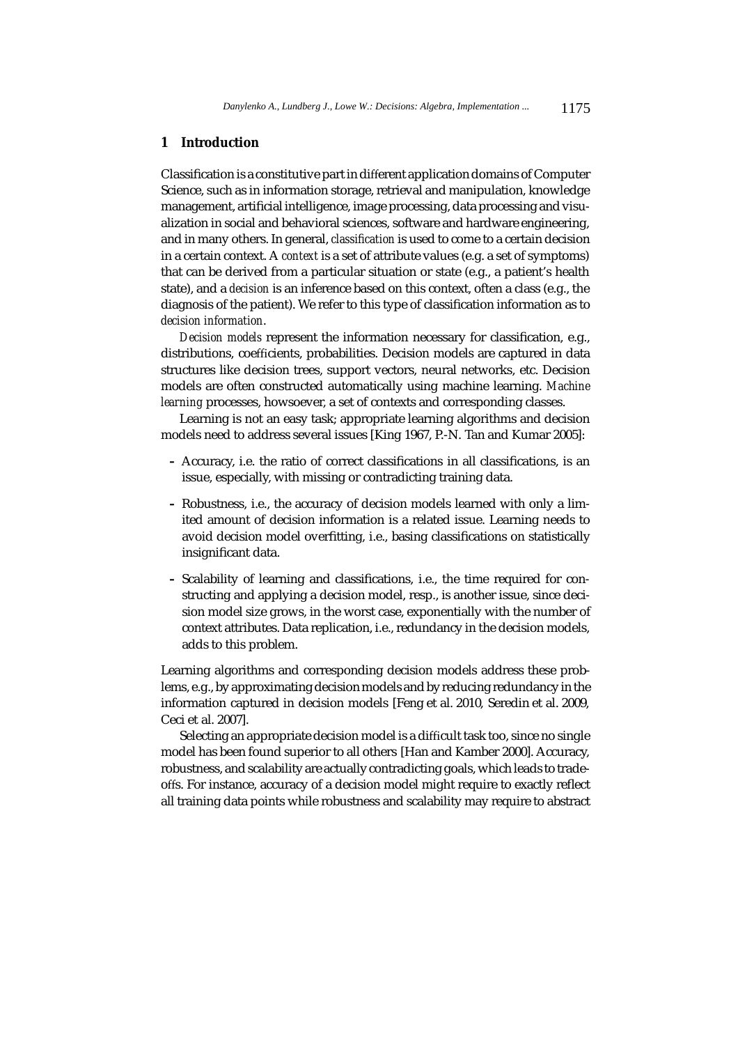## 1 Introduction

Classification is a constitutive part in different application domains of Computer Science, such as in information storage, retrieval and manipulation, knowledge management, artificial intelligence, image processing, data processing and visualization in social and behavioral sciences, software and hardware engineering, and in many others. In general, *classification* is used to come to a certain decision in a certain context. A *context* is a set of attribute values (e.g. a set of symptoms) that can be derived from a particular situation or state (e.g., a patient's health state), and a *decision* is an inference based on this context, often a class (e.g., the diagnosis of the patient). We refer to this type of classification information as to *decision information*.

*Decision models* represent the information necessary for classification, e.g., distributions, coefficients, probabilities. Decision models are captured in data structures like decision trees, support vectors, neural networks, etc. Decision models are often constructed automatically using machine learning. *Machine learning* processes, howsoever, a set of contexts and corresponding classes.

Learning is not an easy task; appropriate learning algorithms and decision models need to address several issues [King 1967, P.-N. Tan and Kumar 2005]:

- Accuracy, i.e. the ratio of correct classifications in all classifications, is an issue, especially, with missing or contradicting training data.
- Robustness, i.e., the accuracy of decision models learned with only a limited amount of decision information is a related issue. Learning needs to avoid decision model overfitting, i.e., basing classifications on statistically insignificant data.
- Scalability of learning and classifications, i.e., the time required for constructing and applying a decision model, resp., is another issue, since decision model size grows, in the worst case, exponentially with the number of context attributes. Data replication, i.e., redundancy in the decision models, adds to this problem.

Learning algorithms and corresponding decision models address these problems, e.g., by approximating decision models and by reducing redundancy in the information captured in decision models [Feng et al. 2010, Seredin et al. 2009, Ceci et al. 2007].

Selecting an appropriate decision model is a difficult task too, since no single model has been found superior to all others [Han and Kamber 2000]. Accuracy, robustness, and scalability are actually contradicting goals, which leads to trade-offs. For instance, accuracy of a decision model might require to exactly reflect all training data points while robustness and scalability may require to abstract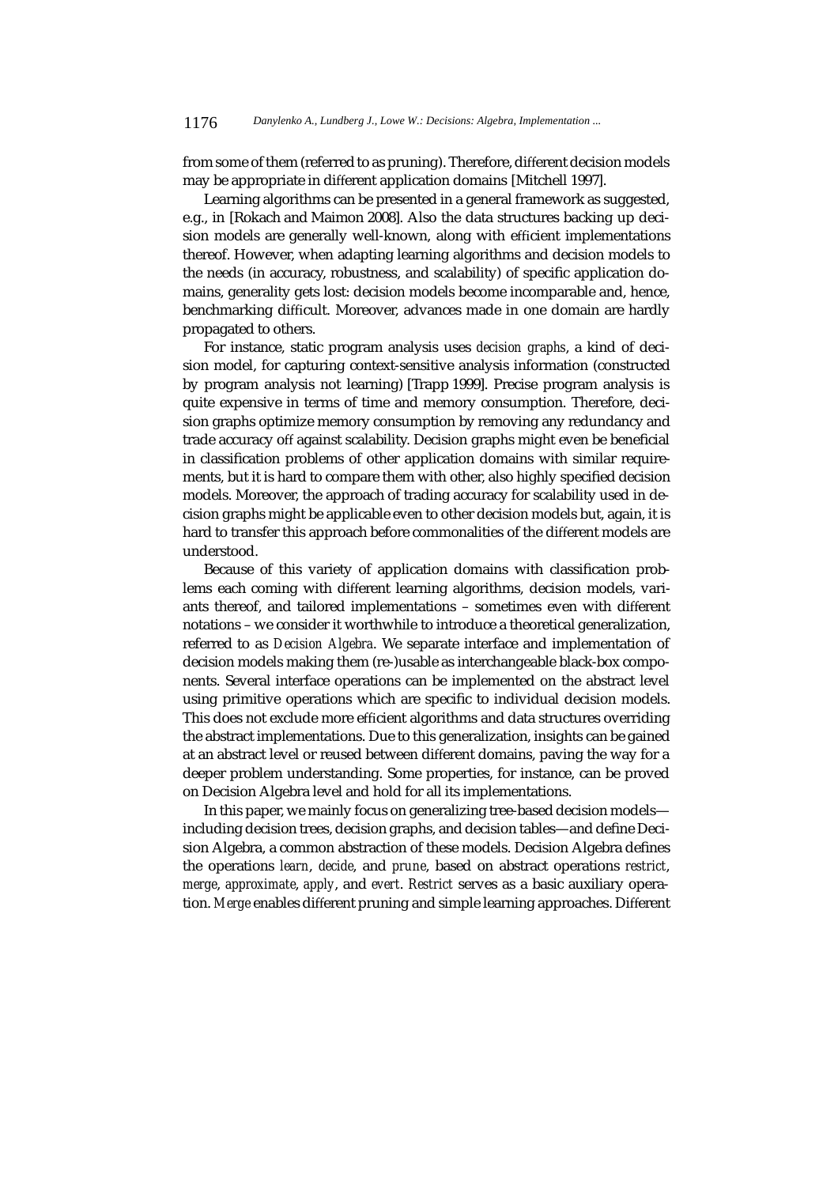from some of them (referred to as pruning). Therefore, different decision models may be appropriate in different application domains [Mitchell 1997].

Learning algorithms can be presented in a general framework as suggested, e.g., in [Rokach and Maimon 2008]. Also the data structures backing up decision models are generally well-known, along with efficient implementations thereof. However, when adapting learning algorithms and decision models to the needs (in accuracy, robustness, and scalability) of specific application domains, generality gets lost: decision models become incomparable and, hence, benchmarking difficult. Moreover, advances made in one domain are hardly propagated to others.

For instance, static program analysis uses *decision graphs*, a kind of decision model, for capturing context-sensitive analysis information (constructed by program analysis not learning) [Trapp 1999]. Precise program analysis is quite expensive in terms of time and memory consumption. Therefore, decision graphs optimize memory consumption by removing any redundancy and trade accuracy off against scalability. Decision graphs might even be beneficial in classification problems of other application domains with similar requirements, but it is hard to compare them with other, also highly specified decision models. Moreover, the approach of trading accuracy for scalability used in decision graphs might be applicable even to other decision models but, again, it is hard to transfer this approach before commonalities of the different models are understood.

Because of this variety of application domains with classification problems each coming with different learning algorithms, decision models, variants thereof, and tailored implementations – sometimes even with different notations – we consider it worthwhile to introduce a theoretical generalization, referred to as *Decision Algebra*. We separate interface and implementation of decision models making them (re-)usable as interchangeable black-box components. Several interface operations can be implemented on the abstract level using primitive operations which are specific to individual decision models. This does not exclude more efficient algorithms and data structures overriding the abstract implementations. Due to this generalization, insights can be gained at an abstract level or reused between different domains, paving the way for a deeper problem understanding. Some properties, for instance, can be proved on Decision Algebra level and hold for all its implementations.

In this paper, we mainly focus on generalizing tree-based decision models—including decision trees, decision graphs, and decision tables—and define Decision Algebra, a common abstraction of these models. Decision Algebra defines the operations *learn*, *decide*, and *prune*, based on abstract operations *restrict*, *merge*, *approximate*, *apply*, and *evert*. *Restrict* serves as a basic auxiliary operation. *Merge* enables different pruning and simple learning approaches. Different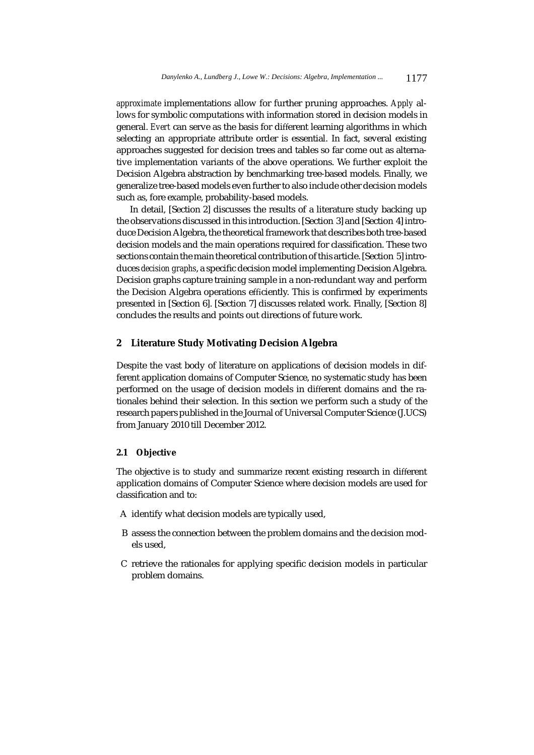*approximate* implementations allow for further pruning approaches. *Apply* allows for symbolic computations with information stored in decision models in general. *Evert* can serve as the basis for different learning algorithms in which selecting an appropriate attribute order is essential. In fact, several existing approaches suggested for decision trees and tables so far come out as alternative implementation variants of the above operations. We further exploit the Decision Algebra abstraction by benchmarking tree-based models. Finally, we generalize tree-based models even further to also include other decision models such as, fore example, probability-based models.

In detail, [Section 2] discusses the results of a literature study backing up the observations discussed in this introduction. [Section 3] and [Section 4] introduce Decision Algebra, the theoretical framework that describes both tree-based decision models and the main operations required for classification. These two sections contain the main theoretical contribution of this article. [Section 5] introduces *decision graphs*, a specific decision model implementing Decision Algebra. Decision graphs capture training sample in a non-redundant way and perform the Decision Algebra operations efficiently. This is confirmed by experiments presented in [Section 6]. [Section 7] discusses related work. Finally, [Section 8] concludes the results and points out directions of future work.

## 2 Literature Study Motivating Decision Algebra

Despite the vast body of literature on applications of decision models in different application domains of Computer Science, no systematic study has been performed on the usage of decision models in different domains and the rationales behind their selection. In this section we perform such a study of the research papers published in the Journal of Universal Computer Science (J.UCS) from January 2010 till December 2012.

### 2.1 Objective

The objective is to study and summarize recent existing research in different application domains of Computer Science where decision models are used for classification and to:

A identify what decision models are typically used,

B assess the connection between the problem domains and the decision models used,

C retrieve the rationales for applying specific decision models in particular problem domains.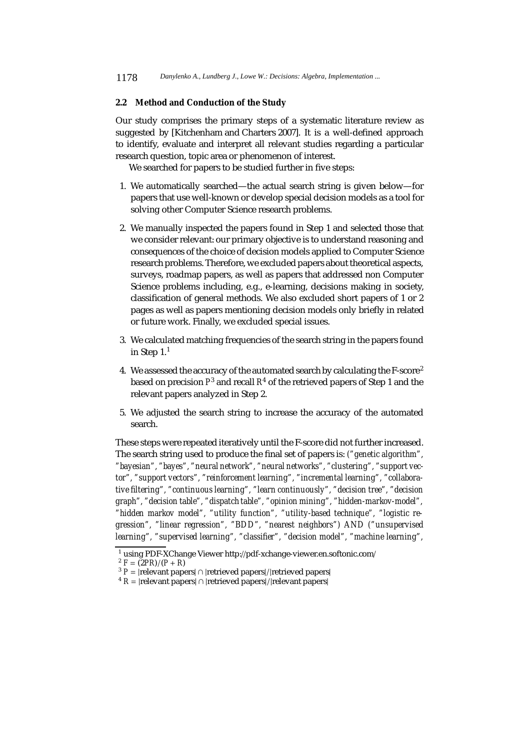### 2.2 Method and Conduction of the Study

Our study comprises the primary steps of a systematic literature review as suggested by [Kitchenham and Charters 2007]. It is a well-defined approach to identify, evaluate and interpret all relevant studies regarding a particular research question, topic area or phenomenon of interest.

We searched for papers to be studied further in five steps:

1. We automatically searched—the actual search string is given below—for papers that use well-known or develop special decision models as a tool for solving other Computer Science research problems.
2. We manually inspected the papers found in Step 1 and selected those that we consider relevant: our primary objective is to understand reasoning and consequences of the choice of decision models applied to Computer Science research problems. Therefore, we excluded papers about theoretical aspects, surveys, roadmap papers, as well as papers that addressed non Computer Science problems including, e.g., e-learning, decisions making in society, classification of general methods. We also excluded short papers of 1 or 2 pages as well as papers mentioning decision models only briefly in related or future work. Finally, we excluded special issues.
3. We calculated matching frequencies of the search string in the papers found in Step 1.[1]
4. We assessed the accuracy of the automated search by calculating the F-score[2] based on precision $P$[3] and recall $R$[4] of the retrieved papers of Step 1 and the relevant papers analyzed in Step 2.
5. We adjusted the search string to increase the accuracy of the automated search.

These steps were repeated iteratively until the F-score did not further increased. The search string used to produce the final set of papers is: *("genetic algorithm", "bayesian", "bayes", "neural network", "neural networks", "clustering", "support vector", "support vectors", "reinforcement learning", "incremental learning", "collaborative filtering", "continuous learning", "learn continuously", "decision tree", "decision graph", "decision table", "dispatch table", "opinion mining", "hidden-markov-model", "hidden markov model", "utility function", "utility-based technique", "logistic regression", "linear regression", "BDD", "nearest neighbors") AND ("unsupervised learning", "supervised learning", "classifier", "decision model", "machine learning",*

---

[1] using PDF-XChange Viewer http://pdf-xchange-viewer.en.softonic.com/

[2] $F = (2PR)/(P + R)$

[3] $P = |\text{relevant papers}| \cap |\text{retrieved papers}| / |\text{retrieved papers}|$

[4] $R = |\text{relevant papers}| \cap |\text{retrieved papers}| / |\text{relevant papers}|$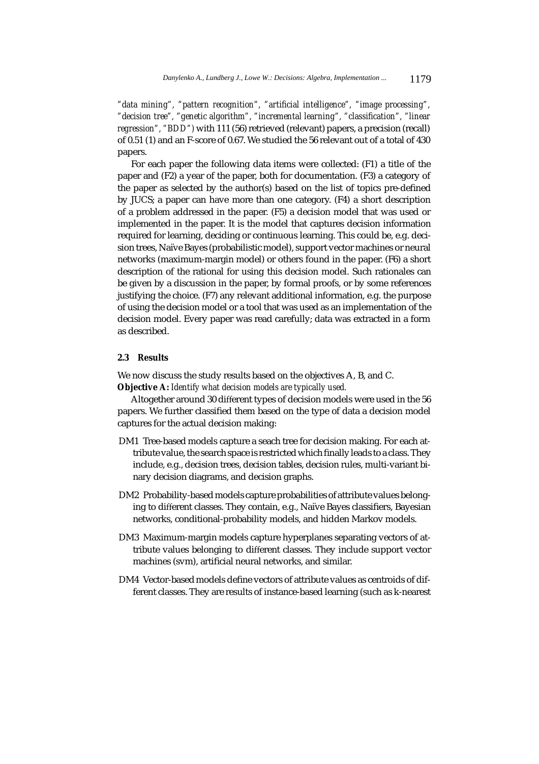*"data mining", "pattern recognition", "artificial intelligence", "image processing", "decision tree", "genetic algorithm", "incremental learning", "classification", "linear regression", "BDD")* with 111 (56) retrieved (relevant) papers, a precision (recall) of 0.51 (1) and an F-score of 0.67. We studied the 56 relevant out of a total of 430 papers.

For each paper the following data items were collected: (F1) a title of the paper and (F2) a year of the paper, both for documentation. (F3) a category of the paper as selected by the author(s) based on the list of topics pre-defined by JUCS; a paper can have more than one category. (F4) a short description of a problem addressed in the paper. (F5) a decision model that was used or implemented in the paper. It is the model that captures decision information required for learning, deciding or continuous learning. This could be, e.g. decision trees, Naïve Bayes (probabilistic model), support vector machines or neural networks (maximum-margin model) or others found in the paper. (F6) a short description of the rational for using this decision model. Such rationales can be given by a discussion in the paper, by formal proofs, or by some references justifying the choice. (F7) any relevant additional information, e.g. the purpose of using the decision model or a tool that was used as an implementation of the decision model. Every paper was read carefully; data was extracted in a form as described.

### 2.3 Results

We now discuss the study results based on the objectives A, B, and C.

**Objective A:** *Identify what decision models are typically used.*

Altogether around 30 different types of decision models were used in the 56 papers. We further classified them based on the type of data a decision model captures for the actual decision making:

- DM1 Tree-based models capture a seach tree for decision making. For each attribute value, the search space is restricted which finally leads to a class. They include, e.g., decision trees, decision tables, decision rules, multi-variant binary decision diagrams, and decision graphs.
- DM2 Probability-based models capture probabilities of attribute values belonging to different classes. They contain, e.g., Naïve Bayes classifiers, Bayesian networks, conditional-probability models, and hidden Markov models.
- DM3 Maximum-margin models capture hyperplanes separating vectors of attribute values belonging to different classes. They include support vector machines (svm), artificial neural networks, and similar.
- DM4 Vector-based models define vectors of attribute values as centroids of different classes. They are results of instance-based learning (such as k-nearest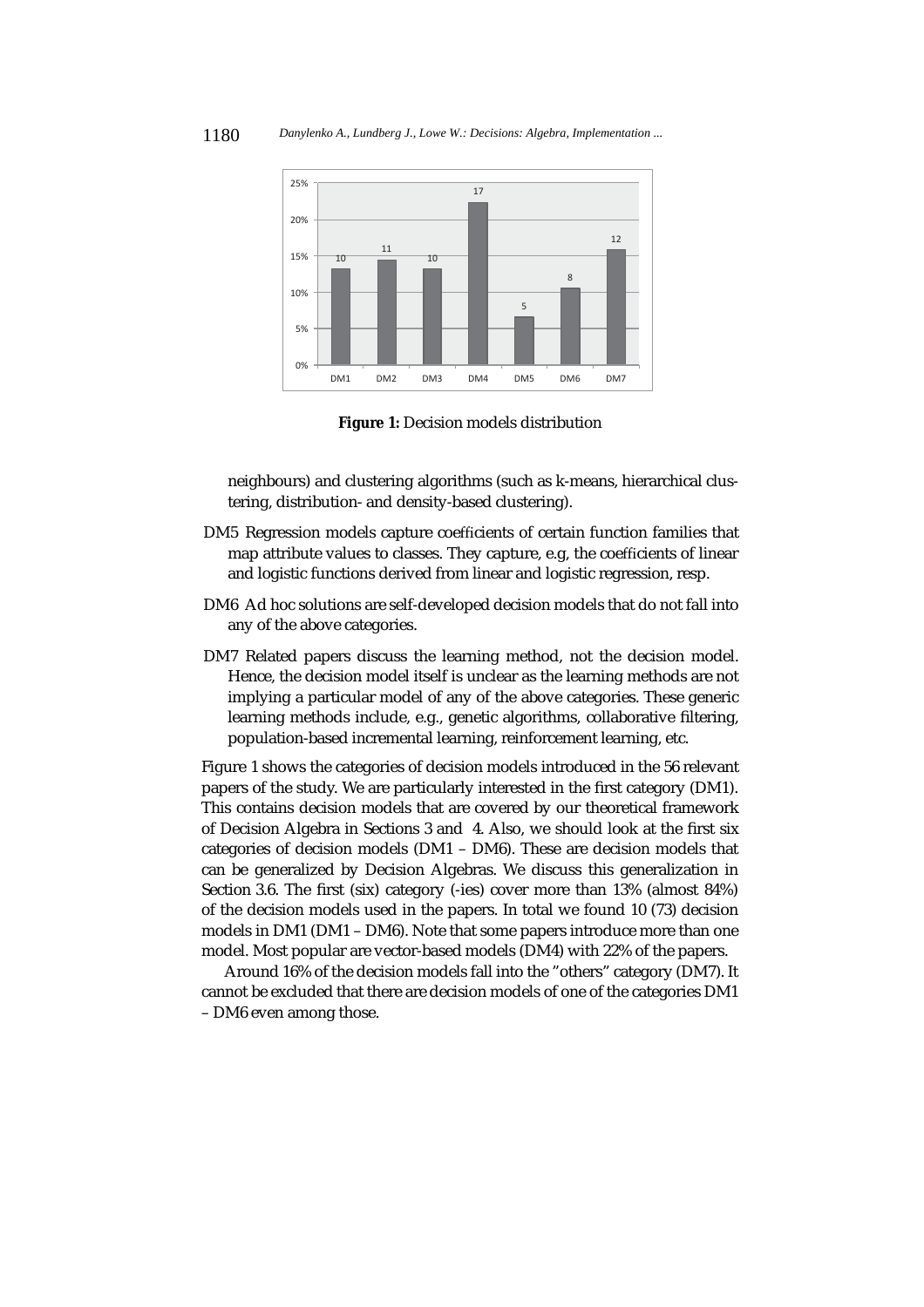Figure 1: Decision models distribution

neighbours) and clustering algorithms (such as k-means, hierarchical clustering, distribution- and density-based clustering).

DM5 Regression models capture coefficients of certain function families that map attribute values to classes. They capture, e.g, the coefficients of linear and logistic functions derived from linear and logistic regression, resp.

DM6 Ad hoc solutions are self-developed decision models that do not fall into any of the above categories.

DM7 Related papers discuss the learning method, not the decision model. Hence, the decision model itself is unclear as the learning methods are not implying a particular model of any of the above categories. These generic learning methods include, e.g., genetic algorithms, collaborative filtering, population-based incremental learning, reinforcement learning, etc.

Figure 1 shows the categories of decision models introduced in the 56 relevant papers of the study. We are particularly interested in the first category (DM1). This contains decision models that are covered by our theoretical framework of Decision Algebra in Sections 3 and 4. Also, we should look at the first six categories of decision models (DM1 – DM6). These are decision models that can be generalized by Decision Algebras. We discuss this generalization in Section 3.6. The first (six) category (-ies) cover more than 13% (almost 84%) of the decision models used in the papers. In total we found 10 (73) decision models in DM1 (DM1 – DM6). Note that some papers introduce more than one model. Most popular are vector-based models (DM4) with 22% of the papers.

Around 16% of the decision models fall into the "others" category (DM7). It cannot be excluded that there are decision models of one of the categories DM1 – DM6 even among those.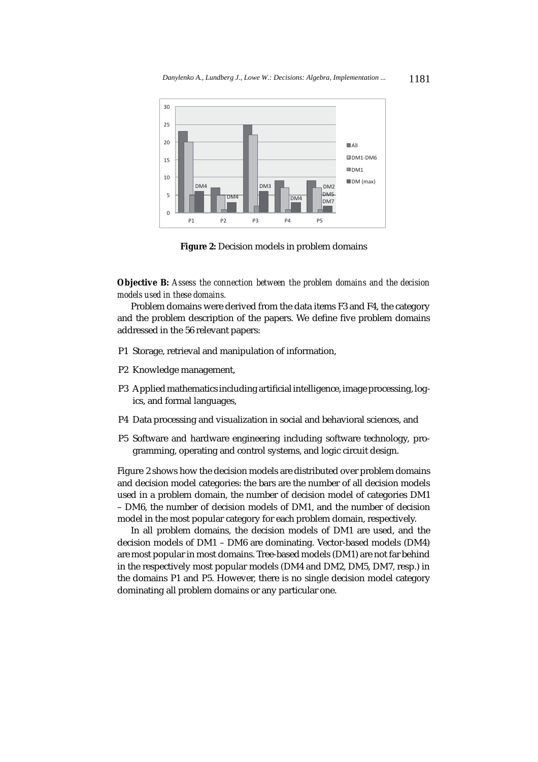**Figure 2:** Decision models in problem domains

**Objective B:** *Assess the connection between the problem domains and the decision models used in these domains.*

Problem domains were derived from the data items F3 and F4, the category and the problem description of the papers. We define five problem domains addressed in the 56 relevant papers:

- P1 Storage, retrieval and manipulation of information,
- P2 Knowledge management,
- P3 Applied mathematics including artificial intelligence, image processing, logics, and formal languages,
- P4 Data processing and visualization in social and behavioral sciences, and
- P5 Software and hardware engineering including software technology, programming, operating and control systems, and logic circuit design.

Figure 2 shows how the decision models are distributed over problem domains and decision model categories: the bars are the number of all decision models used in a problem domain, the number of decision model of categories DM1 – DM6, the number of decision models of DM1, and the number of decision model in the most popular category for each problem domain, respectively.

In all problem domains, the decision models of DM1 are used, and the decision models of DM1 – DM6 are dominating. Vector-based models (DM4) are most popular in most domains. Tree-based models (DM1) are not far behind in the respectively most popular models (DM4 and DM2, DM5, DM7, resp.) in the domains P1 and P5. However, there is no single decision model category dominating all problem domains or any particular one.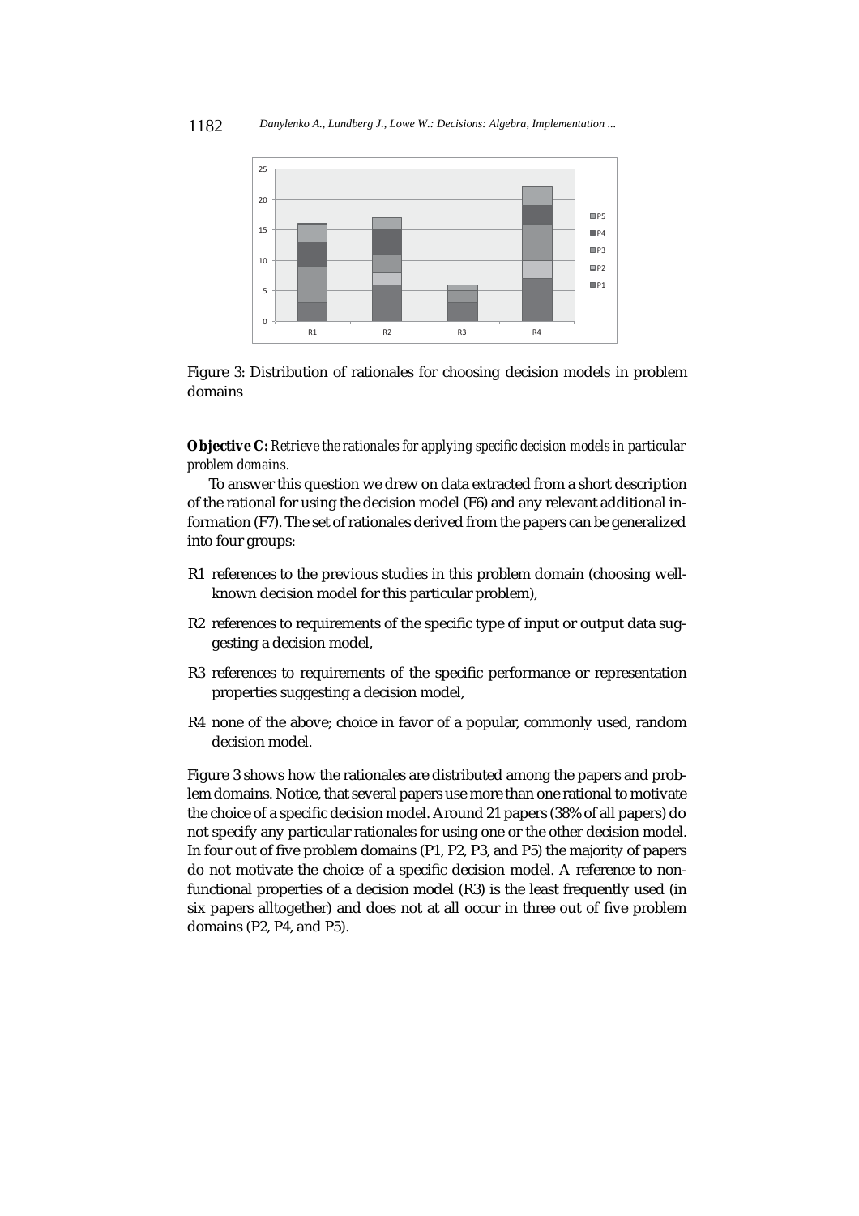Figure 3: Distribution of rationales for choosing decision models in problem domains

**Objective C:** *Retrieve the rationales for applying specific decision models in particular problem domains.*

To answer this question we drew on data extracted from a short description of the rational for using the decision model (F6) and any relevant additional information (F7). The set of rationales derived from the papers can be generalized into four groups:

- R1 references to the previous studies in this problem domain (choosing well-known decision model for this particular problem),
- R2 references to requirements of the specific type of input or output data suggesting a decision model,
- R3 references to requirements of the specific performance or representation properties suggesting a decision model,
- R4 none of the above; choice in favor of a popular, commonly used, random decision model.

Figure 3 shows how the rationales are distributed among the papers and problem domains. Notice, that several papers use more than one rational to motivate the choice of a specific decision model. Around 21 papers (38% of all papers) do not specify any particular rationales for using one or the other decision model. In four out of five problem domains (P1, P2, P3, and P5) the majority of papers do not motivate the choice of a specific decision model. A reference to non-functional properties of a decision model (R3) is the least frequently used (in six papers alltogether) and does not at all occur in three out of five problem domains (P2, P4, and P5).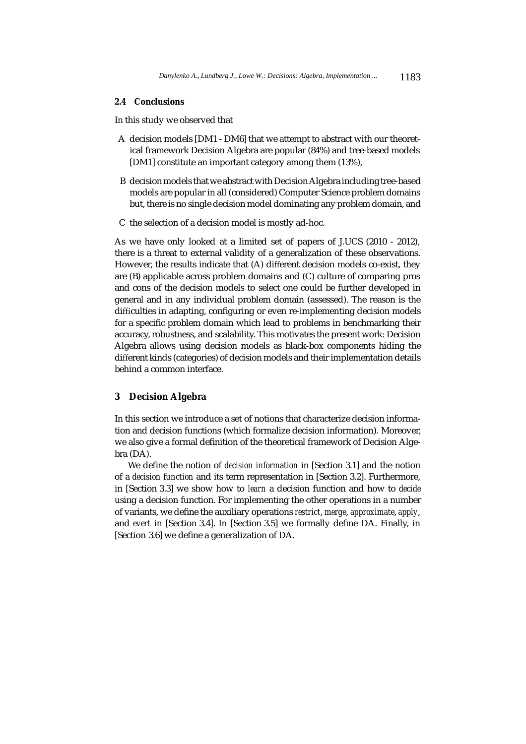### 2.4 Conclusions

In this study we observed that

A decision models [DM1 - DM6] that we attempt to abstract with our theoretical framework Decision Algebra are popular (84%) and tree-based models [DM1] constitute an important category among them (13%),

B decision models that we abstract with Decision Algebra including tree-based models are popular in all (considered) Computer Science problem domains but, there is no single decision model dominating any problem domain, and

C the selection of a decision model is mostly ad-hoc.

As we have only looked at a limited set of papers of J.UCS (2010 - 2012), there is a threat to external validity of a generalization of these observations. However, the results indicate that (A) different decision models co-exist, they are (B) applicable across problem domains and (C) culture of comparing pros and cons of the decision models to select one could be further developed in general and in any individual problem domain (assessed). The reason is the difficulties in adapting, configuring or even re-implementing decision models for a specific problem domain which lead to problems in benchmarking their accuracy, robustness, and scalability. This motivates the present work: Decision Algebra allows using decision models as black-box components hiding the different kinds (categories) of decision models and their implementation details behind a common interface.

## 3 Decision Algebra

In this section we introduce a set of notions that characterize decision information and decision functions (which formalize decision information). Moreover, we also give a formal definition of the theoretical framework of Decision Algebra (DA).

We define the notion of *decision information* in [Section 3.1] and the notion of a *decision function* and its term representation in [Section 3.2]. Furthermore, in [Section 3.3] we show how to *learn* a decision function and how to *decide* using a decision function. For implementing the other operations in a number of variants, we define the auxiliary operations *restrict*, *merge*, *approximate*, *apply*, and *evert* in [Section 3.4]. In [Section 3.5] we formally define DA. Finally, in [Section 3.6] we define a generalization of DA.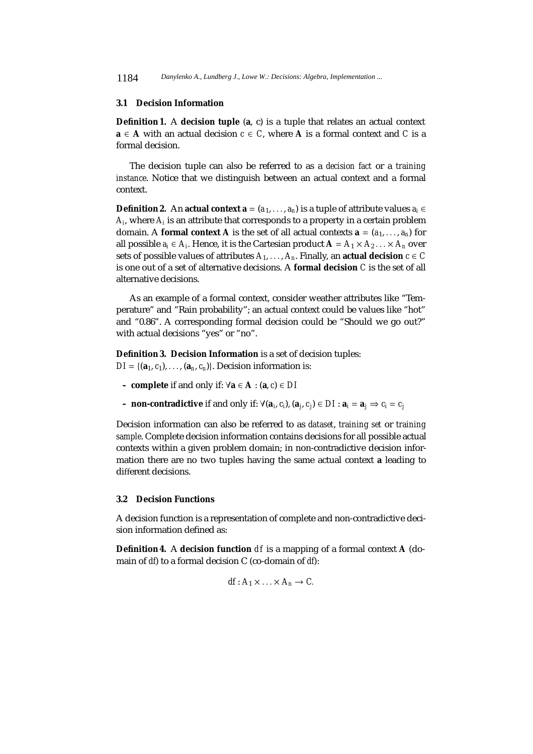### 3.1 Decision Information

**Definition 1.** A **decision tuple** $(\mathbf{a}, c)$ is a tuple that relates an actual context $\mathbf{a} \in \mathbf{A}$ with an actual decision $c \in C$, where $\mathbf{A}$ is a formal context and $C$ is a formal decision.

The decision tuple can also be referred to as a *decision fact* or a *training instance*. Notice that we distinguish between an actual context and a formal context.

**Definition 2.** An **actual context** $\mathbf{a} = (a_1, \ldots, a_n)$ is a tuple of attribute values $a_i \in A_i$, where $A_i$ is an attribute that corresponds to a property in a certain problem domain. A **formal context** $\mathbf{A}$ is the set of all actual contexts $\mathbf{a} = (a_1, \ldots, a_n)$ for all possible $a_i \in A_i$. Hence, it is the Cartesian product $\mathbf{A} = A_1 \times A_2 \ldots \times A_n$ over sets of possible values of attributes $A_1, \ldots, A_n$. Finally, an **actual decision** $c \in C$ is one out of a set of alternative decisions. A **formal decision** $C$ is the set of all alternative decisions.

As an example of a formal context, consider weather attributes like "Temperature" and "Rain probability"; an actual context could be values like "hot" and "0.86". A corresponding formal decision could be "Should we go out?" with actual decisions "yes" or "no".

**Definition 3. Decision Information** is a set of decision tuples:
$DI = \{(\mathbf{a}_1, c_1), \ldots, (\mathbf{a}_n, c_n)\}$. Decision information is:

- **complete** if and only if: $\forall \mathbf{a} \in \mathbf{A} : (\mathbf{a}, c) \in DI$
- **non-contradictive** if and only if: $\forall (\mathbf{a}_i, c_i), (\mathbf{a}_j, c_j) \in DI : \mathbf{a}_i = \mathbf{a}_j \Rightarrow c_i = c_j$

Decision information can also be referred to as *dataset*, *training set* or *training sample*. Complete decision information contains decisions for all possible actual contexts within a given problem domain; in non-contradictive decision information there are no two tuples having the same actual context $\mathbf{a}$ leading to different decisions.

### 3.2 Decision Functions

A decision function is a representation of complete and non-contradictive decision information defined as:

**Definition 4.** A **decision function** $df$ is a mapping of a formal context $\mathbf{A}$ (domain of $df$) to a formal decision C (co-domain of $df$):

$$df : A_1 \times \ldots \times A_n \rightarrow C.$$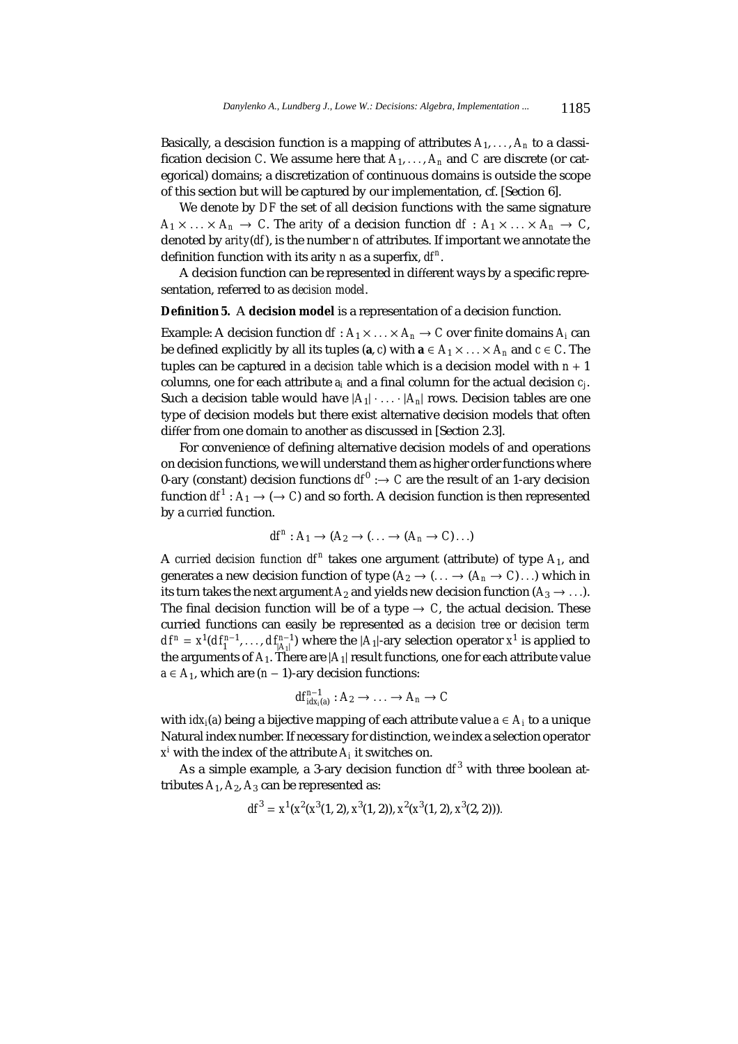Basically, a descision function is a mapping of attributes $A_1, \ldots, A_n$ to a classification decision $C$. We assume here that $A_1, \ldots, A_n$ and $C$ are discrete (or categorical) domains; a discretization of continuous domains is outside the scope of this section but will be captured by our implementation, cf. [Section 6].

We denote by $DF$ the set of all decision functions with the same signature $A_1 \times \ldots \times A_n \rightarrow C$. The *arity* of a decision function $df : A_1 \times \ldots \times A_n \rightarrow C$, denoted by $arity(df)$, is the number $n$ of attributes. If important we annotate the definition function with its arity $n$ as a superfix, $df^n$.

A decision function can be represented in different ways by a specific representation, referred to as *decision model*.

**Definition 5.** A **decision model** is a representation of a decision function.

Example: A decision function $df : A_1 \times \ldots \times A_n \rightarrow C$ over finite domains $A_i$ can be defined explicitly by all its tuples $(\mathbf{a}, c)$ with $\mathbf{a} \in A_1 \times \ldots \times A_n$ and $c \in C$. The tuples can be captured in a *decision table* which is a decision model with $n + 1$ columns, one for each attribute $a_i$ and a final column for the actual decision $c_j$. Such a decision table would have $|A_1| \cdot \ldots \cdot |A_n|$ rows. Decision tables are one type of decision models but there exist alternative decision models that often differ from one domain to another as discussed in [Section 2.3].

For convenience of defining alternative decision models of and operations on decision functions, we will understand them as higher order functions where 0-ary (constant) decision functions $df^0 : \rightarrow C$ are the result of an 1-ary decision function $df^1 : A_1 \rightarrow (\rightarrow C)$ and so forth. A decision function is then represented by a *curried* function.

$$df^n : A_1 \rightarrow (A_2 \rightarrow (\ldots \rightarrow (A_n \rightarrow C) \ldots)$$

A *curried decision function* $df^n$ takes one argument (attribute) of type $A_1$, and generates a new decision function of type $(A_2 \rightarrow (\ldots \rightarrow (A_n \rightarrow C) \ldots)$ which in its turn takes the next argument $A_2$ and yields new decision function $(A_3 \rightarrow \ldots)$. The final decision function will be of a type $\rightarrow C$, the actual decision. These curried functions can easily be represented as a *decision tree* or *decision term* $df^n = x^1(df_1^{n-1}, \ldots, df_{|A_1|}^{n-1})$ where the $|A_1|$-ary selection operator $x^1$ is applied to the arguments of $A_1$. There are $|A_1|$ result functions, one for each attribute value $a \in A_1$, which are $(n-1)$-ary decision functions:

$$df_{idx_i(a)}^{n-1} : A_2 \rightarrow \ldots \rightarrow A_n \rightarrow C$$

with $idx_i(a)$ being a bijective mapping of each attribute value $a \in A_i$ to a unique Natural index number. If necessary for distinction, we index a selection operator $x^i$ with the index of the attribute $A_i$ it switches on.

As a simple example, a 3-ary decision function $df^3$ with three boolean attributes $A_1, A_2, A_3$ can be represented as:

$$df^3 = x^1(x^2(x^3(1, 2), x^3(1, 2)), x^2(x^3(1, 2), x^3(2, 2))).$$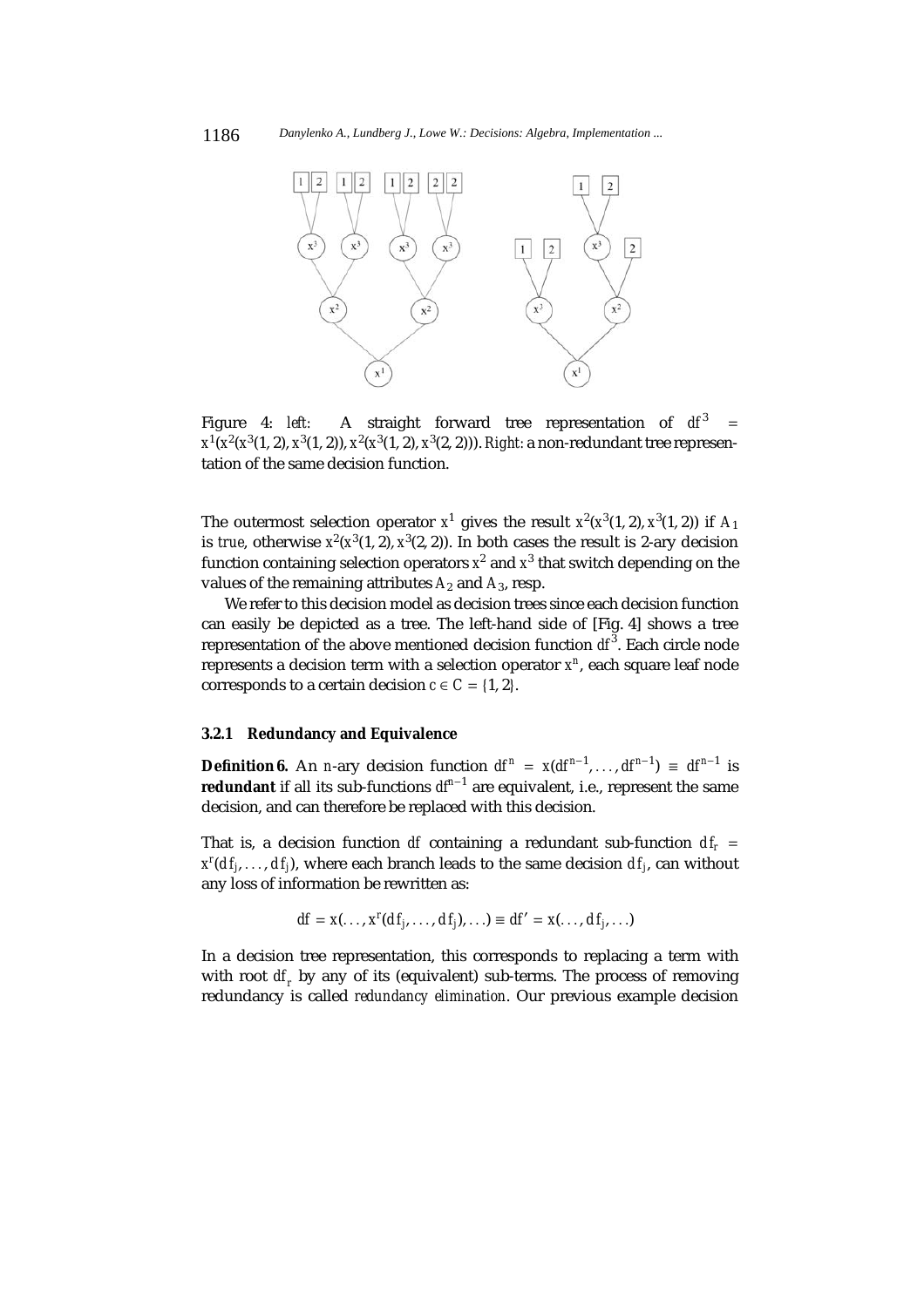Figure 4: *left:* A straight forward tree representation of $df^3 = x^1(x^2(x^3(1,2), x^3(1,2)), x^2(x^3(1,2), x^3(2,2)))$. *Right:* a non-redundant tree representation of the same decision function.

The outermost selection operator $x^1$ gives the result $x^2(x^3(1,2), x^3(1,2))$ if $A_1$ is *true*, otherwise $x^2(x^3(1,2), x^3(2,2))$. In both cases the result is 2-ary decision function containing selection operators $x^2$ and $x^3$ that switch depending on the values of the remaining attributes $A_2$ and $A_3$, resp.

We refer to this decision model as decision trees since each decision function can easily be depicted as a tree. The left-hand side of [Fig. 4] shows a tree representation of the above mentioned decision function $df^3$. Each circle node represents a decision term with a selection operator $x^n$, each square leaf node corresponds to a certain decision $c \in C = \{1, 2\}$.

#### 3.2.1 Redundancy and Equivalence

**Definition 6.** An $n$-ary decision function $df^n = x(df^{n-1}, \ldots, df^{n-1}) \equiv df^{n-1}$ is **redundant** if all its sub-functions $df^{n-1}$ are equivalent, i.e., represent the same decision, and can therefore be replaced with this decision.

That is, a decision function $df$ containing a redundant sub-function $df_r = x^r(df_j, \ldots, df_j)$, where each branch leads to the same decision $df_j$, can without any loss of information be rewritten as:

$$df = x(\ldots, x^r(df_j, \ldots, df_j), \ldots) \equiv df' = x(\ldots, df_j, \ldots)$$

In a decision tree representation, this corresponds to replacing a term with with root $df_r$ by any of its (equivalent) sub-terms. The process of removing redundancy is called *redundancy elimination*. Our previous example decision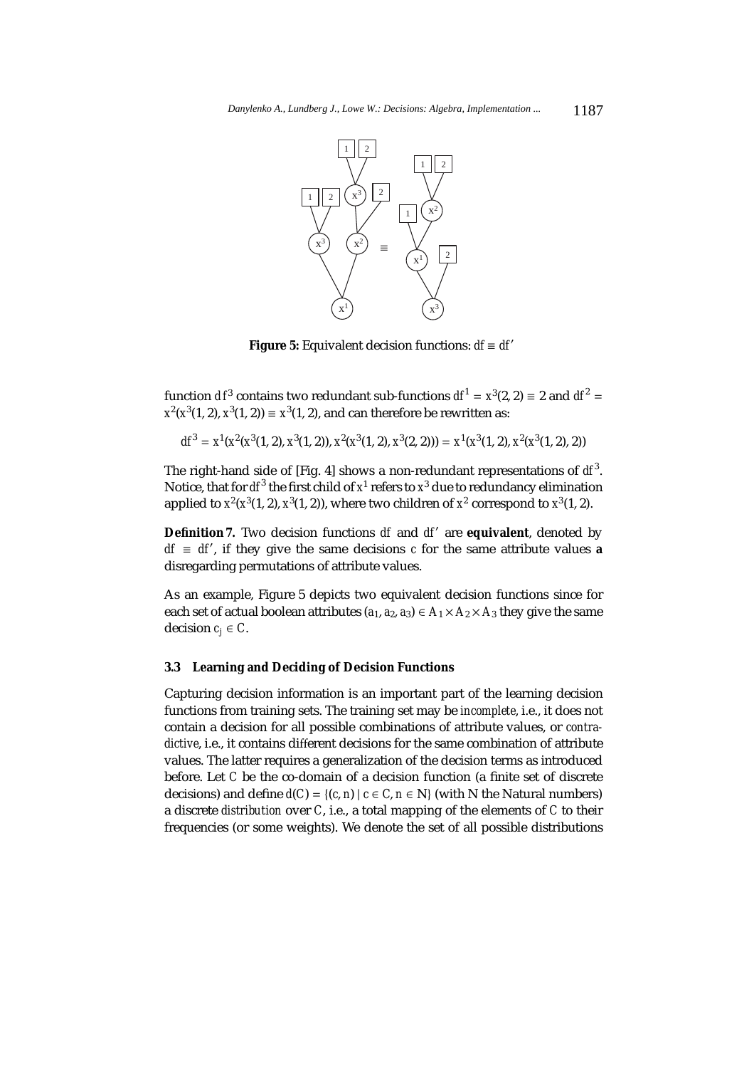**Figure 5:** Equivalent decision functions: $df \equiv df'$

function $df^3$ contains two redundant sub-functions $df^1 = x^3(2,2) \equiv 2$ and $df^2 = x^2(x^3(1,2), x^3(1,2)) \equiv x^3(1,2)$, and can therefore be rewritten as:

$$df^3 = x^1(x^2(x^3(1,2), x^3(1,2)), x^2(x^3(1,2), x^3(2,2))) = x^1(x^3(1,2), x^2(x^3(1,2), 2))$$

The right-hand side of [Fig. 4] shows a non-redundant representations of $df^3$. Notice, that for $df^3$ the first child of $x^1$ refers to $x^3$ due to redundancy elimination applied to $x^2(x^3(1,2), x^3(1,2))$, where two children of $x^2$ correspond to $x^3(1,2)$.

**Definition 7.** Two decision functions $df$ and $df'$ are **equivalent**, denoted by $df \equiv df'$, if they give the same decisions $c$ for the same attribute values **a** disregarding permutations of attribute values.

As an example, Figure 5 depicts two equivalent decision functions since for each set of actual boolean attributes $(a_1, a_2, a_3) \in A_1 \times A_2 \times A_3$ they give the same decision $c_j \in C$.

### 3.3 Learning and Deciding of Decision Functions

Capturing decision information is an important part of the learning decision functions from training sets. The training set may be *incomplete*, i.e., it does not contain a decision for all possible combinations of attribute values, or *contradictive*, i.e., it contains different decisions for the same combination of attribute values. The latter requires a generalization of the decision terms as introduced before. Let $C$ be the co-domain of a decision function (a finite set of discrete decisions) and define $d(C) = \{(c, n) \mid c \in C, n \in \mathbb{N}\}$ (with N the Natural numbers) a discrete *distribution* over $C$, i.e., a total mapping of the elements of $C$ to their frequencies (or some weights). We denote the set of all possible distributions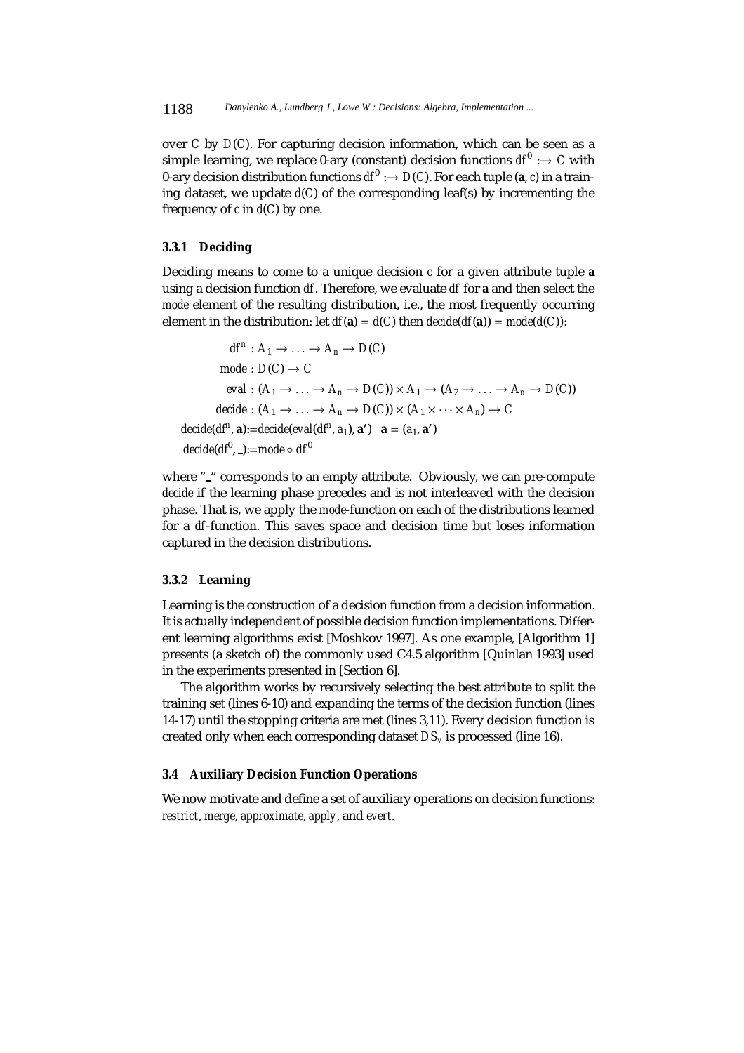over $C$ by $D(C)$. For capturing decision information, which can be seen as a simple learning, we replace 0-ary (constant) decision functions $df^0 :\rightarrow C$ with 0-ary decision distribution functions $df^0 :\rightarrow D(C)$. For each tuple $(\mathbf{a}, c)$ in a training dataset, we update $d(C)$ of the corresponding leaf(s) by incrementing the frequency of $c$ in $d(C)$ by one.

### 3.3.1 Deciding

Deciding means to come to a unique decision $c$ for a given attribute tuple $\mathbf{a}$ using a decision function $df$. Therefore, we evaluate $df$ for $\mathbf{a}$ and then select the *mode* element of the resulting distribution, i.e., the most frequently occurring element in the distribution: let $df(\mathbf{a}) = d(C)$ then $decide(df(\mathbf{a})) = mode(d(C))$:

$$
\begin{aligned}
df^n &: A_1 \rightarrow \ldots \rightarrow A_n \rightarrow D(C) \\
mode &: D(C) \rightarrow C \\
eval &: (A_1 \rightarrow \ldots \rightarrow A_n \rightarrow D(C)) \times A_1 \rightarrow (A_2 \rightarrow \ldots \rightarrow A_n \rightarrow D(C)) \\
decide &: (A_1 \rightarrow \ldots \rightarrow A_n \rightarrow D(C)) \times (A_1 \times \cdots \times A_n) \rightarrow C
\end{aligned}
$$

$$
decide(df^n, \mathbf{a}) := decide(eval(df^n, a_1), \mathbf{a'}) \quad \mathbf{a} = (a_1, \mathbf{a'})
$$

$$
decide(df^0, \_) := mode \circ df^0
$$

where "_" corresponds to an empty attribute. Obviously, we can pre-compute *decide* if the learning phase precedes and is not interleaved with the decision phase. That is, we apply the *mode*-function on each of the distributions learned for a *df*-function. This saves space and decision time but loses information captured in the decision distributions.

### 3.3.2 Learning

Learning is the construction of a decision function from a decision information. It is actually independent of possible decision function implementations. Different learning algorithms exist [Moshkov 1997]. As one example, [Algorithm 1] presents (a sketch of) the commonly used C4.5 algorithm [Quinlan 1993] used in the experiments presented in [Section 6].

The algorithm works by recursively selecting the best attribute to split the training set (lines 6-10) and expanding the terms of the decision function (lines 14-17) until the stopping criteria are met (lines 3,11). Every decision function is created only when each corresponding dataset $DS_v$ is processed (line 16).

## 3.4 Auxiliary Decision Function Operations

We now motivate and define a set of auxiliary operations on decision functions: *restrict*, *merge*, *approximate*, *apply*, and *evert*.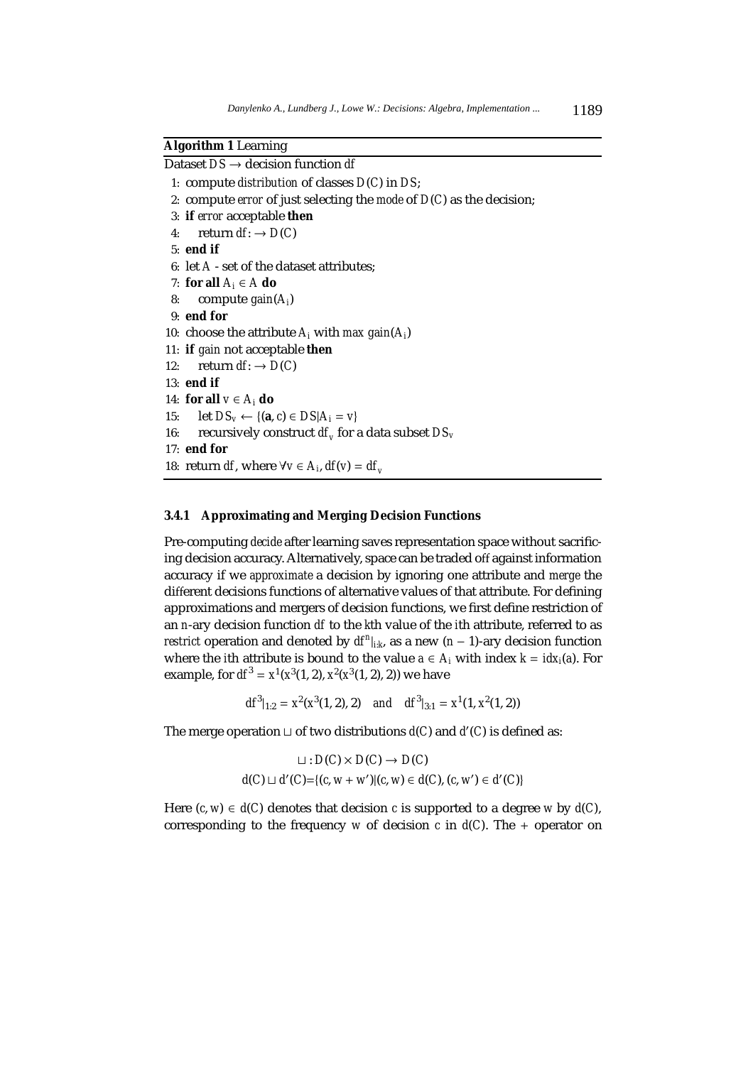**Algorithm 1** Learning

```
Dataset DS → decision function df
 1: compute distribution of classes D(C) in DS;
 2: compute error of just selecting the mode of D(C) as the decision;
 3: if error acceptable then
 4:     return df : → D(C)
 5: end if
 6: let A - set of the dataset attributes;
 7: for all A_i ∈ A do
 8:     compute gain(A_i)
 9: end for
10: choose the attribute A_i with max gain(A_i)
11: if gain not acceptable then
12:     return df : → D(C)
13: end if
14: for all v ∈ A_i do
15:     let DS_v ← {(a, c) ∈ DS | A_i = v}
16:     recursively construct df_v for a data subset DS_v
17: end for
18: return df, where ∀v ∈ A_i, df(v) = df_v
```

#### 3.4.1 Approximating and Merging Decision Functions

Pre-computing *decide* after learning saves representation space without sacrificing decision accuracy. Alternatively, space can be traded off against information accuracy if we *approximate* a decision by ignoring one attribute and *merge* the different decisions functions of alternative values of that attribute. For defining approximations and mergers of decision functions, we first define restriction of an $n$-ary decision function $df$ to the $k$th value of the $i$th attribute, referred to as *restrict* operation and denoted by $df^n|_{i:k}$, as a new $(n-1)$-ary decision function where the $i$th attribute is bound to the value $a \in A_i$ with index $k = idx_i(a)$. For example, for $df^3 = x^1(x^3(1, 2), x^2(x^3(1, 2), 2))$ we have

$$df^3|_{1:2} = x^2(x^3(1, 2), 2) \quad and \quad df^3|_{3:1} = x^1(1, x^2(1, 2))$$

The merge operation $\sqcup$ of two distributions $d(C)$ and $d'(C)$ is defined as:

$$\sqcup : D(C) \times D(C) \rightarrow D(C)$$
$$d(C) \sqcup d'(C) = \{(c, w + w') | (c, w) \in d(C), (c, w') \in d'(C)\}$$

Here $(c, w) \in d(C)$ denotes that decision $c$ is supported to a degree $w$ by $d(C)$, corresponding to the frequency $w$ of decision $c$ in $d(C)$. The $+$ operator on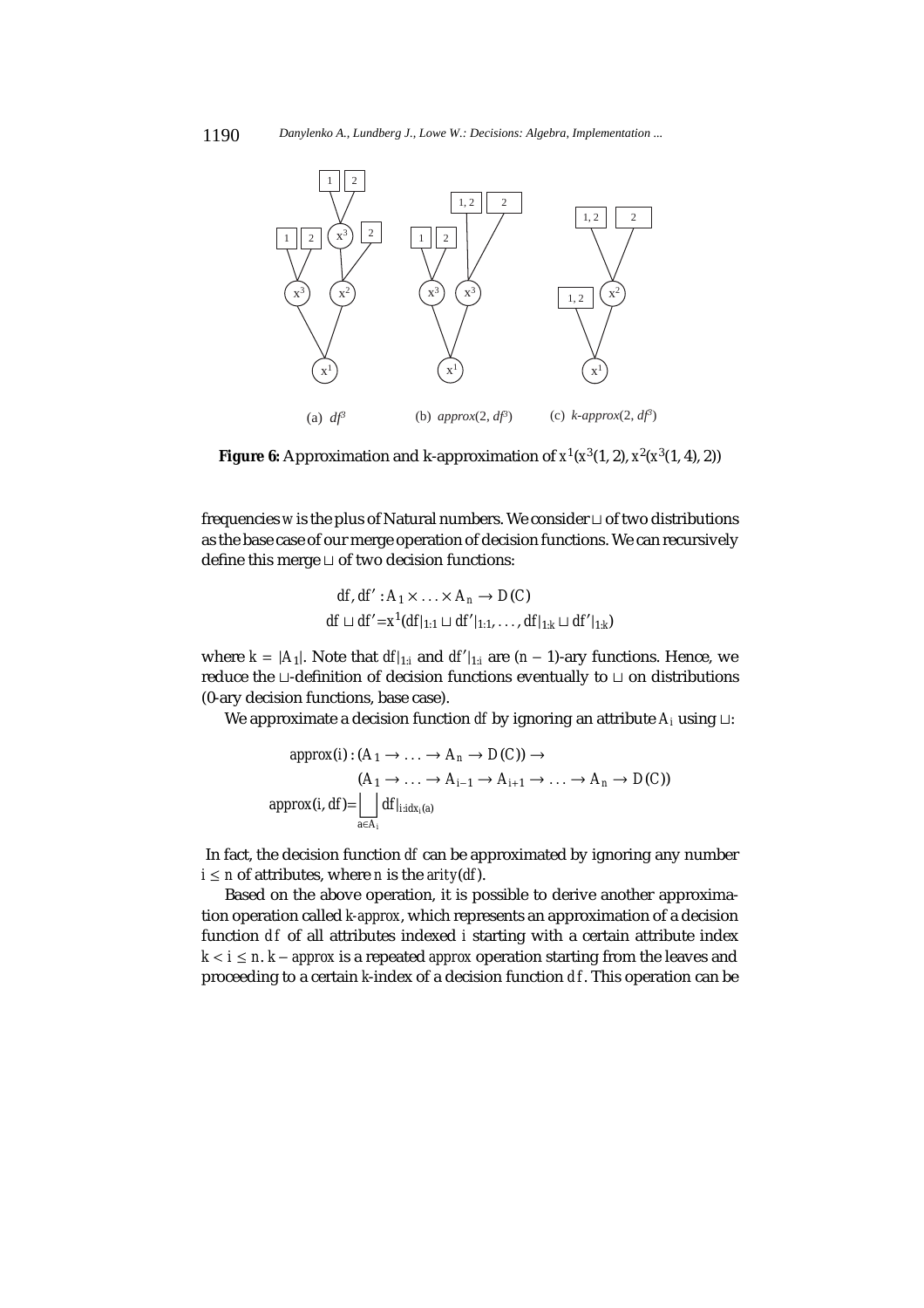(a) $df^3$ (b) $approx(2, df^3)$ (c) $k\text{-}approx(2, df^3)$

**Figure 6:** Approximation and k-approximation of $x^1(x^3(1,2), x^2(x^3(1,4),2))$

frequencies $w$ is the plus of Natural numbers. We consider $\sqcup$ of two distributions as the base case of our merge operation of decision functions. We can recursively define this merge $\sqcup$ of two decision functions:

$$df, df' : A_1 \times \ldots \times A_n \to D(C)$$
$$df \sqcup df' = x^1(df|_{1:1} \sqcup df'|_{1:1}, \ldots, df|_{1:k} \sqcup df'|_{1:k})$$

where $k = |A_1|$. Note that $df|_{1:i}$ and $df'|_{1:i}$ are $(n-1)$-ary functions. Hence, we reduce the $\sqcup$-definition of decision functions eventually to $\sqcup$ on distributions (0-ary decision functions, base case).

We approximate a decision function $df$ by ignoring an attribute $A_i$ using $\sqcup$:

$$approx(i) : (A_1 \to \ldots \to A_n \to D(C)) \to$$
$$(A_1 \to \ldots \to A_{i-1} \to A_{i+1} \to \ldots \to A_n \to D(C))$$
$$approx(i, df) = \bigsqcup_{a \in A_i} df|_{i:idx_i(a)}$$

In fact, the decision function $df$ can be approximated by ignoring any number $i \leq n$ of attributes, where $n$ is the $arity(df)$.

Based on the above operation, it is possible to derive another approximation operation called $k$-$approx$, which represents an approximation of a decision function $df$ of all attributes indexed $i$ starting with a certain attribute index $k < i \leq n$. $k - approx$ is a repeated $approx$ operation starting from the leaves and proceeding to a certain $k$-index of a decision function $df$. This operation can be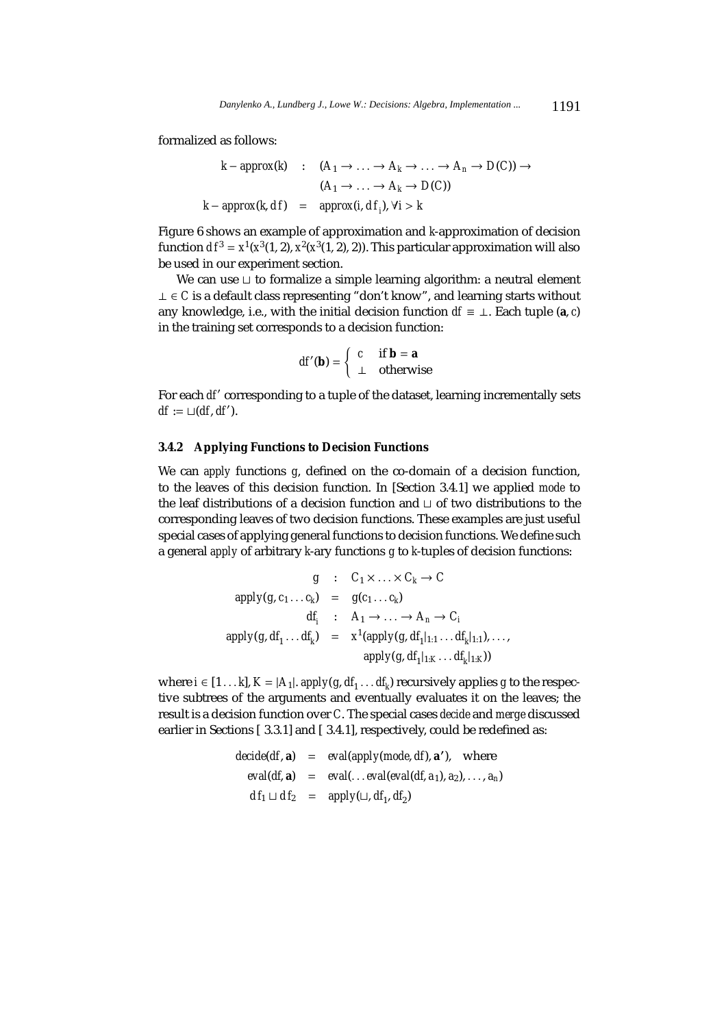formalized as follows:

$$
\begin{aligned}
k-approx(k) \quad &: \quad (A_1 \to \ldots \to A_k \to \ldots \to A_n \to D(C)) \to \\
&\qquad (A_1 \to \ldots \to A_k \to D(C)) \\
k-approx(k, df) \quad &= \quad approx(i, df_i), \forall i > k
\end{aligned}
$$

Figure 6 shows an example of approximation and $k$-approximation of decision function $df^3 = x^1(x^3(1, 2), x^2(x^3(1, 2), 2))$. This particular approximation will also be used in our experiment section.

We can use $\sqcup$ to formalize a simple learning algorithm: a neutral element $\perp \in C$ is a default class representing "don't know", and learning starts without any knowledge, i.e., with the initial decision function $df \equiv \perp$. Each tuple $(\mathbf{a}, c)$ in the training set corresponds to a decision function:

$$
df'(\mathbf{b}) = \begin{cases} c & \text{if } \mathbf{b} = \mathbf{a} \\ \perp & \text{otherwise} \end{cases}
$$

For each $df'$ corresponding to a tuple of the dataset, learning incrementally sets $df := \sqcup(df, df')$.

#### 3.4.2 Applying Functions to Decision Functions

We can $apply$ functions $g$, defined on the co-domain of a decision function, to the leaves of this decision function. In [Section 3.4.1] we applied $mode$ to the leaf distributions of a decision function and $\sqcup$ of two distributions to the corresponding leaves of two decision functions. These examples are just useful special cases of applying general functions to decision functions. We define such a general $apply$ of arbitrary $k$-ary functions $g$ to $k$-tuples of decision functions:

$$
\begin{aligned}
g \quad &: \quad C_1 \times \ldots \times C_k \to C \\
apply(g, c_1 \ldots c_k) \quad &= \quad g(c_1 \ldots c_k) \\
df_i \quad &: \quad A_1 \to \ldots \to A_n \to C_i \\
apply(g, df_1 \ldots df_k) \quad &= \quad x^1(apply(g, df_1|_{1:1} \ldots df_k|_{1:1}), \ldots, \\
&\qquad apply(g, df_1|_{1:K} \ldots df_k|_{1:K}))
\end{aligned}
$$

where $i \in [1 \ldots k]$, $K = |A_1|$. $apply(g, df_1 \ldots df_k)$ recursively applies $g$ to the respective subtrees of the arguments and eventually evaluates it on the leaves; the result is a decision function over $C$. The special cases $decide$ and $merge$ discussed earlier in Sections [ 3.3.1] and [ 3.4.1], respectively, could be redefined as:

$$
\begin{aligned}
decide(df, \mathbf{a}) \quad &= \quad eval(apply(mode, df), \mathbf{a'}), \quad \text{where} \\
eval(df, \mathbf{a}) \quad &= \quad eval(\ldots eval(eval(df, a_1), a_2), \ldots, a_n) \\
df_1 \sqcup df_2 \quad &= \quad apply(\sqcup, df_1, df_2)
\end{aligned}
$$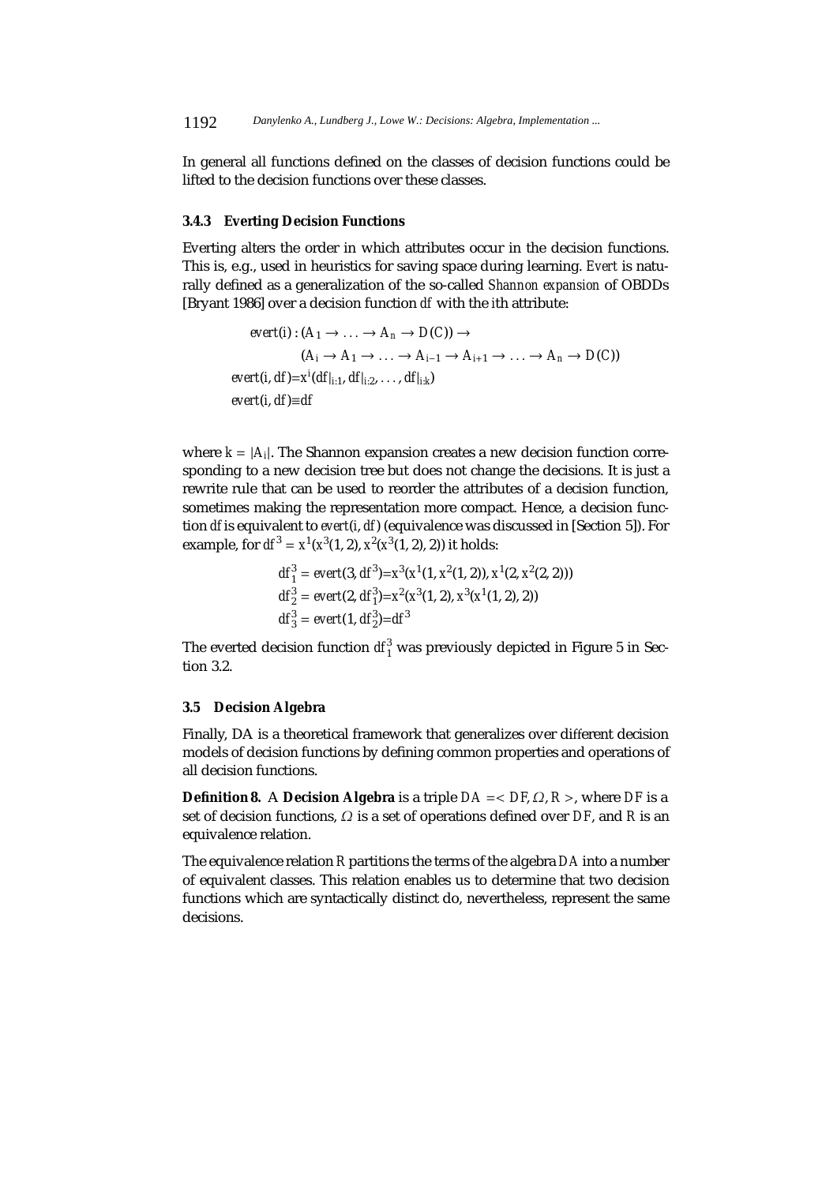In general all functions defined on the classes of decision functions could be lifted to the decision functions over these classes.

#### 3.4.3 Everting Decision Functions

Everting alters the order in which attributes occur in the decision functions. This is, e.g., used in heuristics for saving space during learning. *Evert* is naturally defined as a generalization of the so-called *Shannon expansion* of OBDDs [Bryant 1986] over a decision function *df* with the *i*th attribute:

$$
\begin{aligned}
& evert(i) : (A_1 \to \ldots \to A_n \to D(C)) \to \\
& \qquad (A_i \to A_1 \to \ldots \to A_{i-1} \to A_{i+1} \to \ldots \to A_n \to D(C)) \\
& evert(i, df) = x^i(df|_{i:1}, df|_{i:2}, \ldots, df|_{i:k}) \\
& evert(i, df) \equiv df
\end{aligned}
$$

where $k = |A_i|$. The Shannon expansion creates a new decision function corresponding to a new decision tree but does not change the decisions. It is just a rewrite rule that can be used to reorder the attributes of a decision function, sometimes making the representation more compact. Hence, a decision function *df* is equivalent to $evert(i, df)$ (equivalence was discussed in [Section 5]). For example, for $df^3 = x^1(x^3(1, 2), x^2(x^3(1, 2), 2))$ it holds:

$$
\begin{aligned}
df^3_1 &= evert(3, df^3) = x^3(x^1(1, x^2(1, 2)), x^1(2, x^2(2, 2))) \\
df^3_2 &= evert(2, df^3_1) = x^2(x^3(1, 2), x^3(x^1(1, 2), 2)) \\
df^3_3 &= evert(1, df^3_2) = df^3
\end{aligned}
$$

The everted decision function $df^3_1$ was previously depicted in Figure 5 in Section 3.2.

### 3.5 Decision Algebra

Finally, DA is a theoretical framework that generalizes over different decision models of decision functions by defining common properties and operations of all decision functions.

**Definition 8.** A **Decision Algebra** is a triple $DA = < DF, \Omega, R >$, where $DF$ is a set of decision functions, $\Omega$ is a set of operations defined over $DF$, and $R$ is an equivalence relation.

The equivalence relation $R$ partitions the terms of the algebra $DA$ into a number of equivalent classes. This relation enables us to determine that two decision functions which are syntactically distinct do, nevertheless, represent the same decisions.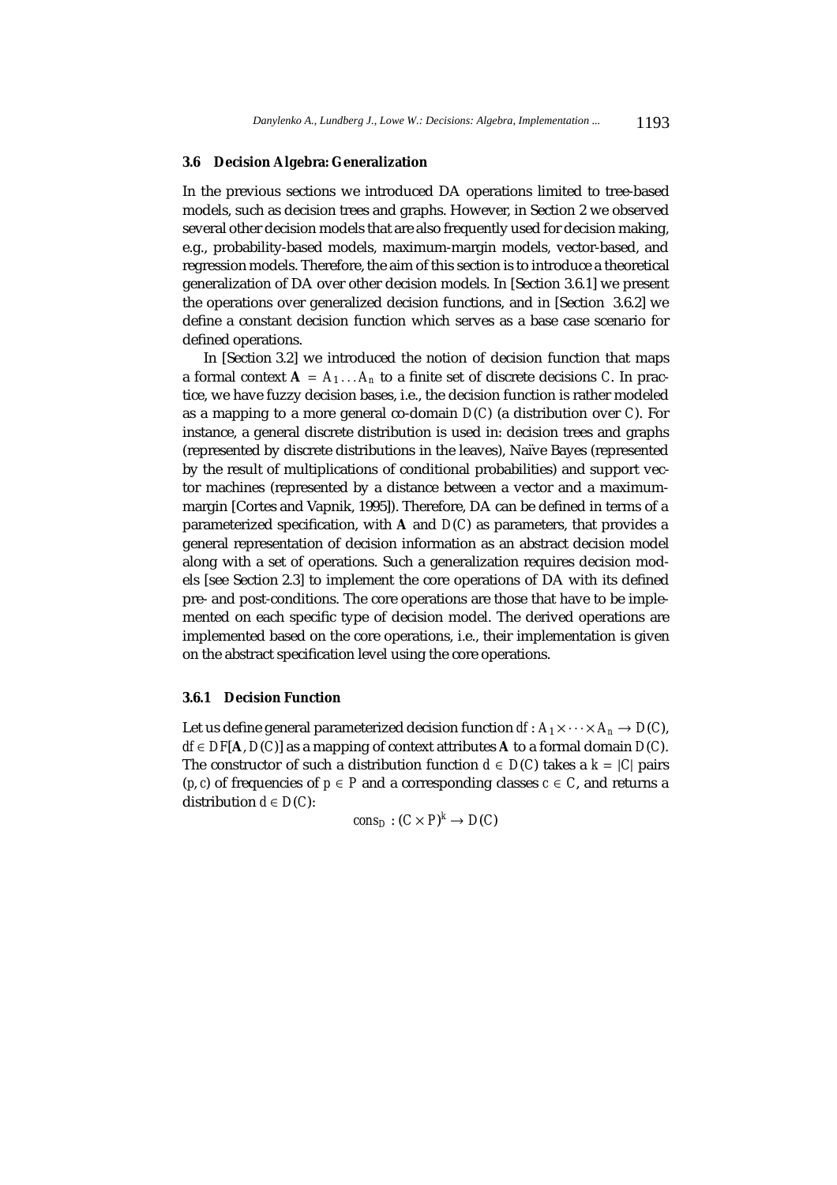### 3.6 Decision Algebra: Generalization

In the previous sections we introduced DA operations limited to tree-based models, such as decision trees and graphs. However, in Section 2 we observed several other decision models that are also frequently used for decision making, e.g., probability-based models, maximum-margin models, vector-based, and regression models. Therefore, the aim of this section is to introduce a theoretical generalization of DA over other decision models. In [Section 3.6.1] we present the operations over generalized decision functions, and in [Section 3.6.2] we define a constant decision function which serves as a base case scenario for defined operations.

In [Section 3.2] we introduced the notion of decision function that maps a formal context $\mathbf{A} = A_1 \ldots A_n$ to a finite set of discrete decisions $C$. In practice, we have fuzzy decision bases, i.e., the decision function is rather modeled as a mapping to a more general co-domain $D(C)$ (a distribution over $C$). For instance, a general discrete distribution is used in: decision trees and graphs (represented by discrete distributions in the leaves), Naïve Bayes (represented by the result of multiplications of conditional probabilities) and support vector machines (represented by a distance between a vector and a maximum-margin [Cortes and Vapnik, 1995]). Therefore, DA can be defined in terms of a parameterized specification, with $\mathbf{A}$ and $D(C)$ as parameters, that provides a general representation of decision information as an abstract decision model along with a set of operations. Such a generalization requires decision models [see Section 2.3] to implement the core operations of DA with its defined pre- and post-conditions. The core operations are those that have to be implemented on each specific type of decision model. The derived operations are implemented based on the core operations, i.e., their implementation is given on the abstract specification level using the core operations.

#### 3.6.1 Decision Function

Let us define general parameterized decision function $df : A_1 \times \cdots \times A_n \rightarrow D(C)$, $df \in DF[\mathbf{A}, D(C)]$ as a mapping of context attributes $\mathbf{A}$ to a formal domain $D(C)$. The constructor of such a distribution function $d \in D(C)$ takes a $k = |C|$ pairs $(p, c)$ of frequencies of $p \in P$ and a corresponding classes $c \in C$, and returns a distribution $d \in D(C)$:

$$cons_D : (C \times P)^k \rightarrow D(C)$$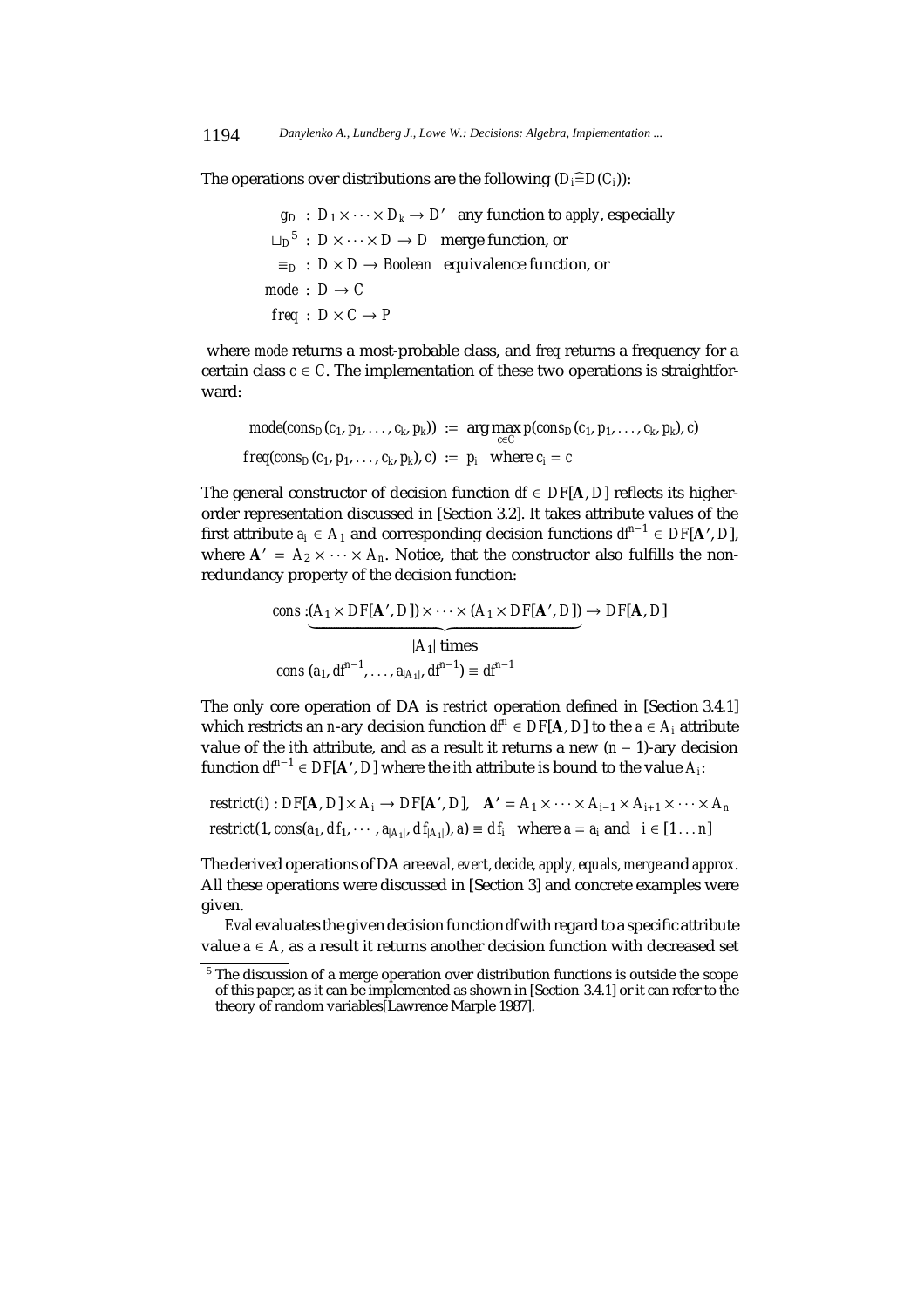The operations over distributions are the following ($D_i \widehat{=} D(C_i)$):

$$
\begin{aligned}
g_D &: D_1 \times \cdots \times D_k \rightarrow D' \quad \text{any function to } apply\text{, especially} \\
\sqcup_D{}^5 &: D \times \cdots \times D \rightarrow D \quad \text{merge function, or} \\
\equiv_D &: D \times D \rightarrow Boolean \quad \text{equivalence function, or} \\
mode &: D \rightarrow C \\
freq &: D \times C \rightarrow P
\end{aligned}
$$

where *mode* returns a most-probable class, and *freq* returns a frequency for a certain class $c \in C$. The implementation of these two operations is straightforward:

$$
\begin{aligned}
mode(cons_D(c_1, p_1, \ldots, c_k, p_k)) &:= \arg\max_{c \in C} p(cons_D(c_1, p_1, \ldots, c_k, p_k), c) \\
freq(cons_D(c_1, p_1, \ldots, c_k, p_k), c) &:= p_i \quad \text{where } c_i = c
\end{aligned}
$$

The general constructor of decision function $df \in DF[\mathbf{A}, D]$ reflects its higher-order representation discussed in [Section 3.2]. It takes attribute values of the first attribute $a_i \in A_1$ and corresponding decision functions $df^{n-1} \in DF[\mathbf{A}', D]$, where $\mathbf{A}' = A_2 \times \cdots \times A_n$. Notice, that the constructor also fulfills the non-redundancy property of the decision function:

$$
cons : \underbrace{(A_1 \times DF[\mathbf{A}', D]) \times \cdots \times (A_1 \times DF[\mathbf{A}', D])}_{|A_1| \text{ times}} \rightarrow DF[\mathbf{A}, D]
$$

$$
cons\,(a_1, df^{n-1}, \ldots, a_{|A_1|}, df^{n-1}) \equiv df^{n-1}
$$

The only core operation of DA is *restrict* operation defined in [Section 3.4.1] which restricts an $n$-ary decision function $df^n \in DF[\mathbf{A}, D]$ to the $a \in A_i$ attribute value of the $i$th attribute, and as a result it returns a new $(n-1)$-ary decision function $df^{n-1} \in DF[\mathbf{A}', D]$ where the $i$th attribute is bound to the value $A_i$:

$$
restrict(i) : DF[\mathbf{A}, D] \times A_i \rightarrow DF[\mathbf{A}', D], \quad \mathbf{A}' = A_1 \times \cdots \times A_{i-1} \times A_{i+1} \times \cdots \times A_n
$$

$$
restrict(1, cons(a_1, df_1, \cdots, a_{|A_1|}, df_{|A_1|}), a) \equiv df_i \quad \text{where } a = a_i \text{ and } \; i \in [1 \ldots n]
$$

The derived operations of DA are *eval, evert, decide, apply, equals, merge* and *approx*. All these operations were discussed in [Section 3] and concrete examples were given.

*Eval* evaluates the given decision function *df* with regard to a specific attribute value $a \in A$, as a result it returns another decision function with decreased set

[5] The discussion of a merge operation over distribution functions is outside the scope of this paper, as it can be implemented as shown in [Section 3.4.1] or it can refer to the theory of random variables[Lawrence Marple 1987].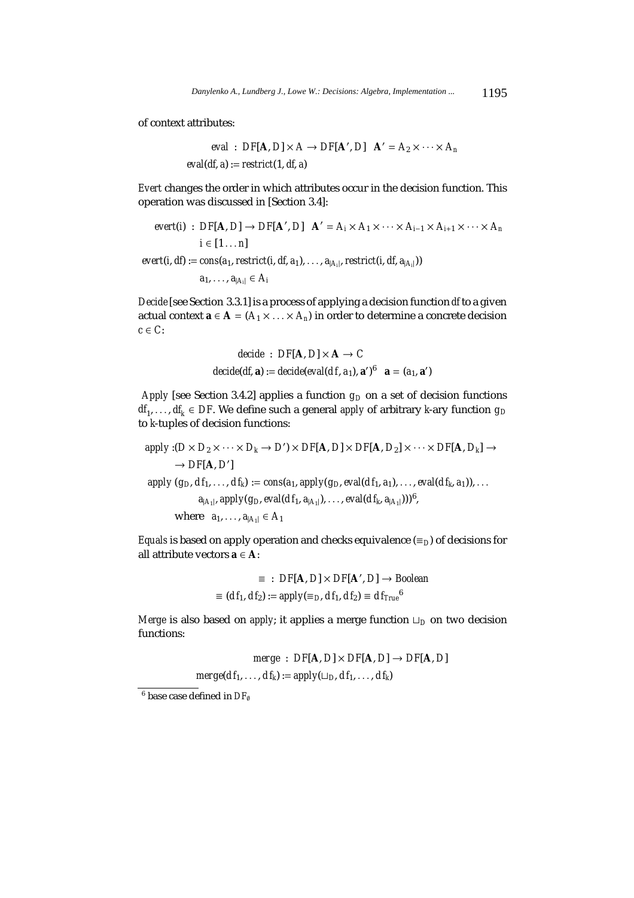of context attributes:

$$eval \ : \ DF[\mathbf{A}, D] \times A \rightarrow DF[\mathbf{A}', D] \quad \mathbf{A}' = A_2 \times \cdots \times A_n$$

$$eval(df, a) := restrict(1, df, a)$$

*Evert* changes the order in which attributes occur in the decision function. This operation was discussed in [Section 3.4]:

$$evert(i) \ : \ DF[\mathbf{A}, D] \rightarrow DF[\mathbf{A}', D] \quad \mathbf{A}' = A_i \times A_1 \times \cdots \times A_{i-1} \times A_{i+1} \times \cdots \times A_n$$

$$i \in [1 \ldots n]$$

$$evert(i, df) := cons(a_1, restrict(i, df, a_1), \ldots, a_{|A_i|}, restrict(i, df, a_{|A_i|}))$$

$$a_1, \ldots, a_{|A_i|} \in A_i$$

*Decide* [see Section 3.3.1] is a process of applying a decision function $df$ to a given actual context $\mathbf{a} \in \mathbf{A} = (A_1 \times \ldots \times A_n)$ in order to determine a concrete decision $c \in C$:

$$decide \ : \ DF[\mathbf{A}, D] \times \mathbf{A} \rightarrow C$$

$$decide(df, \mathbf{a}) := decide(eval(df, a_1), \mathbf{a}')^6 \quad \mathbf{a} = (a_1, \mathbf{a}')$$

*Apply* [see Section 3.4.2] applies a function $g_D$ on a set of decision functions $df_1, \ldots, df_k \in DF$. We define such a general *apply* of arbitrary $k$-ary function $g_D$ to $k$-tuples of decision functions:

$$apply : (D \times D_2 \times \cdots \times D_k \rightarrow D') \times DF[\mathbf{A}, D] \times DF[\mathbf{A}, D_2] \times \cdots \times DF[\mathbf{A}, D_k] \rightarrow$$

$$\rightarrow DF[\mathbf{A}, D']$$

$$apply\ (g_D, df_1, \ldots, df_k) := cons(a_1, apply(g_D, eval(df_1, a_1), \ldots, eval(df_k, a_1)), \ldots$$

$$a_{|A_1|}, apply(g_D, eval(df_1, a_{|A_1|}), \ldots, eval(df_k, a_{|A_1|})))^6,$$

$$\text{where} \quad a_1, \ldots, a_{|A_1|} \in A_1$$

*Equals* is based on apply operation and checks equivalence ($\equiv_D$) of decisions for all attribute vectors $\mathbf{a} \in \mathbf{A}$:

$$\equiv \ : \ DF[\mathbf{A}, D] \times DF[\mathbf{A}', D] \rightarrow Boolean$$

$$\equiv (df_1, df_2) := apply(\equiv_D, df_1, df_2) \equiv df_{True}{}^6$$

*Merge* is also based on *apply*; it applies a merge function $\sqcup_D$ on two decision functions:

$$merge \ : \ DF[\mathbf{A}, D] \times DF[\mathbf{A}, D] \rightarrow DF[\mathbf{A}, D]$$

$$merge(df_1, \ldots, df_k) := apply(\sqcup_D, df_1, \ldots, df_k)$$

---

[6] base case defined in $DF_\emptyset$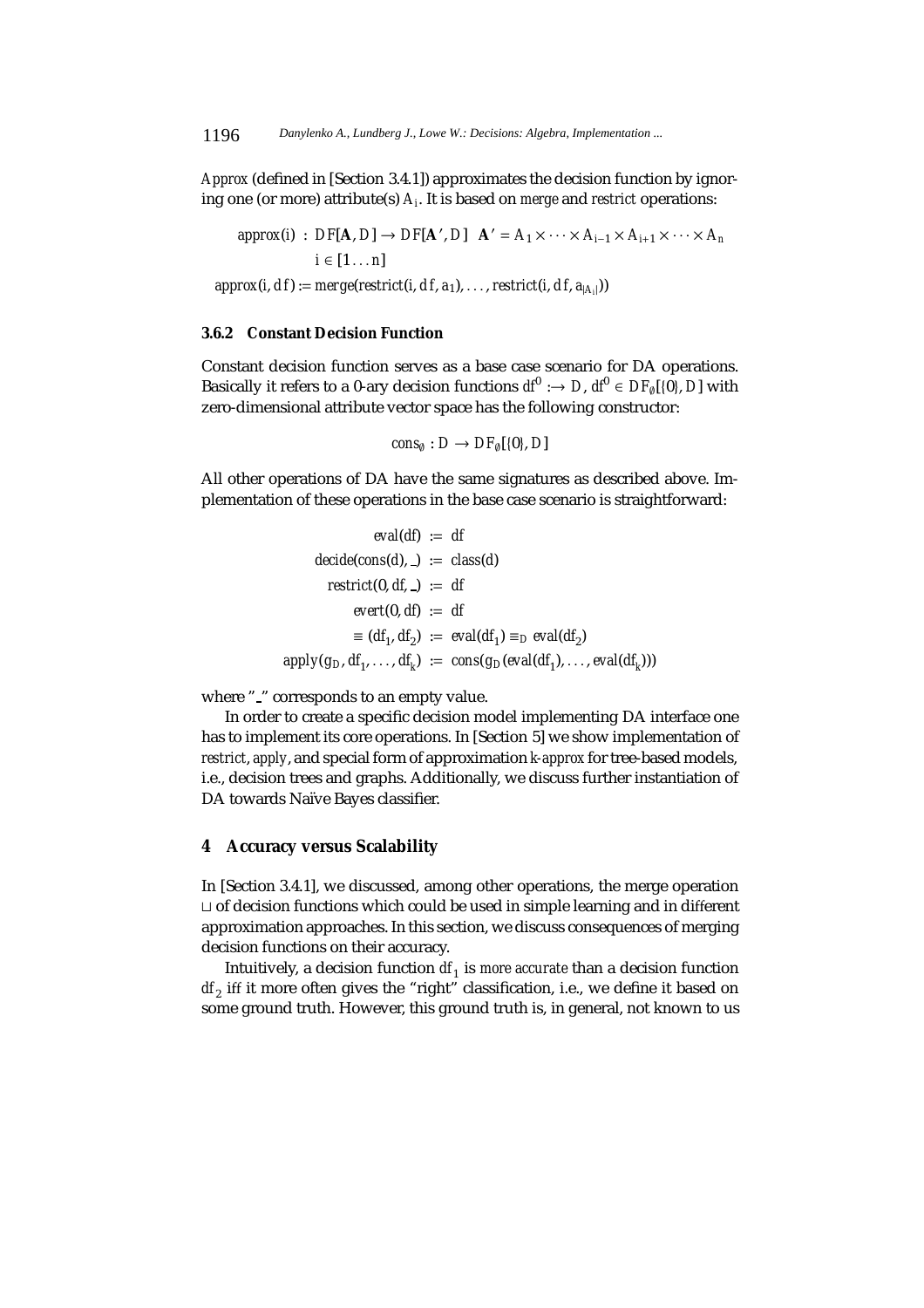*Approx* (defined in [Section 3.4.1]) approximates the decision function by ignoring one (or more) attribute(s) $A_i$. It is based on *merge* and *restrict* operations:

$$approx(i) \; : \; DF[\mathbf{A}, D] \rightarrow DF[\mathbf{A}', D] \quad \mathbf{A}' = A_1 \times \cdots \times A_{i-1} \times A_{i+1} \times \cdots \times A_n$$
$$i \in [1 \ldots n]$$
$$approx(i, df) := merge(restrict(i, df, a_1), \ldots, restrict(i, df, a_{|A_i|}))$$

### 3.6.2 Constant Decision Function

Constant decision function serves as a base case scenario for DA operations. Basically it refers to a 0-ary decision functions $df^0 : \rightarrow D$, $df^0 \in DF_{\emptyset}[\{0\}, D]$ with zero-dimensional attribute vector space has the following constructor:

$$cons_{\emptyset} : D \rightarrow DF_{\emptyset}[\{0\}, D]$$

All other operations of DA have the same signatures as described above. Implementation of these operations in the base case scenario is straightforward:

$$
\begin{aligned}
eval(df) &:= df \\
decide(cons(d), \_) &:= class(d) \\
restrict(0, df, \_) &:= df \\
evert(0, df) &:= df \\
\equiv (df_1, df_2) &:= eval(df_1) \equiv_D eval(df_2) \\
apply(g_D, df_1, \ldots, df_k) &:= cons(g_D(eval(df_1), \ldots, eval(df_k)))
\end{aligned}
$$

where "\_" corresponds to an empty value.

In order to create a specific decision model implementing DA interface one has to implement its core operations. In [Section 5] we show implementation of *restrict*, *apply*, and special form of approximation *k-approx* for tree-based models, i.e., decision trees and graphs. Additionally, we discuss further instantiation of DA towards Naïve Bayes classifier.

## 4 Accuracy versus Scalability

In [Section 3.4.1], we discussed, among other operations, the merge operation $\sqcup$ of decision functions which could be used in simple learning and in different approximation approaches. In this section, we discuss consequences of merging decision functions on their accuracy.

Intuitively, a decision function $df_1$ is *more accurate* than a decision function $df_2$ iff it more often gives the "right" classification, i.e., we define it based on some ground truth. However, this ground truth is, in general, not known to us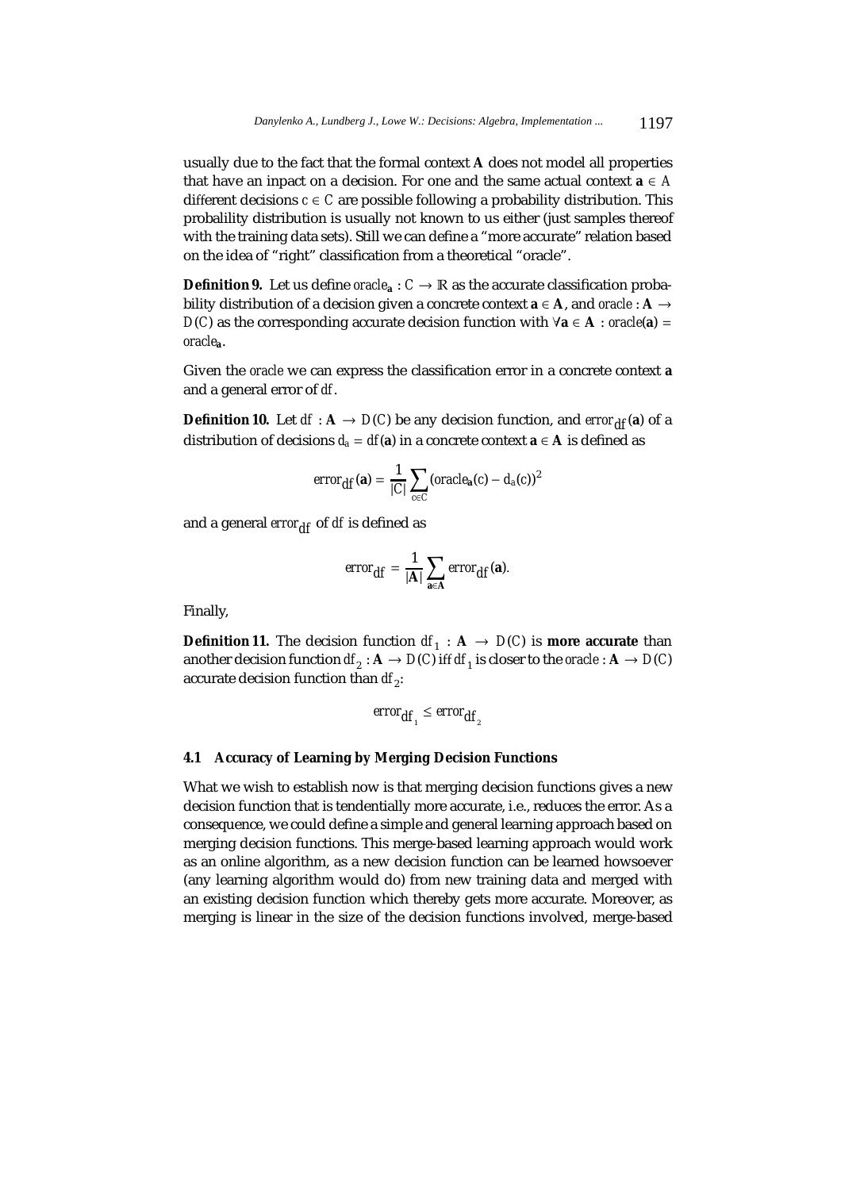usually due to the fact that the formal context $\mathbf{A}$ does not model all properties that have an inpact on a decision. For one and the same actual context $\mathbf{a} \in A$ different decisions $c \in C$ are possible following a probability distribution. This probalility distribution is usually not known to us either (just samples thereof with the training data sets). Still we can define a "more accurate" relation based on the idea of "right" classification from a theoretical "oracle".

**Definition 9.** Let us define $oracle_{\mathbf{a}} : C \to \mathbb{R}$ as the accurate classification probability distribution of a decision given a concrete context $\mathbf{a} \in \mathbf{A}$, and $oracle : \mathbf{A} \to D(C)$ as the corresponding accurate decision function with $\forall \mathbf{a} \in \mathbf{A} : oracle(\mathbf{a}) = oracle_{\mathbf{a}}$.

Given the $oracle$ we can express the classification error in a concrete context $\mathbf{a}$ and a general error of $df$.

**Definition 10.** Let $df : \mathbf{A} \to D(C)$ be any decision function, and $error_{df}(\mathbf{a})$ of a distribution of decisions $d_a = df(\mathbf{a})$ in a concrete context $\mathbf{a} \in \mathbf{A}$ is defined as

$$error_{df}(\mathbf{a}) = \frac{1}{|C|} \sum_{c \in C} (oracle_{\mathbf{a}}(c) - d_a(c))^2$$

and a general $error_{df}$ of $df$ is defined as

$$error_{df} = \frac{1}{|\mathbf{A}|} \sum_{\mathbf{a} \in \mathbf{A}} error_{df}(\mathbf{a}).$$

Finally,

**Definition 11.** The decision function $df_1 : \mathbf{A} \to D(C)$ is **more accurate** than another decision function $df_2 : \mathbf{A} \to D(C)$ iff $df_1$ is closer to the $oracle : \mathbf{A} \to D(C)$ accurate decision function than $df_2$:

$$error_{df_1} \leq error_{df_2}$$

### 4.1 Accuracy of Learning by Merging Decision Functions

What we wish to establish now is that merging decision functions gives a new decision function that is tendentially more accurate, i.e., reduces the error. As a consequence, we could define a simple and general learning approach based on merging decision functions. This merge-based learning approach would work as an online algorithm, as a new decision function can be learned howsoever (any learning algorithm would do) from new training data and merged with an existing decision function which thereby gets more accurate. Moreover, as merging is linear in the size of the decision functions involved, merge-based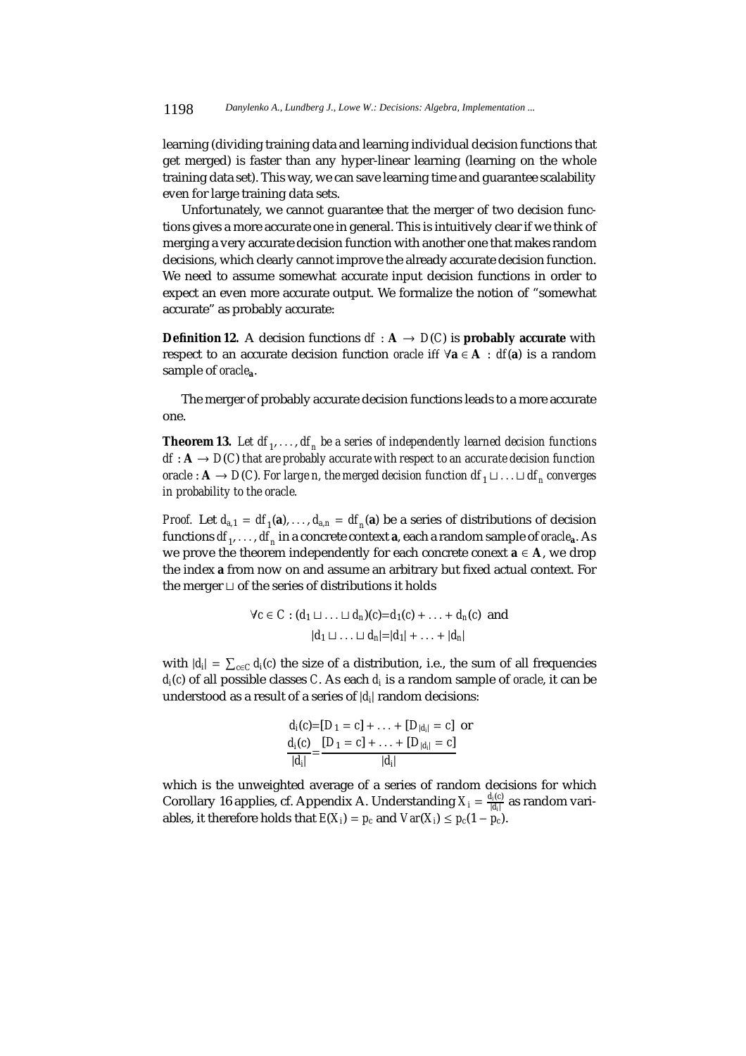learning (dividing training data and learning individual decision functions that get merged) is faster than any hyper-linear learning (learning on the whole training data set). This way, we can save learning time and guarantee scalability even for large training data sets.

Unfortunately, we cannot guarantee that the merger of two decision functions gives a more accurate one in general. This is intuitively clear if we think of merging a very accurate decision function with another one that makes random decisions, which clearly cannot improve the already accurate decision function. We need to assume somewhat accurate input decision functions in order to expect an even more accurate output. We formalize the notion of "somewhat accurate" as probably accurate:

**Definition 12.** A decision functions $df : \mathbf{A} \to D(C)$ is **probably accurate** with respect to an accurate decision function $oracle$ iff $\forall \mathbf{a} \in \mathbf{A} : df(\mathbf{a})$ is a random sample of $oracle_{\mathbf{a}}$.

The merger of probably accurate decision functions leads to a more accurate one.

**Theorem 13.** *Let $df_1, \ldots, df_n$ be a series of independently learned decision functions $df : \mathbf{A} \to D(C)$ that are probably accurate with respect to an accurate decision function $oracle : \mathbf{A} \to D(C)$. For large $n$, the merged decision function $df_1 \sqcup \ldots \sqcup df_n$ converges in probability to the oracle.*

*Proof.* Let $d_{a,1} = df_1(\mathbf{a}), \ldots, d_{a,n} = df_n(\mathbf{a})$ be a series of distributions of decision functions $df_1, \ldots, df_n$ in a concrete context $\mathbf{a}$, each a random sample of $oracle_{\mathbf{a}}$. As we prove the theorem independently for each concrete conext $\mathbf{a} \in \mathbf{A}$, we drop the index $\mathbf{a}$ from now on and assume an arbitrary but fixed actual context. For the merger $\sqcup$ of the series of distributions it holds

$$\forall c \in C : (d_1 \sqcup \ldots \sqcup d_n)(c) = d_1(c) + \ldots + d_n(c) \text{ and}$$
$$|d_1 \sqcup \ldots \sqcup d_n| = |d_1| + \ldots + |d_n|$$

with $|d_i| = \sum_{c \in C} d_i(c)$ the size of a distribution, i.e., the sum of all frequencies $d_i(c)$ of all possible classes $C$. As each $d_i$ is a random sample of $oracle$, it can be understood as a result of a series of $|d_i|$ random decisions:

$$d_i(c) = [D_1 = c] + \ldots + [D_{|d_i|} = c] \text{ or}$$
$$\frac{d_i(c)}{|d_i|} = \frac{[D_1 = c] + \ldots + [D_{|d_i|} = c]}{|d_i|}$$

which is the unweighted average of a series of random decisions for which Corollary 16 applies, cf. Appendix A. Understanding $X_i = \frac{d_i(c)}{|d_i|}$ as random variables, it therefore holds that $E(X_i) = p_c$ and $Var(X_i) \leq p_c(1 - p_c)$.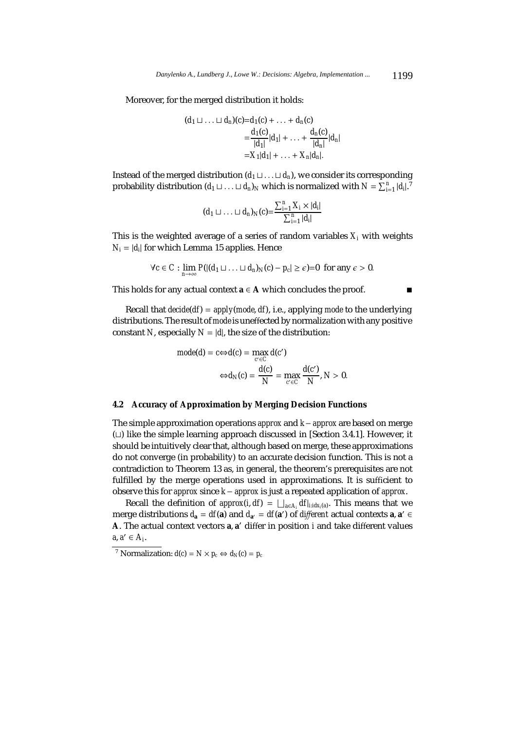Moreover, for the merged distribution it holds:

$$
\begin{aligned}
(d_1 \sqcup \ldots \sqcup d_n)(c) &= d_1(c) + \ldots + d_n(c) \\
&= \frac{d_1(c)}{|d_1|}|d_1| + \ldots + \frac{d_n(c)}{|d_n|}|d_n| \\
&= X_1|d_1| + \ldots + X_n|d_n|.
\end{aligned}
$$

Instead of the merged distribution $(d_1 \sqcup \ldots \sqcup d_n)$, we consider its corresponding probability distribution $(d_1 \sqcup \ldots \sqcup d_n)_N$ which is normalized with $N = \sum_{i=1}^{n} |d_i|$.[7]

$$
(d_1 \sqcup \ldots \sqcup d_n)_N(c) = \frac{\sum_{i=1}^{n} X_i \times |d_i|}{\sum_{i=1}^{n} |d_i|}
$$

This is the weighted average of a series of random variables $X_i$ with weights $N_i = |d_i|$ for which Lemma 15 applies. Hence

$$
\forall c \in C : \lim_{n \to \infty} P(|(d_1 \sqcup \ldots \sqcup d_n)_N(c) - p_c| \geq \epsilon) = 0 \text{ for any } \epsilon > 0.
$$

This holds for any actual context $\mathbf{a} \in \mathbf{A}$ which concludes the proof. ■

Recall that $decide(df) = apply(mode, df)$, i.e., applying $mode$ to the underlying distributions. The result of $mode$ is uneffected by normalization with any positive constant $N$, especially $N = |d|$, the size of the distribution:

$$
\begin{aligned}
mode(d) = c &\Leftrightarrow d(c) = \max_{c' \in C} d(c') \\
&\Leftrightarrow d_N(c) = \frac{d(c)}{N} = \max_{c' \in C} \frac{d(c')}{N}, N > 0.
\end{aligned}
$$

### 4.2 Accuracy of Approximation by Merging Decision Functions

The simple approximation operations $approx$ and $k - approx$ are based on merge ($\sqcup$) like the simple learning approach discussed in [Section 3.4.1]. However, it should be intuitively clear that, although based on merge, these approximations do not converge (in probability) to an accurate decision function. This is not a contradiction to Theorem 13 as, in general, the theorem's prerequisites are not fulfilled by the merge operations used in approximations. It is sufficient to observe this for $approx$ since $k - approx$ is just a repeated application of $approx$.

Recall the definition of $approx(i, df) = \bigsqcup_{a \in A_i} df|_{i:idx_i(a)}$. This means that we merge distributions $d_{\mathbf{a}} = df(\mathbf{a})$ and $d_{\mathbf{a}'} = df(\mathbf{a}')$ of *different* actual contexts $\mathbf{a}, \mathbf{a}' \in \mathbf{A}$. The actual context vectors $\mathbf{a}, \mathbf{a}'$ differ in position $i$ and take different values $a, a' \in A_i$.

[7] Normalization: $d(c) = N \times p_c \Leftrightarrow d_N(c) = p_c$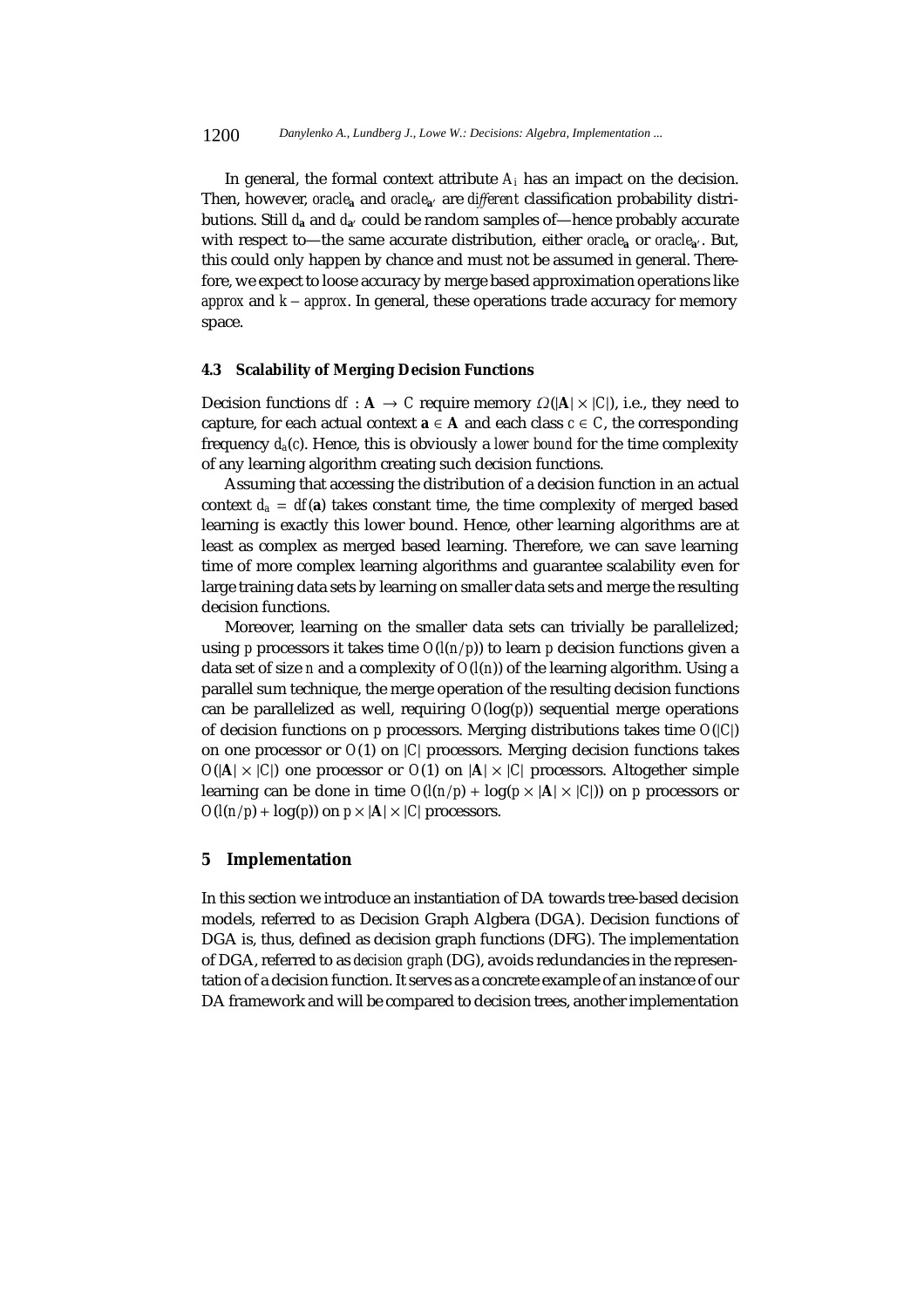In general, the formal context attribute $A_i$ has an impact on the decision. Then, however, $oracle_{\mathbf{a}}$ and $oracle_{\mathbf{a}'}$ are *different* classification probability distributions. Still $d_{\mathbf{a}}$ and $d_{\mathbf{a}'}$ could be random samples of—hence probably accurate with respect to—the same accurate distribution, either $oracle_{\mathbf{a}}$ or $oracle_{\mathbf{a}'}$. But, this could only happen by chance and must not be assumed in general. Therefore, we expect to loose accuracy by merge based approximation operations like $approx$ and $k - approx$. In general, these operations trade accuracy for memory space.

### 4.3 Scalability of Merging Decision Functions

Decision functions $df : \mathbf{A} \rightarrow C$ require memory $\Omega(|\mathbf{A}| \times |C|)$, i.e., they need to capture, for each actual context $\mathbf{a} \in \mathbf{A}$ and each class $c \in C$, the corresponding frequency $d_a(c)$. Hence, this is obviously a *lower bound* for the time complexity of any learning algorithm creating such decision functions.

Assuming that accessing the distribution of a decision function in an actual context $d_a = df(\mathbf{a})$ takes constant time, the time complexity of merged based learning is exactly this lower bound. Hence, other learning algorithms are at least as complex as merged based learning. Therefore, we can save learning time of more complex learning algorithms and guarantee scalability even for large training data sets by learning on smaller data sets and merge the resulting decision functions.

Moreover, learning on the smaller data sets can trivially be parallelized; using $p$ processors it takes time $O(l(n/p))$ to learn $p$ decision functions given a data set of size $n$ and a complexity of $O(l(n))$ of the learning algorithm. Using a parallel sum technique, the merge operation of the resulting decision functions can be parallelized as well, requiring $O(\log(p))$ sequential merge operations of decision functions on $p$ processors. Merging distributions takes time $O(|C|)$ on one processor or $O(1)$ on $|C|$ processors. Merging decision functions takes $O(|\mathbf{A}| \times |C|)$ one processor or $O(1)$ on $|\mathbf{A}| \times |C|$ processors. Altogether simple learning can be done in time $O(l(n/p) + \log(p \times |\mathbf{A}| \times |C|))$ on $p$ processors or $O(l(n/p) + \log(p))$ on $p \times |\mathbf{A}| \times |C|$ processors.

## 5 Implementation

In this section we introduce an instantiation of DA towards tree-based decision models, referred to as Decision Graph Algbera (DGA). Decision functions of DGA is, thus, defined as decision graph functions (DFG). The implementation of DGA, referred to as *decision graph* (DG), avoids redundancies in the representation of a decision function. It serves as a concrete example of an instance of our DA framework and will be compared to decision trees, another implementation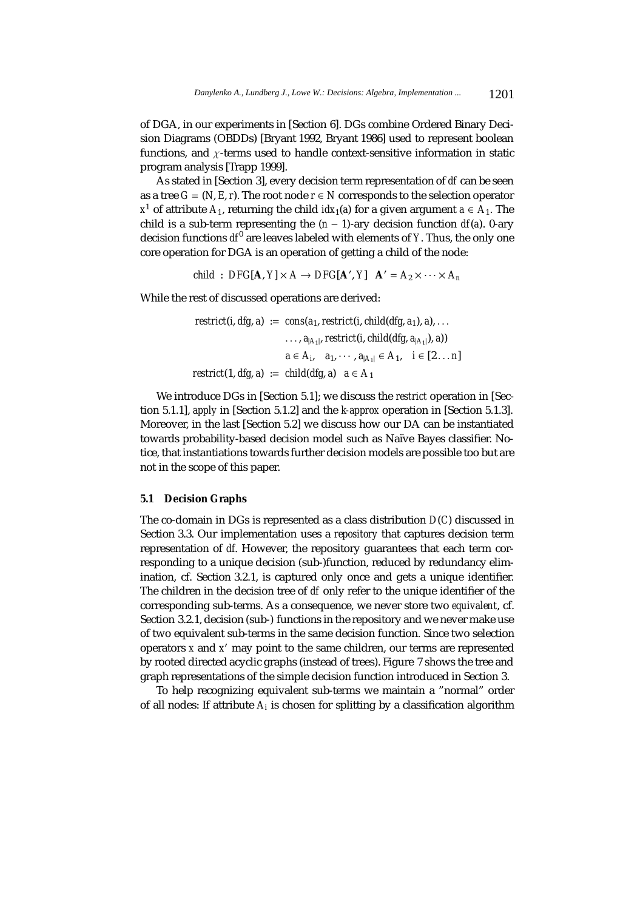of DGA, in our experiments in [Section 6]. DGs combine Ordered Binary Decision Diagrams (OBDDs) [Bryant 1992, Bryant 1986] used to represent boolean functions, and $\chi$-terms used to handle context-sensitive information in static program analysis [Trapp 1999].

As stated in [Section 3], every decision term representation of $df$ can be seen as a tree $G = (N, E, r)$. The root node $r \in N$ corresponds to the selection operator $x^1$ of attribute $A_1$, returning the child $idx_1(a)$ for a given argument $a \in A_1$. The child is a sub-term representing the $(n-1)$-ary decision function $df(a)$. 0-ary decision functions $df^0$ are leaves labeled with elements of $Y$. Thus, the only one core operation for DGA is an operation of getting a child of the node:

$$child\ :\ DFG[\mathbf{A}, Y] \times A \rightarrow DFG[\mathbf{A}', Y] \quad \mathbf{A}' = A_2 \times \cdots \times A_n$$

While the rest of discussed operations are derived:

$$\begin{aligned} restrict(i, dfg, a) &:= cons(a_1, restrict(i, child(dfg, a_1), a), \ldots \\ &\quad \ldots, a_{|A_1|}, restrict(i, child(dfg, a_{|A_1|}), a)) \\ &\quad a \in A_i, \quad a_1, \cdots, a_{|A_1|} \in A_1, \quad i \in [2 \ldots n] \\ restrict(1, dfg, a) &:= child(dfg, a) \quad a \in A_1 \end{aligned}$$

We introduce DGs in [Section 5.1]; we discuss the *restrict* operation in [Section 5.1.1], *apply* in [Section 5.1.2] and the *k-approx* operation in [Section 5.1.3]. Moreover, in the last [Section 5.2] we discuss how our DA can be instantiated towards probability-based decision model such as Naïve Bayes classifier. Notice, that instantiations towards further decision models are possible too but are not in the scope of this paper.

### 5.1 Decision Graphs

The co-domain in DGs is represented as a class distribution $D(C)$ discussed in Section 3.3. Our implementation uses a *repository* that captures decision term representation of $df$. However, the repository guarantees that each term corresponding to a unique decision (sub-)function, reduced by redundancy elimination, cf. Section 3.2.1, is captured only once and gets a unique identifier. The children in the decision tree of $df$ only refer to the unique identifier of the corresponding sub-terms. As a consequence, we never store two *equivalent*, cf. Section 3.2.1, decision (sub-) functions in the repository and we never make use of two equivalent sub-terms in the same decision function. Since two selection operators $x$ and $x'$ may point to the same children, our terms are represented by rooted directed acyclic graphs (instead of trees). Figure 7 shows the tree and graph representations of the simple decision function introduced in Section 3.

To help recognizing equivalent sub-terms we maintain a "normal" order of all nodes: If attribute $A_i$ is chosen for splitting by a classification algorithm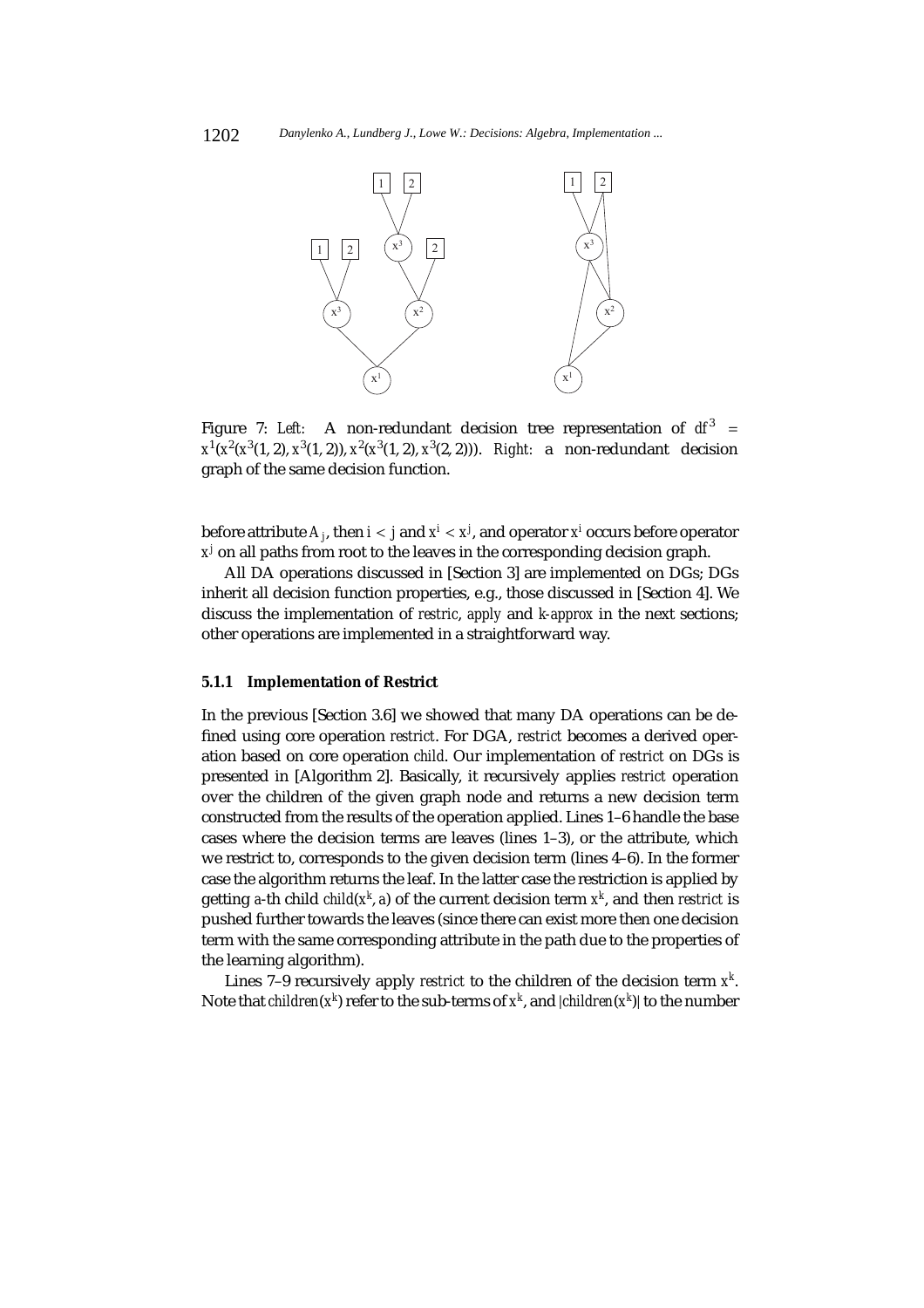Figure 7: *Left:* A non-redundant decision tree representation of $df^3 = x^1(x^2(x^3(1,2), x^3(1,2)), x^2(x^3(1,2), x^3(2,2)))$. *Right:* a non-redundant decision graph of the same decision function.

before attribute $A_j$, then $i < j$ and $x^i < x^j$, and operator $x^i$ occurs before operator $x^j$ on all paths from root to the leaves in the corresponding decision graph.

All DA operations discussed in [Section 3] are implemented on DGs; DGs inherit all decision function properties, e.g., those discussed in [Section 4]. We discuss the implementation of *restric*, *apply* and *k-approx* in the next sections; other operations are implemented in a straightforward way.

#### 5.1.1 Implementation of Restrict

In the previous [Section 3.6] we showed that many DA operations can be defined using core operation *restrict*. For DGA, *restrict* becomes a derived operation based on core operation *child*. Our implementation of *restrict* on DGs is presented in [Algorithm 2]. Basically, it recursively applies *restrict* operation over the children of the given graph node and returns a new decision term constructed from the results of the operation applied. Lines 1–6 handle the base cases where the decision terms are leaves (lines 1–3), or the attribute, which we restrict to, corresponds to the given decision term (lines 4–6). In the former case the algorithm returns the leaf. In the latter case the restriction is applied by getting $a$-th child $child(x^k, a)$ of the current decision term $x^k$, and then *restrict* is pushed further towards the leaves (since there can exist more then one decision term with the same corresponding attribute in the path due to the properties of the learning algorithm).

Lines 7–9 recursively apply *restrict* to the children of the decision term $x^k$. Note that $children(x^k)$ refer to the sub-terms of $x^k$, and $|children(x^k)|$ to the number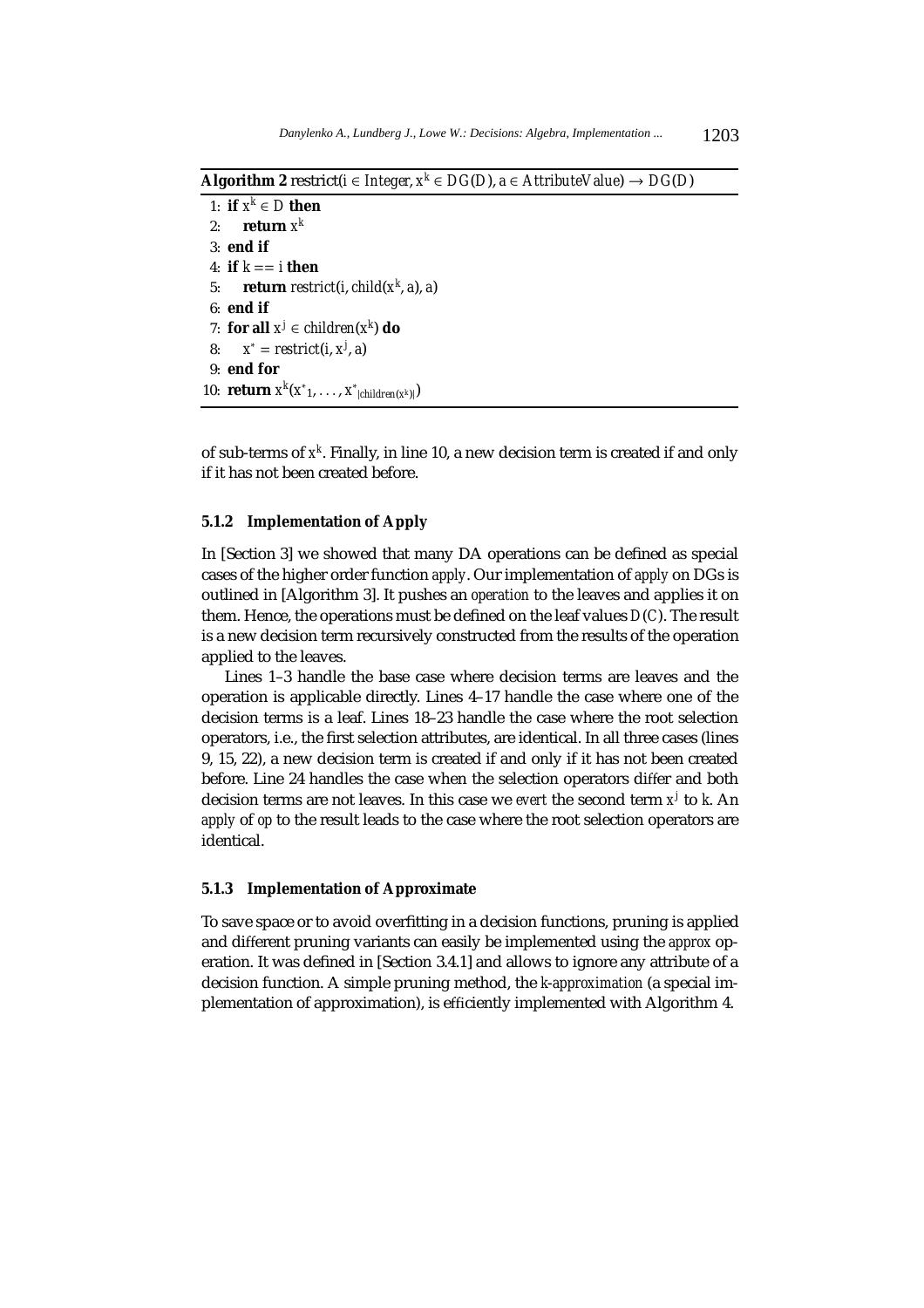**Algorithm 2** restrict($i \in Integer, x^k \in DG(D), a \in AttributeValue) \rightarrow DG(D)$

```
1: if x^k ∈ D then
2:     return x^k
3: end if
4: if k == i then
5:     return restrict(i, child(x^k, a), a)
6: end if
7: for all x^j ∈ children(x^k) do
8:     x^* = restrict(i, x^j, a)
9: end for
10: return x^k(x^*_1, ..., x^*_|children(x^k)|)
```

of sub-terms of $x^k$. Finally, in line 10, a new decision term is created if and only if it has not been created before.

### 5.1.2 Implementation of Apply

In [Section 3] we showed that many DA operations can be defined as special cases of the higher order function *apply*. Our implementation of *apply* on DGs is outlined in [Algorithm 3]. It pushes an *operation* to the leaves and applies it on them. Hence, the operations must be defined on the leaf values $D(C)$. The result is a new decision term recursively constructed from the results of the operation applied to the leaves.

Lines 1–3 handle the base case where decision terms are leaves and the operation is applicable directly. Lines 4–17 handle the case where one of the decision terms is a leaf. Lines 18–23 handle the case where the root selection operators, i.e., the first selection attributes, are identical. In all three cases (lines 9, 15, 22), a new decision term is created if and only if it has not been created before. Line 24 handles the case when the selection operators differ and both decision terms are not leaves. In this case we *evert* the second term $x^j$ to $k$. An *apply* of *op* to the result leads to the case where the root selection operators are identical.

### 5.1.3 Implementation of Approximate

To save space or to avoid overfitting in a decision functions, pruning is applied and different pruning variants can easily be implemented using the *approx* operation. It was defined in [Section 3.4.1] and allows to ignore any attribute of a decision function. A simple pruning method, the *k-approximation* (a special implementation of approximation), is efficiently implemented with Algorithm 4.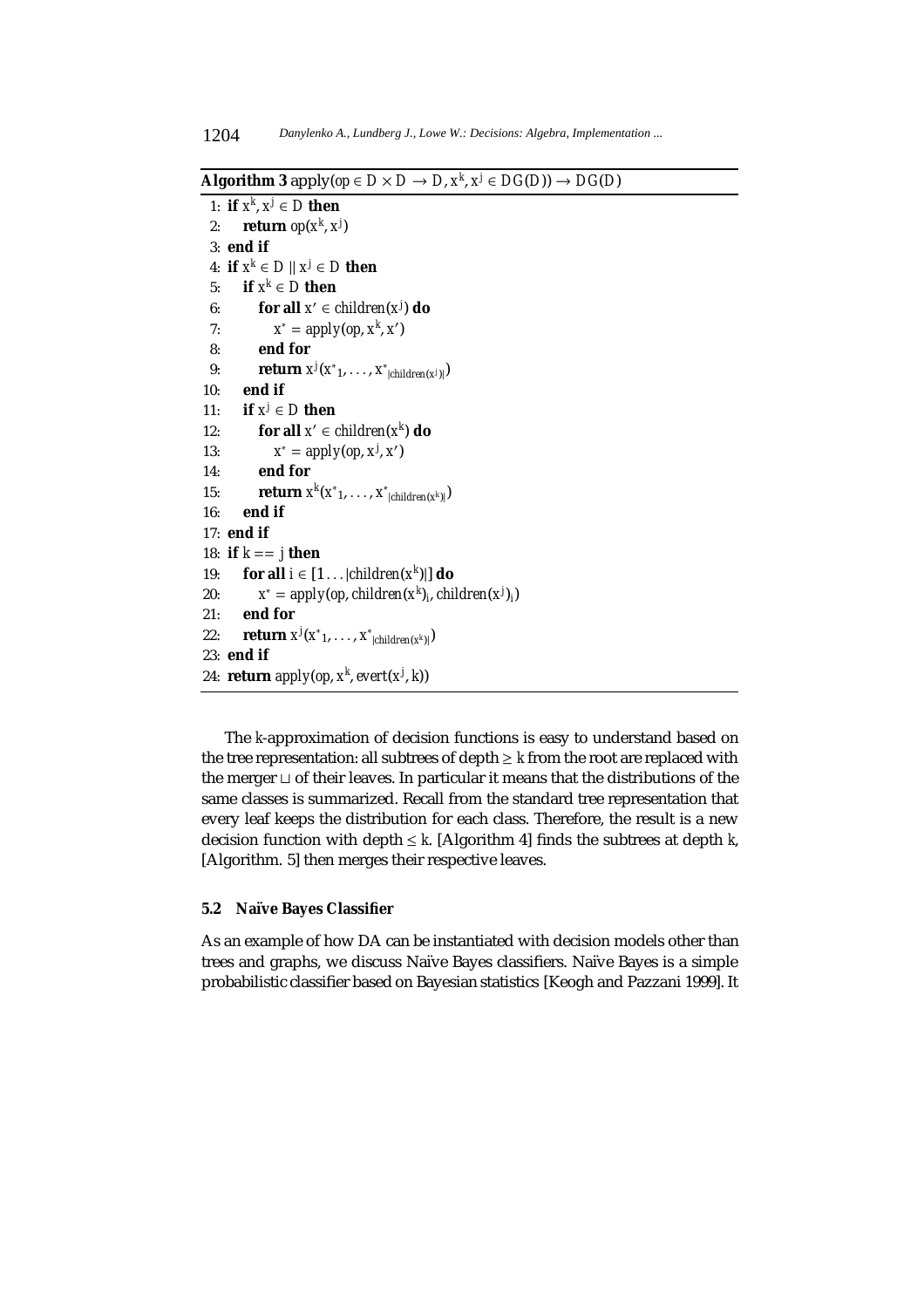**Algorithm 3** apply($op \in D \times D \rightarrow D, x^k, x^j \in DG(D)$) $\rightarrow DG(D)$

```
1:  if x^k, x^j ∈ D then
2:      return op(x^k, x^j)
3:  end if
4:  if x^k ∈ D || x^j ∈ D then
5:      if x^k ∈ D then
6:          for all x' ∈ children(x^j) do
7:              x* = apply(op, x^k, x')
8:          end for
9:          return x^j(x*_1, ..., x*_|children(x^j)|)
10:     end if
11:     if x^j ∈ D then
12:         for all x' ∈ children(x^k) do
13:             x* = apply(op, x^j, x')
14:         end for
15:         return x^k(x*_1, ..., x*_|children(x^k)|)
16:     end if
17: end if
18: if k == j then
19:     for all i ∈ [1 ... |children(x^k)|] do
20:         x* = apply(op, children(x^k)_i, children(x^j)_i)
21:     end for
22:     return x^j(x*_1, ..., x*_|children(x^k)|)
23: end if
24: return apply(op, x^k, evert(x^j, k))
```

The $k$-approximation of decision functions is easy to understand based on the tree representation: all subtrees of depth $\geq k$ from the root are replaced with the merger $\sqcup$ of their leaves. In particular it means that the distributions of the same classes is summarized. Recall from the standard tree representation that every leaf keeps the distribution for each class. Therefore, the result is a new decision function with depth $\leq k$. [Algorithm 4] finds the subtrees at depth $k$, [Algorithm. 5] then merges their respective leaves.

### 5.2 Naïve Bayes Classifier

As an example of how DA can be instantiated with decision models other than trees and graphs, we discuss Naïve Bayes classifiers. Naïve Bayes is a simple probabilistic classifier based on Bayesian statistics [Keogh and Pazzani 1999]. It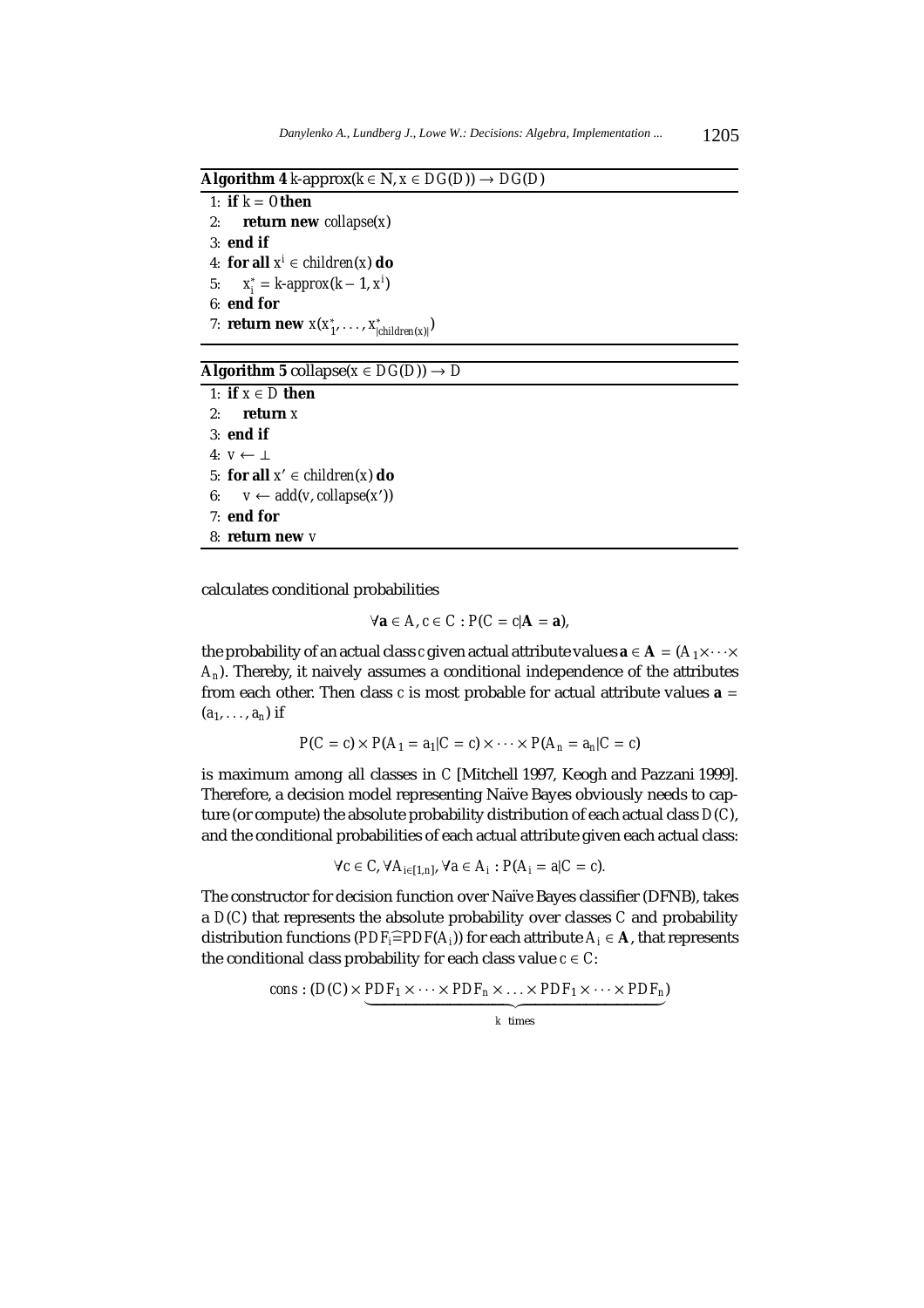**Algorithm 4** k-approx($k \in \mathbb{N}, x \in DG(D)) \to DG(D)$

```
1: if k = 0 then
2:     return new collapse(x)
3: end if
4: for all x^i ∈ children(x) do
5:     x_i^* = k-approx(k − 1, x^i)
6: end for
7: return new x(x_1^*, ..., x_{|children(x)|}^*)
```

**Algorithm 5** collapse($x \in DG(D)) \to D$

```
1: if x ∈ D then
2:     return x
3: end if
4: v ← ⊥
5: for all x' ∈ children(x) do
6:     v ← add(v, collapse(x'))
7: end for
8: return new v
```

calculates conditional probabilities

$$\forall \mathbf{a} \in A, c \in C : P(C = c|\mathbf{A} = \mathbf{a}),$$

the probability of an actual class $c$ given actual attribute values $\mathbf{a} \in \mathbf{A} = (A_1 \times \cdots \times A_n)$. Thereby, it naively assumes a conditional independence of the attributes from each other. Then class $c$ is most probable for actual attribute values $\mathbf{a} = (a_1, \ldots, a_n)$ if

$$P(C = c) \times P(A_1 = a_1|C = c) \times \cdots \times P(A_n = a_n|C = c)$$

is maximum among all classes in $C$ [Mitchell 1997, Keogh and Pazzani 1999]. Therefore, a decision model representing Naïve Bayes obviously needs to capture (or compute) the absolute probability distribution of each actual class $D(C)$, and the conditional probabilities of each actual attribute given each actual class:

$$\forall c \in C, \forall A_{i \in [1,n]}, \forall a \in A_i : P(A_i = a|C = c).$$

The constructor for decision function over Naïve Bayes classifier (DFNB), takes a $D(C)$ that represents the absolute probability over classes $C$ and probability distribution functions ($PDF_i \widehat{=} PDF(A_i)$) for each attribute $A_i \in \mathbf{A}$, that represents the conditional class probability for each class value $c \in C$:

$$cons : (D(C) \times \underbrace{PDF_1 \times \cdots \times PDF_n \times \ldots \times PDF_1 \times \cdots \times PDF_n}_{k \text{ times}})$$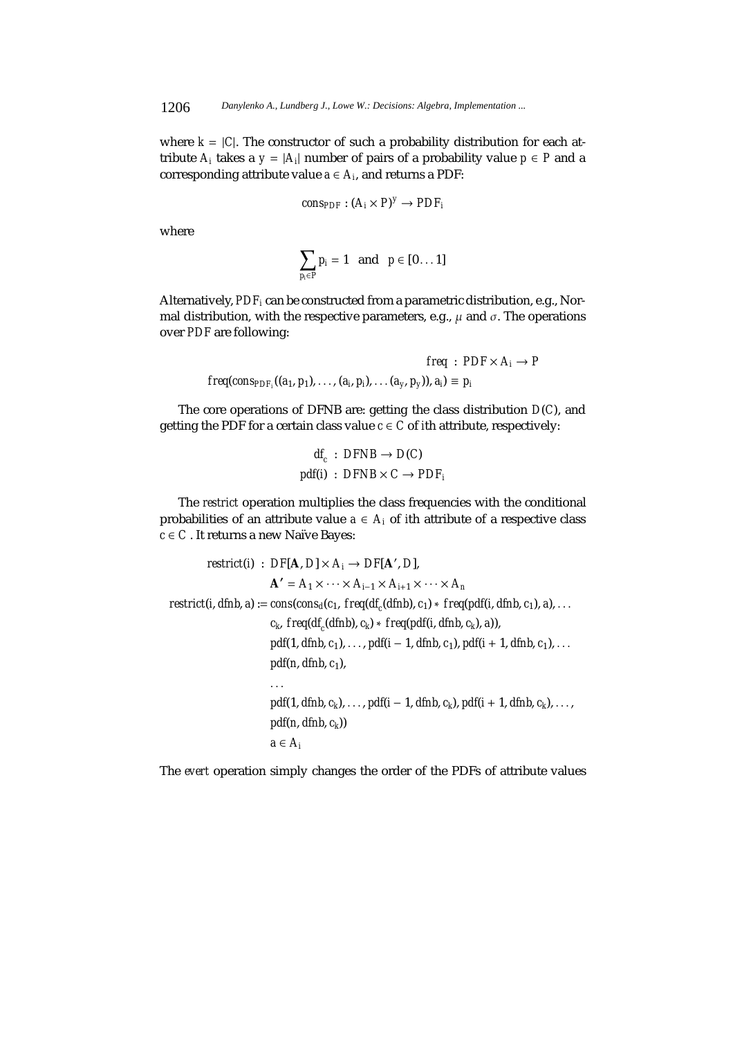where $k = |C|$. The constructor of such a probability distribution for each attribute $A_i$ takes a $y = |A_i|$ number of pairs of a probability value $p \in P$ and a corresponding attribute value $a \in A_i$, and returns a PDF:

$$cons_{PDF} : (A_i \times P)^y \rightarrow PDF_i$$

where

$$\sum_{p_i \in P} p_i = 1 \quad \text{and} \quad p \in [0 \ldots 1]$$

Alternatively, $PDF_i$ can be constructed from a parametric distribution, e.g., Normal distribution, with the respective parameters, e.g., $\mu$ and $\sigma$. The operations over $PDF$ are following:

$$freq \; : \; PDF \times A_i \rightarrow P$$

$$freq(cons_{PDF_i}((a_1, p_1), \ldots, (a_i, p_i), \ldots (a_y, p_y)), a_i) \equiv p_i$$

The core operations of DFNB are: getting the class distribution $D(C)$, and getting the PDF for a certain class value $c \in C$ of $i$th attribute, respectively:

$$\begin{aligned} df_c \; &: \; DFNB \rightarrow D(C) \\ pdf(i) \; &: \; DFNB \times C \rightarrow PDF_i \end{aligned}$$

The *restrict* operation multiplies the class frequencies with the conditional probabilities of an attribute value $a \in A_i$ of $i$th attribute of a respective class $c \in C$. It returns a new Naïve Bayes:

$$\begin{aligned} restrict(i) \; : \; & DF[\mathbf{A}, D] \times A_i \rightarrow DF[\mathbf{A}', D], \\ & \mathbf{A}' = A_1 \times \cdots \times A_{i-1} \times A_{i+1} \times \cdots \times A_n \\ restrict(i, dfnb, a) := \; & cons(cons_d(c_1, \; freq(df_c(dfnb), c_1) * freq(pdf(i, dfnb, c_1), a), \ldots \\ & c_k, \; freq(df_c(dfnb), c_k) * freq(pdf(i, dfnb, c_k), a)), \\ & pdf(1, dfnb, c_1), \ldots, pdf(i-1, dfnb, c_1), pdf(i+1, dfnb, c_1), \ldots \\ & pdf(n, dfnb, c_1), \\ & \ldots \\ & pdf(1, dfnb, c_k), \ldots, pdf(i-1, dfnb, c_k), pdf(i+1, dfnb, c_k), \ldots, \\ & pdf(n, dfnb, c_k)) \\ & a \in A_i \end{aligned}$$

The *evert* operation simply changes the order of the PDFs of attribute values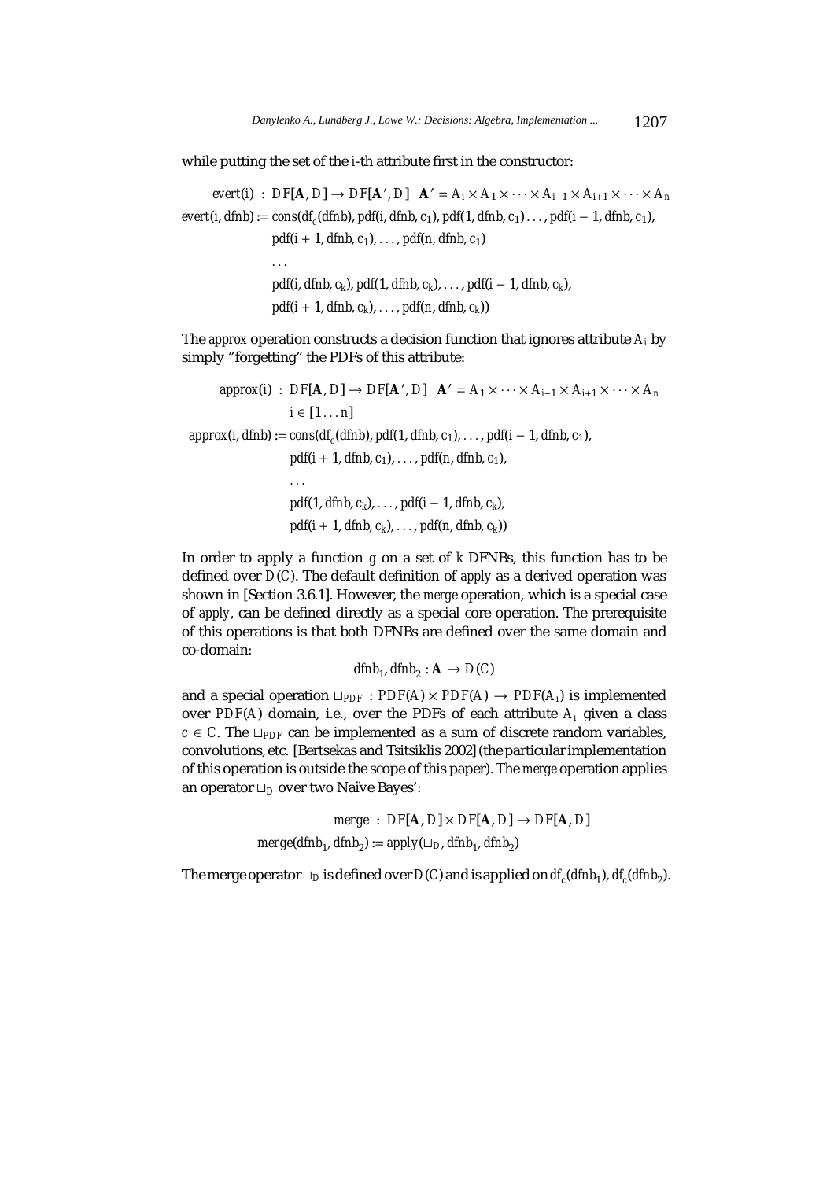while putting the set of the $i$-th attribute first in the constructor:

$$
\begin{aligned}
evert(i) &: DF[\mathbf{A}, D] \rightarrow DF[\mathbf{A}', D] \quad \mathbf{A}' = A_i \times A_1 \times \cdots \times A_{i-1} \times A_{i+1} \times \cdots \times A_n \\
evert(i, dfnb) &:= cons(df_c(dfnb), pdf(i, dfnb, c_1), pdf(1, dfnb, c_1) \ldots, pdf(i-1, dfnb, c_1), \\
&\quad pdf(i+1, dfnb, c_1), \ldots, pdf(n, dfnb, c_1) \\
&\quad \ldots \\
&\quad pdf(i, dfnb, c_k), pdf(1, dfnb, c_k), \ldots, pdf(i-1, dfnb, c_k), \\
&\quad pdf(i+1, dfnb, c_k), \ldots, pdf(n, dfnb, c_k))
\end{aligned}
$$

The $approx$ operation constructs a decision function that ignores attribute $A_i$ by simply "forgetting" the PDFs of this attribute:

$$
\begin{aligned}
approx(i) &: DF[\mathbf{A}, D] \rightarrow DF[\mathbf{A}', D] \quad \mathbf{A}' = A_1 \times \cdots \times A_{i-1} \times A_{i+1} \times \cdots \times A_n \\
&\quad i \in [1 \ldots n] \\
approx(i, dfnb) &:= cons(df_c(dfnb), pdf(1, dfnb, c_1), \ldots, pdf(i-1, dfnb, c_1), \\
&\quad pdf(i+1, dfnb, c_1), \ldots, pdf(n, dfnb, c_1), \\
&\quad \ldots \\
&\quad pdf(1, dfnb, c_k), \ldots, pdf(i-1, dfnb, c_k), \\
&\quad pdf(i+1, dfnb, c_k), \ldots, pdf(n, dfnb, c_k))
\end{aligned}
$$

In order to apply a function $g$ on a set of $k$ DFNBs, this function has to be defined over $D(C)$. The default definition of $apply$ as a derived operation was shown in [Section 3.6.1]. However, the $merge$ operation, which is a special case of $apply$, can be defined directly as a special core operation. The prerequisite of this operations is that both DFNBs are defined over the same domain and co-domain:

$$dfnb_1, dfnb_2 : \mathbf{A} \rightarrow D(C)$$

and a special operation $\sqcup_{PDF} : PDF(A) \times PDF(A) \rightarrow PDF(A_i)$ is implemented over $PDF(A)$ domain, i.e., over the PDFs of each attribute $A_i$ given a class $c \in C$. The $\sqcup_{PDF}$ can be implemented as a sum of discrete random variables, convolutions, etc. [Bertsekas and Tsitsiklis 2002] (the particular implementation of this operation is outside the scope of this paper). The $merge$ operation applies an operator $\sqcup_D$ over two Naïve Bayes':

$$
\begin{aligned}
merge &: DF[\mathbf{A}, D] \times DF[\mathbf{A}, D] \rightarrow DF[\mathbf{A}, D] \\
merge(dfnb_1, dfnb_2) &:= apply(\sqcup_D, dfnb_1, dfnb_2)
\end{aligned}
$$

The merge operator $\sqcup_D$ is defined over $D(C)$ and is applied on $df_c(dfnb_1)$, $df_c(dfnb_2)$.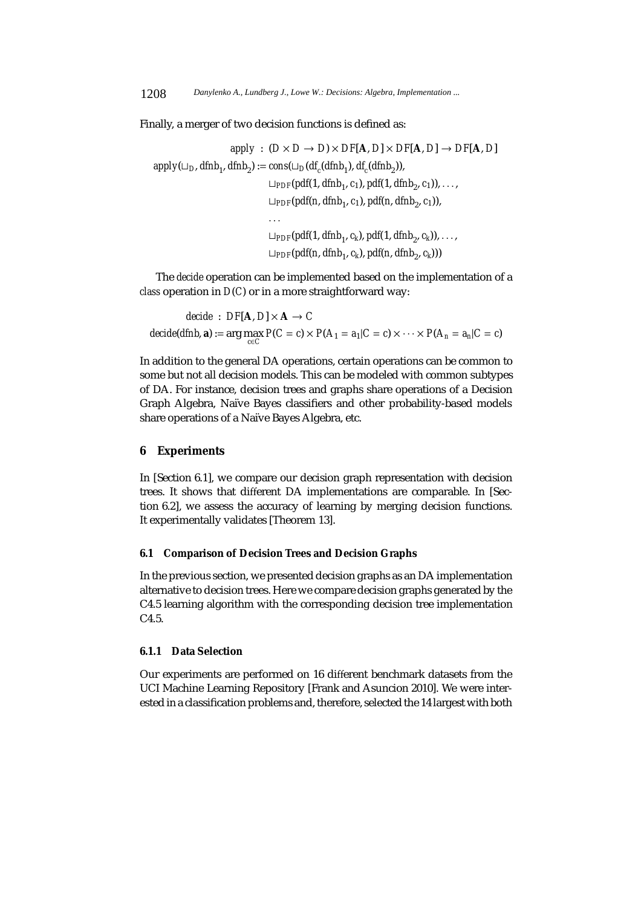Finally, a merger of two decision functions is defined as:

$$
\begin{aligned}
apply\ &: (D \times D \rightarrow D) \times DF[\mathbf{A}, D] \times DF[\mathbf{A}, D] \rightarrow DF[\mathbf{A}, D] \\
apply(\sqcup_D, dfnb_1, dfnb_2) &:= cons(\sqcup_D(df_c(dfnb_1), df_c(dfnb_2)), \\
&\quad \sqcup_{PDF}(pdf(1, dfnb_1, c_1), pdf(1, dfnb_2, c_1)), \ldots, \\
&\quad \sqcup_{PDF}(pdf(n, dfnb_1, c_1), pdf(n, dfnb_2, c_1)), \\
&\quad \ldots \\
&\quad \sqcup_{PDF}(pdf(1, dfnb_1, c_k), pdf(1, dfnb_2, c_k)), \ldots, \\
&\quad \sqcup_{PDF}(pdf(n, dfnb_1, c_k), pdf(n, dfnb_2, c_k)))
\end{aligned}
$$

The *decide* operation can be implemented based on the implementation of a *class* operation in $D(C)$ or in a more straightforward way:

$$
\begin{aligned}
decide\ &: DF[\mathbf{A}, D] \times \mathbf{A} \rightarrow C \\
decide(dfnb, \mathbf{a}) &:= \arg\max_{c \in C} P(C = c) \times P(A_1 = a_1 | C = c) \times \cdots \times P(A_n = a_n | C = c)
\end{aligned}
$$

In addition to the general DA operations, certain operations can be common to some but not all decision models. This can be modeled with common subtypes of DA. For instance, decision trees and graphs share operations of a Decision Graph Algebra, Naïve Bayes classifiers and other probability-based models share operations of a Naïve Bayes Algebra, etc.

## 6 Experiments

In [Section 6.1], we compare our decision graph representation with decision trees. It shows that different DA implementations are comparable. In [Section 6.2], we assess the accuracy of learning by merging decision functions. It experimentally validates [Theorem 13].

### 6.1 Comparison of Decision Trees and Decision Graphs

In the previous section, we presented decision graphs as an DA implementation alternative to decision trees. Here we compare decision graphs generated by the C4.5 learning algorithm with the corresponding decision tree implementation C4.5.

#### 6.1.1 Data Selection

Our experiments are performed on 16 different benchmark datasets from the UCI Machine Learning Repository [Frank and Asuncion 2010]. We were interested in a classification problems and, therefore, selected the 14 largest with both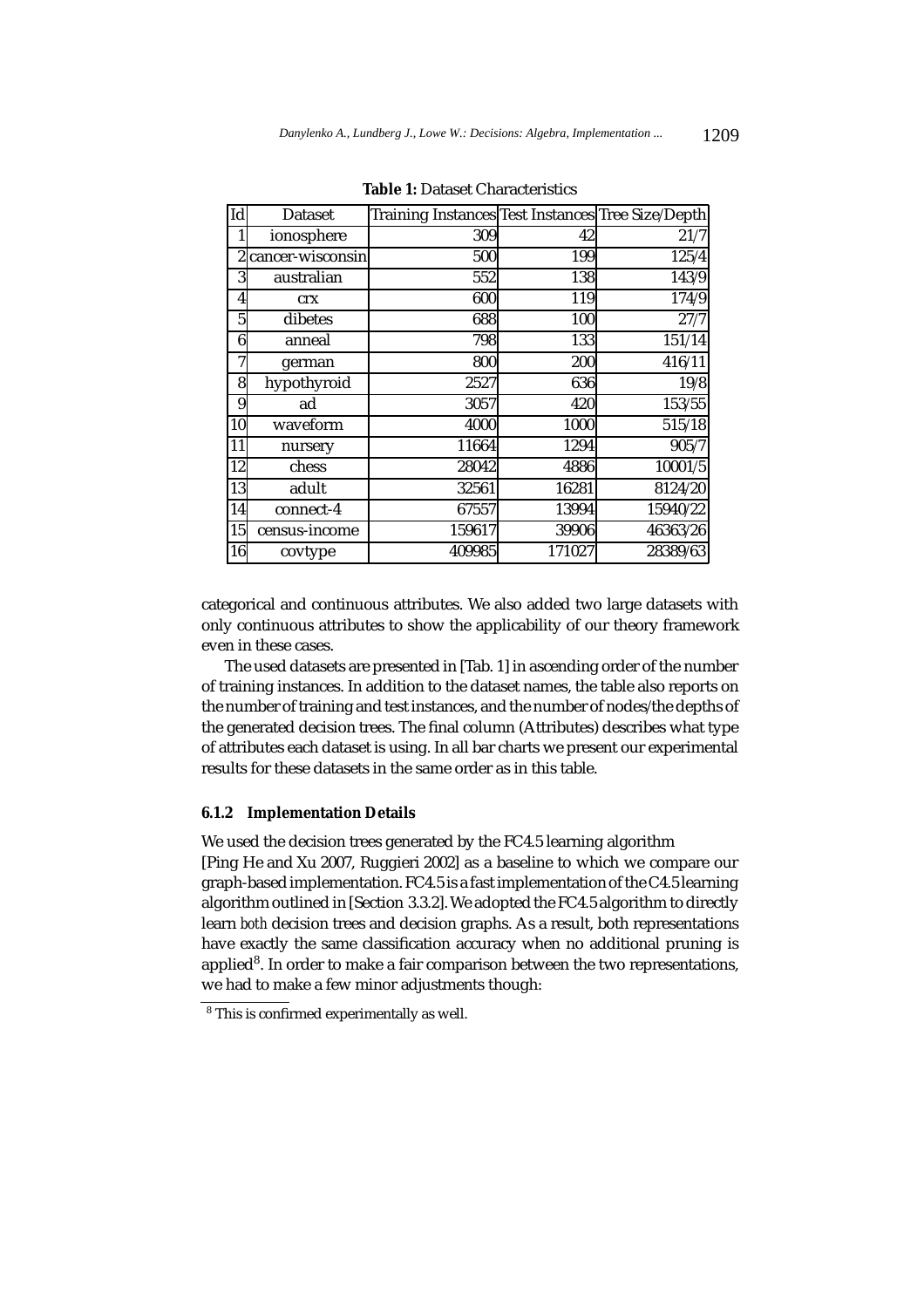**Table 1:** Dataset Characteristics

| Id | Dataset | Training Instances | Test Instances | Tree Size/Depth |
|---|---|---|---|---|
| 1 | ionosphere | 309 | 42 | 21/7 |
| 2 | cancer-wisconsin | 500 | 199 | 125/4 |
| 3 | australian | 552 | 138 | 143/9 |
| 4 | crx | 600 | 119 | 174/9 |
| 5 | dibetes | 688 | 100 | 27/7 |
| 6 | anneal | 798 | 133 | 151/14 |
| 7 | german | 800 | 200 | 416/11 |
| 8 | hypothyroid | 2527 | 636 | 19/8 |
| 9 | ad | 3057 | 420 | 153/55 |
| 10 | waveform | 4000 | 1000 | 515/18 |
| 11 | nursery | 11664 | 1294 | 905/7 |
| 12 | chess | 28042 | 4886 | 10001/5 |
| 13 | adult | 32561 | 16281 | 8124/20 |
| 14 | connect-4 | 67557 | 13994 | 15940/22 |
| 15 | census-income | 159617 | 39906 | 46363/26 |
| 16 | covtype | 409985 | 171027 | 28389/63 |

categorical and continuous attributes. We also added two large datasets with only continuous attributes to show the applicability of our theory framework even in these cases.

The used datasets are presented in [Tab. 1] in ascending order of the number of training instances. In addition to the dataset names, the table also reports on the number of training and test instances, and the number of nodes/the depths of the generated decision trees. The final column (Attributes) describes what type of attributes each dataset is using. In all bar charts we present our experimental results for these datasets in the same order as in this table.

#### 6.1.2 Implementation Details

We used the decision trees generated by the FC4.5 learning algorithm [Ping He and Xu 2007, Ruggieri 2002] as a baseline to which we compare our graph-based implementation. FC4.5 is a fast implementation of the C4.5 learning algorithm outlined in [Section 3.3.2]. We adopted the FC4.5 algorithm to directly learn *both* decision trees and decision graphs. As a result, both representations have exactly the same classification accuracy when no additional pruning is applied[8]. In order to make a fair comparison between the two representations, we had to make a few minor adjustments though:

[8] This is confirmed experimentally as well.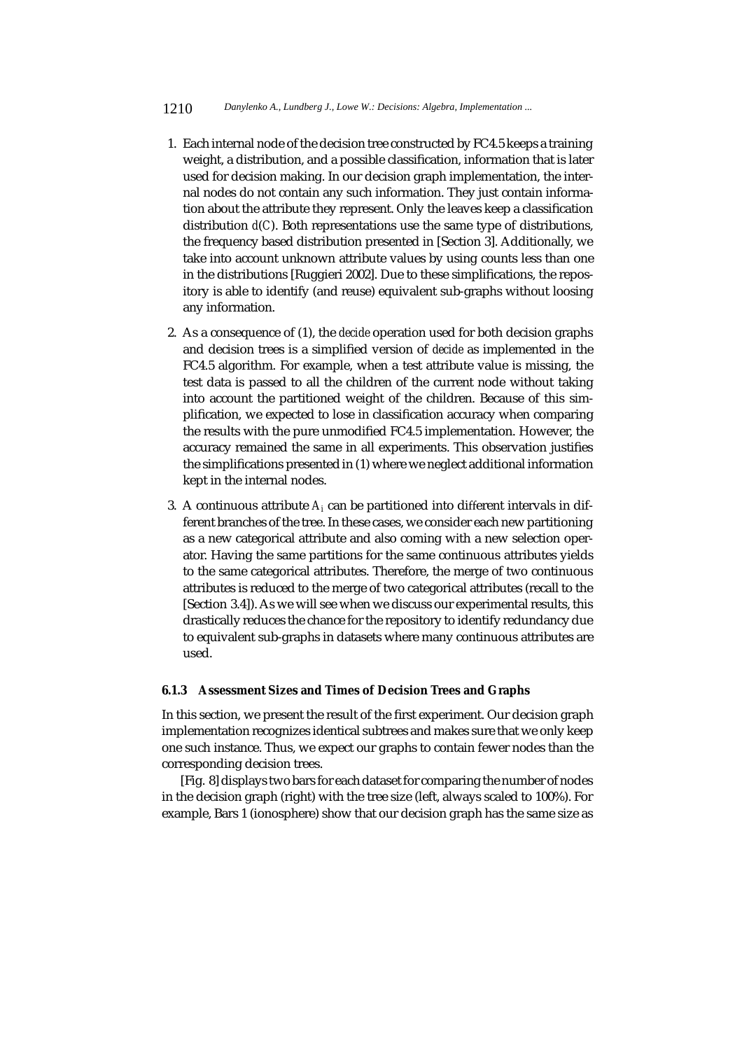1. Each internal node of the decision tree constructed by FC4.5 keeps a training weight, a distribution, and a possible classification, information that is later used for decision making. In our decision graph implementation, the internal nodes do not contain any such information. They just contain information about the attribute they represent. Only the leaves keep a classification distribution $d(C)$. Both representations use the same type of distributions, the frequency based distribution presented in [Section 3]. Additionally, we take into account unknown attribute values by using counts less than one in the distributions [Ruggieri 2002]. Due to these simplifications, the repository is able to identify (and reuse) equivalent sub-graphs without loosing any information.

2. As a consequence of (1), the *decide* operation used for both decision graphs and decision trees is a simplified version of *decide* as implemented in the FC4.5 algorithm. For example, when a test attribute value is missing, the test data is passed to all the children of the current node without taking into account the partitioned weight of the children. Because of this simplification, we expected to lose in classification accuracy when comparing the results with the pure unmodified FC4.5 implementation. However, the accuracy remained the same in all experiments. This observation justifies the simplifications presented in (1) where we neglect additional information kept in the internal nodes.

3. A continuous attribute $A_i$ can be partitioned into different intervals in different branches of the tree. In these cases, we consider each new partitioning as a new categorical attribute and also coming with a new selection operator. Having the same partitions for the same continuous attributes yields to the same categorical attributes. Therefore, the merge of two continuous attributes is reduced to the merge of two categorical attributes (recall to the [Section 3.4]). As we will see when we discuss our experimental results, this drastically reduces the chance for the repository to identify redundancy due to equivalent sub-graphs in datasets where many continuous attributes are used.

#### 6.1.3 Assessment Sizes and Times of Decision Trees and Graphs

In this section, we present the result of the first experiment. Our decision graph implementation recognizes identical subtrees and makes sure that we only keep one such instance. Thus, we expect our graphs to contain fewer nodes than the corresponding decision trees.

[Fig. 8] displays two bars for each dataset for comparing the number of nodes in the decision graph (right) with the tree size (left, always scaled to 100%). For example, Bars 1 (ionosphere) show that our decision graph has the same size as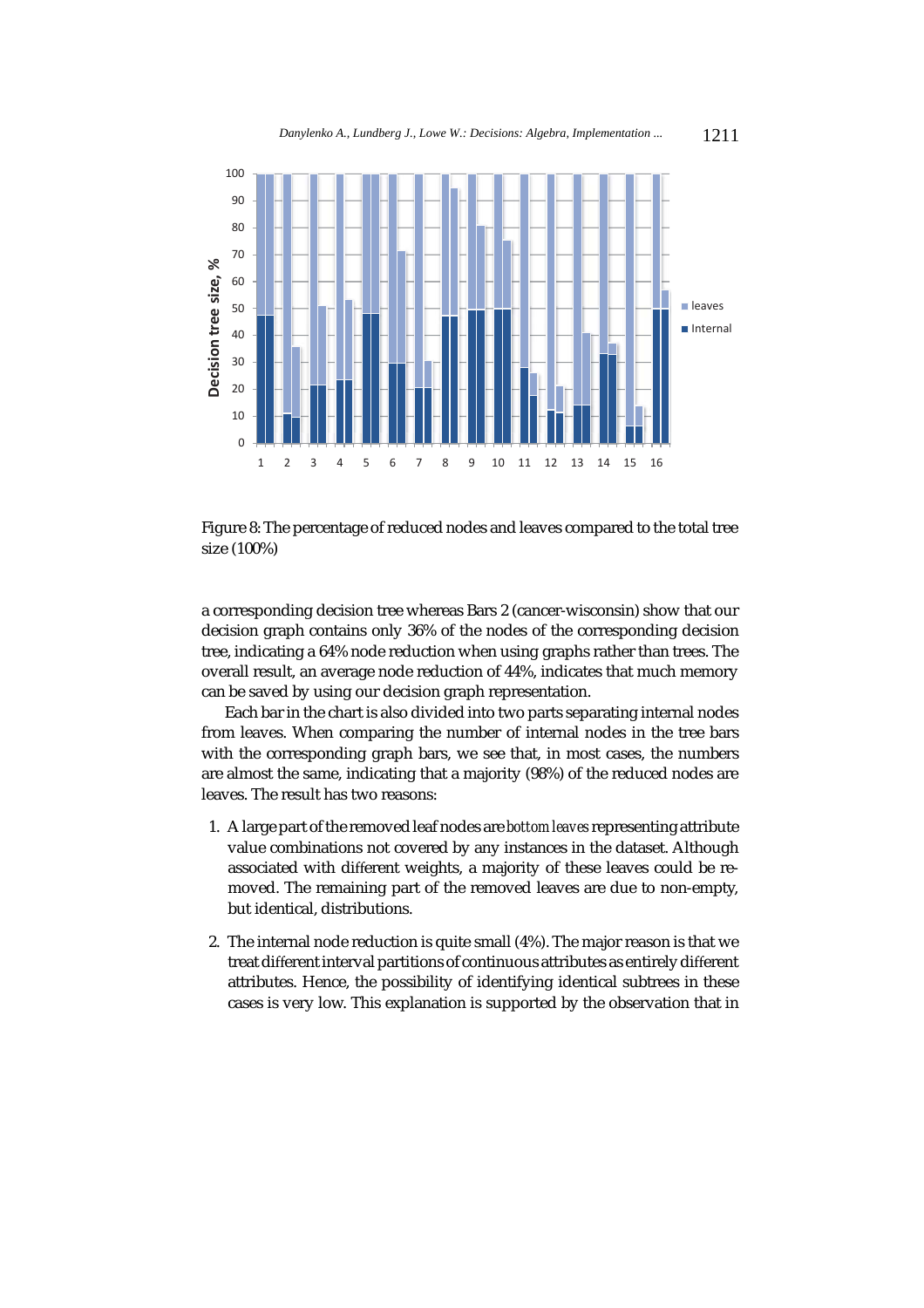Figure 8: The percentage of reduced nodes and leaves compared to the total tree size (100%)

a corresponding decision tree whereas Bars 2 (cancer-wisconsin) show that our decision graph contains only 36% of the nodes of the corresponding decision tree, indicating a 64% node reduction when using graphs rather than trees. The overall result, an average node reduction of 44%, indicates that much memory can be saved by using our decision graph representation.

Each bar in the chart is also divided into two parts separating internal nodes from leaves. When comparing the number of internal nodes in the tree bars with the corresponding graph bars, we see that, in most cases, the numbers are almost the same, indicating that a majority (98%) of the reduced nodes are leaves. The result has two reasons:

1. A large part of the removed leaf nodes are *bottom leaves* representing attribute value combinations not covered by any instances in the dataset. Although associated with different weights, a majority of these leaves could be removed. The remaining part of the removed leaves are due to non-empty, but identical, distributions.

2. The internal node reduction is quite small (4%). The major reason is that we treat different interval partitions of continuous attributes as entirely different attributes. Hence, the possibility of identifying identical subtrees in these cases is very low. This explanation is supported by the observation that in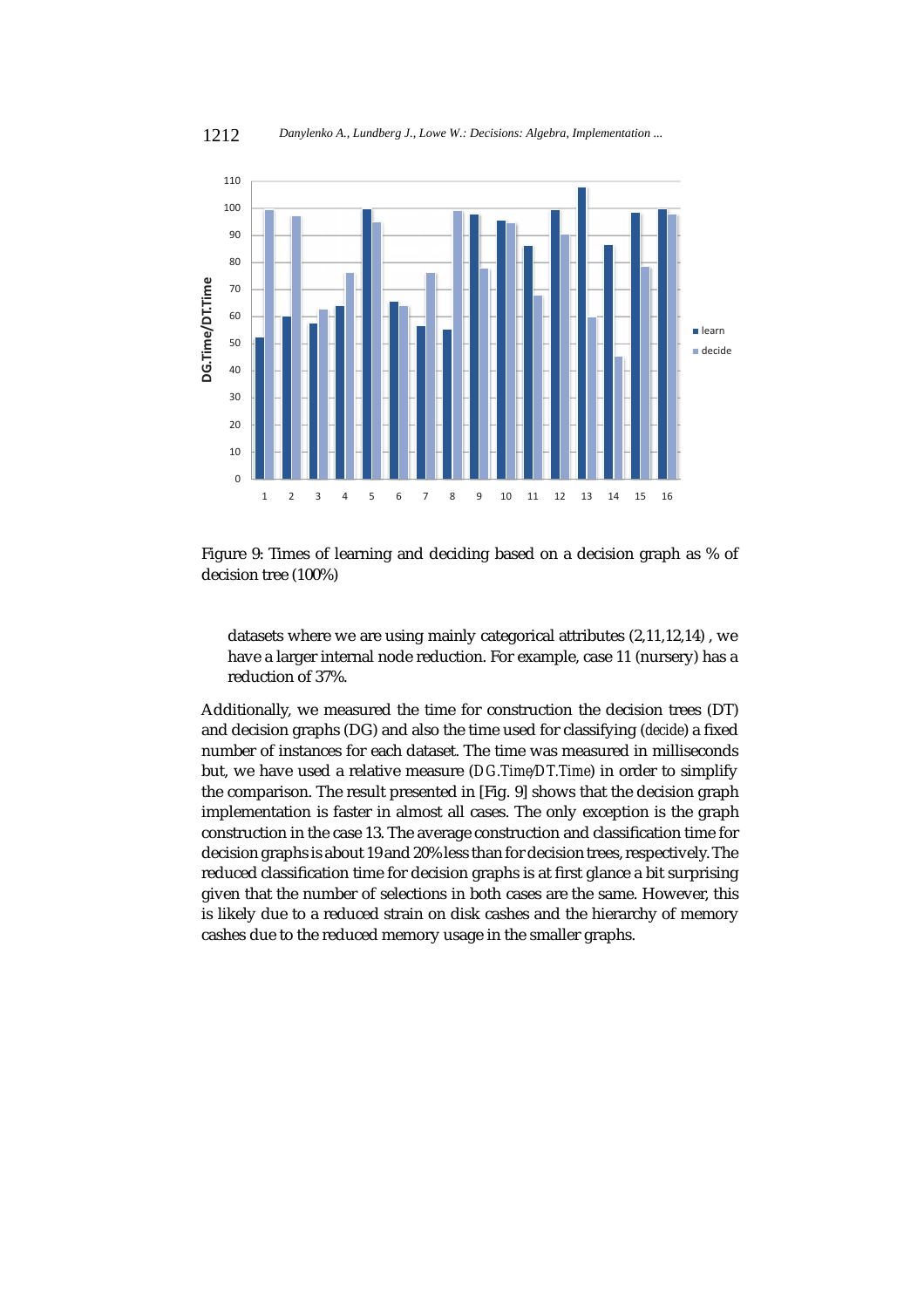Figure 9: Times of learning and deciding based on a decision graph as % of decision tree (100%)

> datasets where we are using mainly categorical attributes (2,11,12,14) , we have a larger internal node reduction. For example, case 11 (nursery) has a reduction of 37%.

Additionally, we measured the time for construction the decision trees (DT) and decision graphs (DG) and also the time used for classifying (*decide*) a fixed number of instances for each dataset. The time was measured in milliseconds but, we have used a relative measure (*DG.Time/DT.Time*) in order to simplify the comparison. The result presented in [Fig. 9] shows that the decision graph implementation is faster in almost all cases. The only exception is the graph construction in the case 13. The average construction and classification time for decision graphs is about 19 and 20% less than for decision trees, respectively. The reduced classification time for decision graphs is at first glance a bit surprising given that the number of selections in both cases are the same. However, this is likely due to a reduced strain on disk cashes and the hierarchy of memory cashes due to the reduced memory usage in the smaller graphs.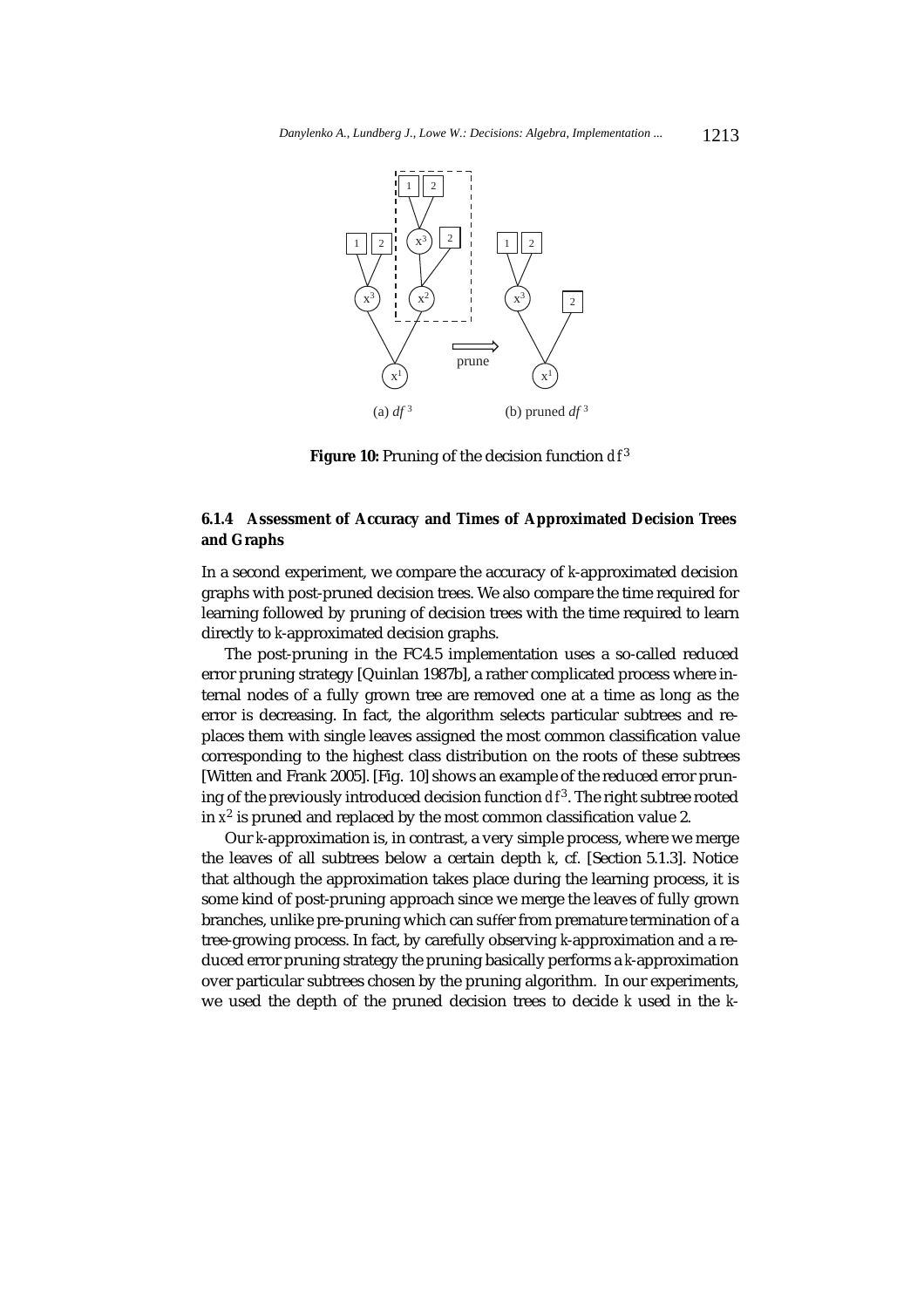**Figure 10:** Pruning of the decision function $df^3$

#### 6.1.4 Assessment of Accuracy and Times of Approximated Decision Trees and Graphs

In a second experiment, we compare the accuracy of $k$-approximated decision graphs with post-pruned decision trees. We also compare the time required for learning followed by pruning of decision trees with the time required to learn directly to $k$-approximated decision graphs.

The post-pruning in the FC4.5 implementation uses a so-called reduced error pruning strategy [Quinlan 1987b], a rather complicated process where internal nodes of a fully grown tree are removed one at a time as long as the error is decreasing. In fact, the algorithm selects particular subtrees and replaces them with single leaves assigned the most common classification value corresponding to the highest class distribution on the roots of these subtrees [Witten and Frank 2005]. [Fig. 10] shows an example of the reduced error pruning of the previously introduced decision function $df^3$. The right subtree rooted in $x^2$ is pruned and replaced by the most common classification value 2.

Our $k$-approximation is, in contrast, a very simple process, where we merge the leaves of all subtrees below a certain depth $k$, cf. [Section 5.1.3]. Notice that although the approximation takes place during the learning process, it is some kind of post-pruning approach since we merge the leaves of fully grown branches, unlike pre-pruning which can suffer from premature termination of a tree-growing process. In fact, by carefully observing $k$-approximation and a reduced error pruning strategy the pruning basically performs a $k$-approximation over particular subtrees chosen by the pruning algorithm. In our experiments, we used the depth of the pruned decision trees to decide $k$ used in the $k$-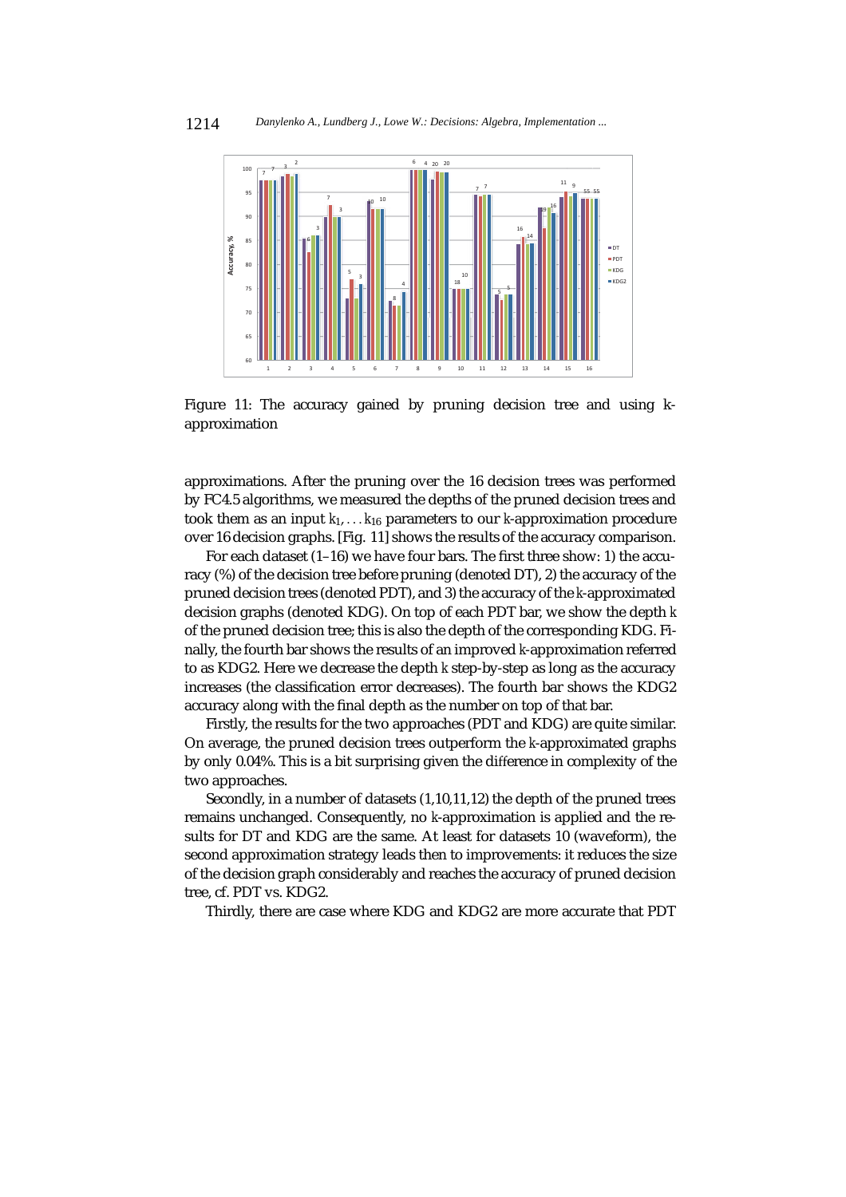Figure 11: The accuracy gained by pruning decision tree and using k-approximation

approximations. After the pruning over the 16 decision trees was performed by FC4.5 algorithms, we measured the depths of the pruned decision trees and took them as an input $k_1, \ldots k_{16}$ parameters to our $k$-approximation procedure over 16 decision graphs. [Fig. 11] shows the results of the accuracy comparison.

For each dataset (1–16) we have four bars. The first three show: 1) the accuracy (%) of the decision tree before pruning (denoted DT), 2) the accuracy of the pruned decision trees (denoted PDT), and 3) the accuracy of the $k$-approximated decision graphs (denoted KDG). On top of each PDT bar, we show the depth $k$ of the pruned decision tree; this is also the depth of the corresponding KDG. Finally, the fourth bar shows the results of an improved $k$-approximation referred to as KDG2. Here we decrease the depth $k$ step-by-step as long as the accuracy increases (the classification error decreases). The fourth bar shows the KDG2 accuracy along with the final depth as the number on top of that bar.

Firstly, the results for the two approaches (PDT and KDG) are quite similar. On average, the pruned decision trees outperform the $k$-approximated graphs by only 0.04%. This is a bit surprising given the difference in complexity of the two approaches.

Secondly, in a number of datasets (1,10,11,12) the depth of the pruned trees remains unchanged. Consequently, no $k$-approximation is applied and the results for DT and KDG are the same. At least for datasets 10 (waveform), the second approximation strategy leads then to improvements: it reduces the size of the decision graph considerably and reaches the accuracy of pruned decision tree, cf. PDT vs. KDG2.

Thirdly, there are case where KDG and KDG2 are more accurate that PDT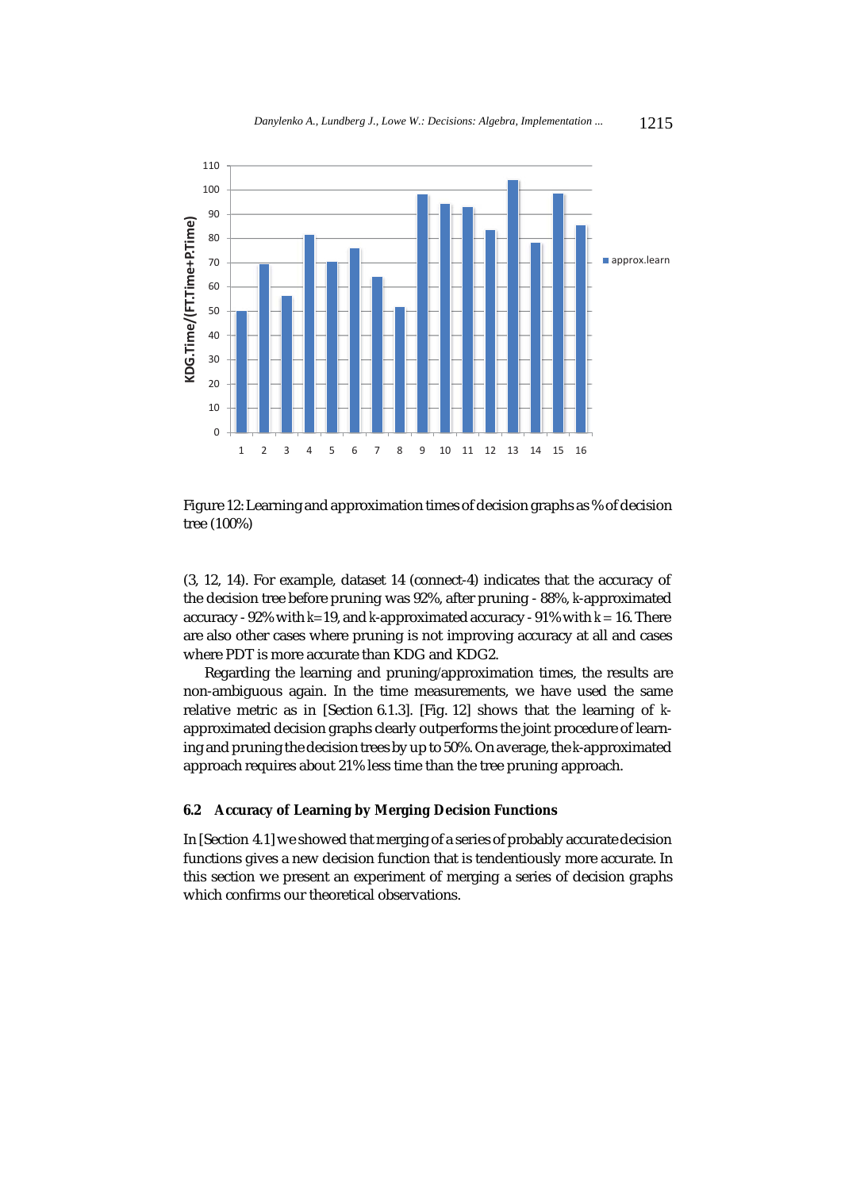Figure 12: Learning and approximation times of decision graphs as % of decision tree (100%)

(3, 12, 14). For example, dataset 14 (connect-4) indicates that the accuracy of the decision tree before pruning was 92%, after pruning - 88%, $k$-approximated accuracy - 92% with $k$=19, and $k$-approximated accuracy - 91% with $k$ = 16. There are also other cases where pruning is not improving accuracy at all and cases where PDT is more accurate than KDG and KDG2.

Regarding the learning and pruning/approximation times, the results are non-ambiguous again. In the time measurements, we have used the same relative metric as in [Section 6.1.3]. [Fig. 12] shows that the learning of $k$-approximated decision graphs clearly outperforms the joint procedure of learning and pruning the decision trees by up to 50%. On average, the $k$-approximated approach requires about 21% less time than the tree pruning approach.

### 6.2 Accuracy of Learning by Merging Decision Functions

In [Section 4.1] we showed that merging of a series of probably accurate decision functions gives a new decision function that is tendentiously more accurate. In this section we present an experiment of merging a series of decision graphs which confirms our theoretical observations.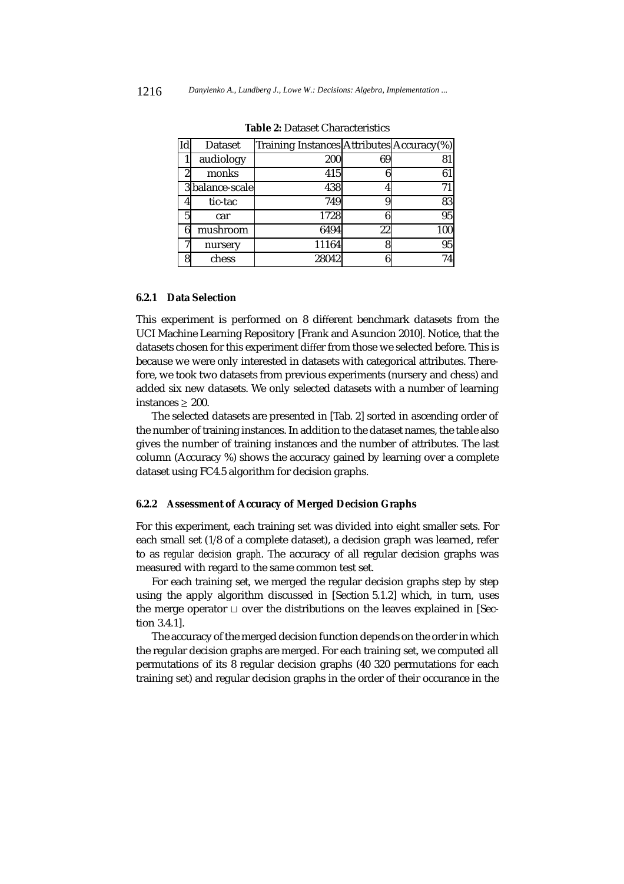**Table 2:** Dataset Characteristics

| Id | Dataset | Training Instances | Attributes | Accuracy(%) |
|---|---|---|---|---|
| 1 | audiology | 200 | 69 | 81 |
| 2 | monks | 415 | 6 | 61 |
| 3 | balance-scale | 438 | 4 | 71 |
| 4 | tic-tac | 749 | 9 | 83 |
| 5 | car | 1728 | 6 | 95 |
| 6 | mushroom | 6494 | 22 | 100 |
| 7 | nursery | 11164 | 8 | 95 |
| 8 | chess | 28042 | 6 | 74 |

#### 6.2.1 Data Selection

This experiment is performed on 8 different benchmark datasets from the UCI Machine Learning Repository [Frank and Asuncion 2010]. Notice, that the datasets chosen for this experiment differ from those we selected before. This is because we were only interested in datasets with categorical attributes. Therefore, we took two datasets from previous experiments (nursery and chess) and added six new datasets. We only selected datasets with a number of learning instances $\geq 200$.

The selected datasets are presented in [Tab. 2] sorted in ascending order of the number of training instances. In addition to the dataset names, the table also gives the number of training instances and the number of attributes. The last column (Accuracy %) shows the accuracy gained by learning over a complete dataset using FC4.5 algorithm for decision graphs.

#### 6.2.2 Assessment of Accuracy of Merged Decision Graphs

For this experiment, each training set was divided into eight smaller sets. For each small set (1/8 of a complete dataset), a decision graph was learned, refer to as *regular decision graph*. The accuracy of all regular decision graphs was measured with regard to the same common test set.

For each training set, we merged the regular decision graphs step by step using the apply algorithm discussed in [Section 5.1.2] which, in turn, uses the merge operator $\sqcup$ over the distributions on the leaves explained in [Section 3.4.1].

The accuracy of the merged decision function depends on the order in which the regular decision graphs are merged. For each training set, we computed all permutations of its 8 regular decision graphs (40 320 permutations for each training set) and regular decision graphs in the order of their occurance in the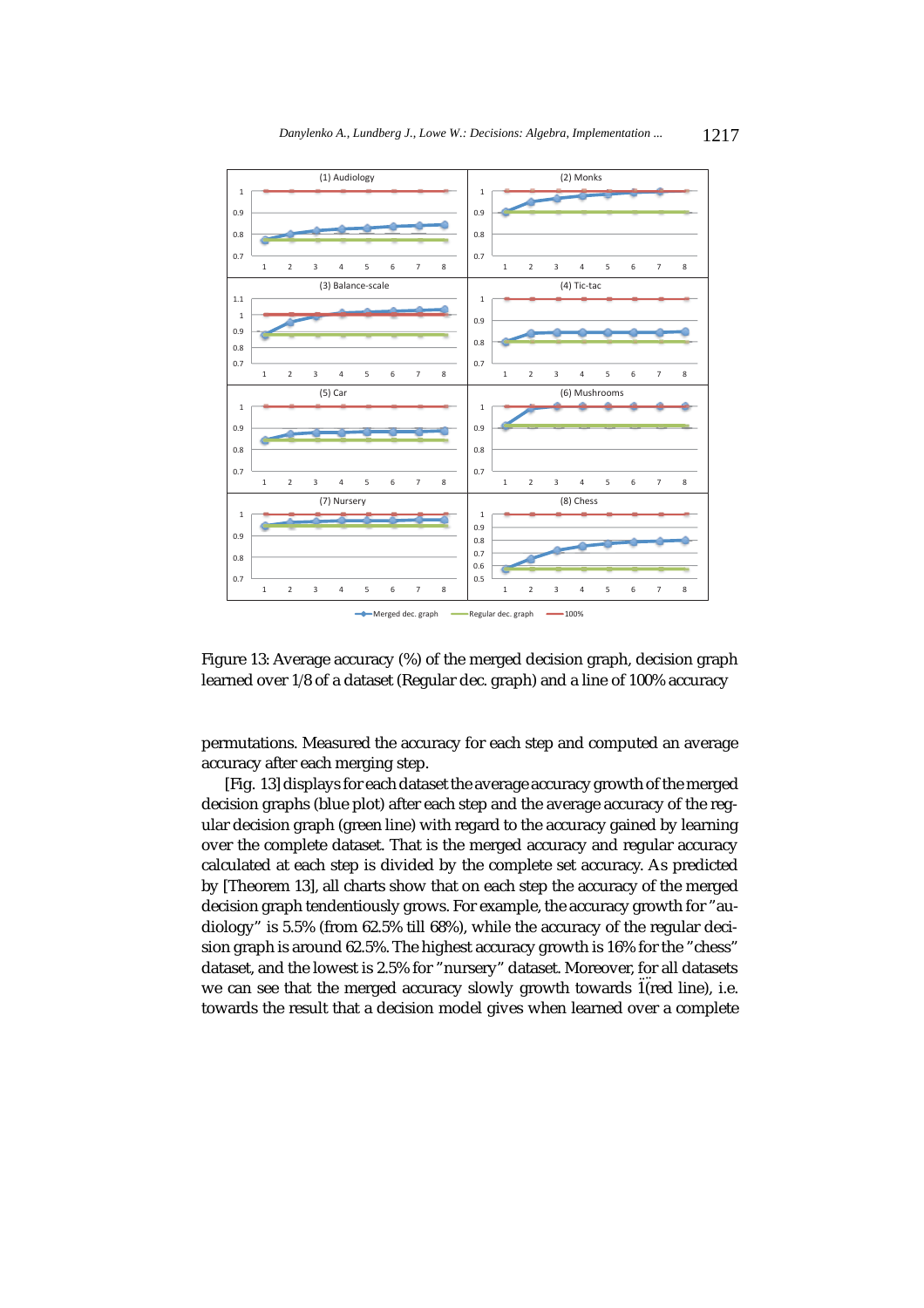Figure 13: Average accuracy (%) of the merged decision graph, decision graph learned over 1/8 of a dataset (Regular dec. graph) and a line of 100% accuracy

permutations. Measured the accuracy for each step and computed an average accuracy after each merging step.

[Fig. 13] displays for each dataset the average accuracy growth of the merged decision graphs (blue plot) after each step and the average accuracy of the regular decision graph (green line) with regard to the accuracy gained by learning over the complete dataset. That is the merged accuracy and regular accuracy calculated at each step is divided by the complete set accuracy. As predicted by [Theorem 13], all charts show that on each step the accuracy of the merged decision graph tendentiously grows. For example, the accuracy growth for "audiology" is 5.5% (from 62.5% till 68%), while the accuracy of the regular decision graph is around 62.5%. The highest accuracy growth is 16% for the "chess" dataset, and the lowest is 2.5% for "nursery" dataset. Moreover, for all datasets we can see that the merged accuracy slowly growth towards 1(red line), i.e. towards the result that a decision model gives when learned over a complete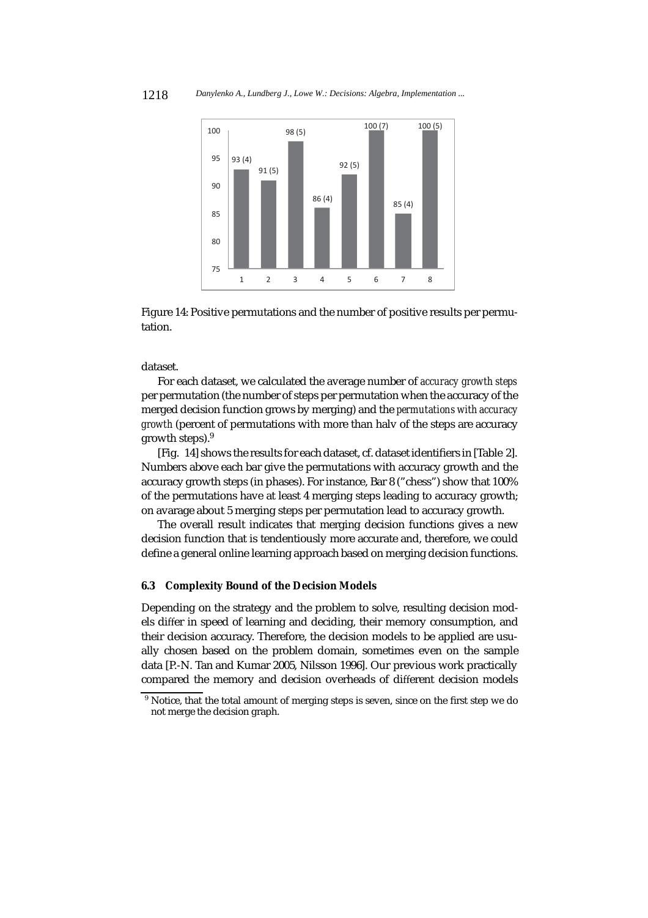Figure 14: Positive permutations and the number of positive results per permutation.

dataset.

For each dataset, we calculated the average number of *accuracy growth steps* per permutation (the number of steps per permutation when the accuracy of the merged decision function grows by merging) and the *permutations with accuracy growth* (percent of permutations with more than halv of the steps are accuracy growth steps).[9]

[Fig. 14] shows the results for each dataset, cf. dataset identifiers in [Table 2]. Numbers above each bar give the permutations with accuracy growth and the accuracy growth steps (in phases). For instance, Bar 8 ("chess") show that 100% of the permutations have at least 4 merging steps leading to accuracy growth; on avarage about 5 merging steps per permutation lead to accuracy growth.

The overall result indicates that merging decision functions gives a new decision function that is tendentiously more accurate and, therefore, we could define a general online learning approach based on merging decision functions.

### 6.3 Complexity Bound of the Decision Models

Depending on the strategy and the problem to solve, resulting decision models differ in speed of learning and deciding, their memory consumption, and their decision accuracy. Therefore, the decision models to be applied are usually chosen based on the problem domain, sometimes even on the sample data [P.-N. Tan and Kumar 2005, Nilsson 1996]. Our previous work practically compared the memory and decision overheads of different decision models

[9] Notice, that the total amount of merging steps is seven, since on the first step we do not merge the decision graph.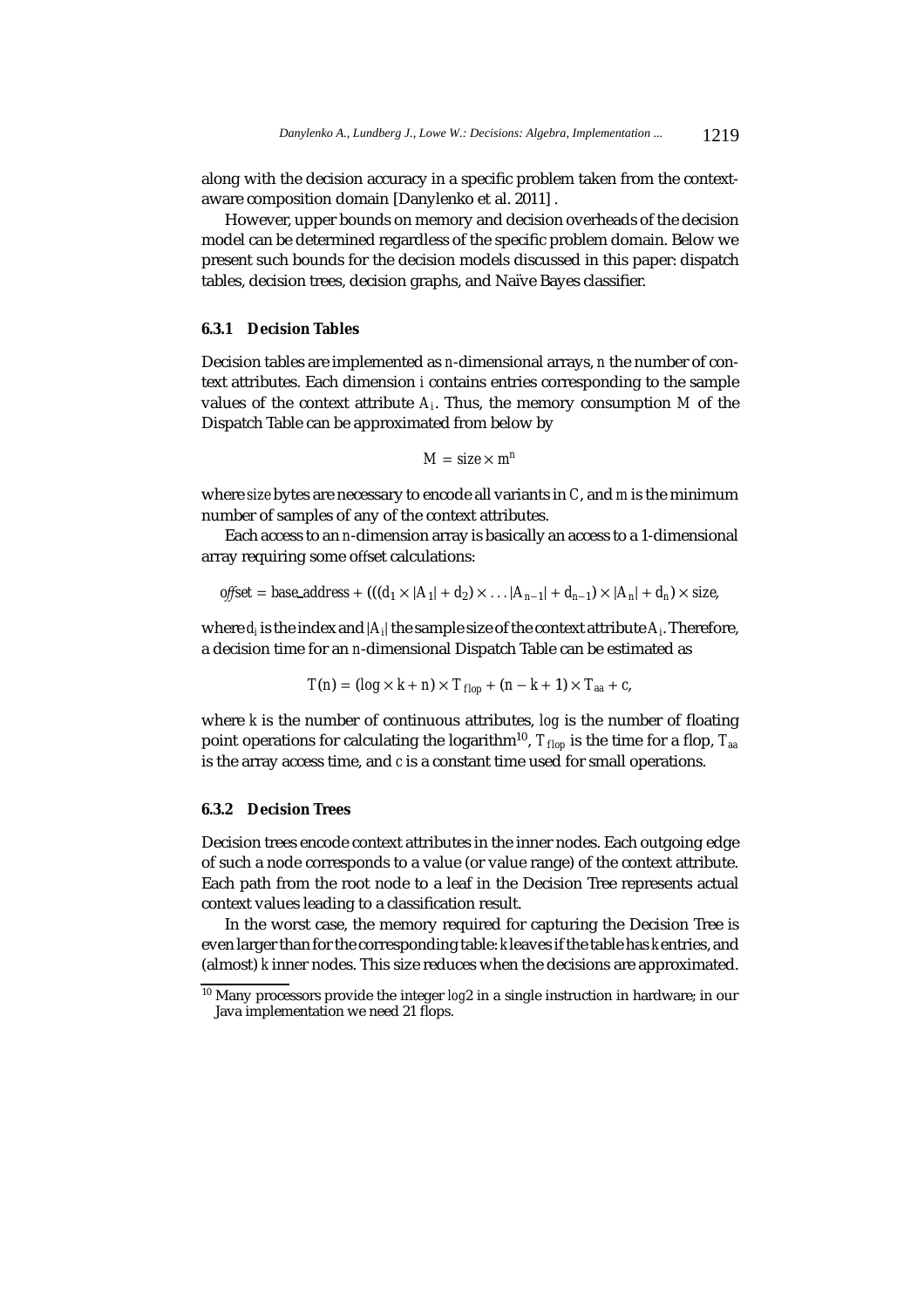along with the decision accuracy in a specific problem taken from the context-aware composition domain [Danylenko et al. 2011] .

However, upper bounds on memory and decision overheads of the decision model can be determined regardless of the specific problem domain. Below we present such bounds for the decision models discussed in this paper: dispatch tables, decision trees, decision graphs, and Naïve Bayes classifier.

#### 6.3.1 Decision Tables

Decision tables are implemented as $n$-dimensional arrays, $n$ the number of context attributes. Each dimension $i$ contains entries corresponding to the sample values of the context attribute $A_i$. Thus, the memory consumption $M$ of the Dispatch Table can be approximated from below by

$$M = size \times m^n$$

where $size$ bytes are necessary to encode all variants in $C$, and $m$ is the minimum number of samples of any of the context attributes.

Each access to an $n$-dimension array is basically an access to a 1-dimensional array requiring some offset calculations:

$$offset = base\_address + (((d_1 \times |A_1| + d_2) \times \ldots |A_{n-1}| + d_{n-1}) \times |A_n| + d_n) \times size,$$

where $d_i$ is the index and $|A_i|$ the sample size of the context attribute $A_i$. Therefore, a decision time for an $n$-dimensional Dispatch Table can be estimated as

$$T(n) = (log \times k + n) \times T_{flop} + (n - k + 1) \times T_{aa} + c,$$

where $k$ is the number of continuous attributes, $log$ is the number of floating point operations for calculating the logarithm[10], $T_{flop}$ is the time for a flop, $T_{aa}$ is the array access time, and $c$ is a constant time used for small operations.

#### 6.3.2 Decision Trees

Decision trees encode context attributes in the inner nodes. Each outgoing edge of such a node corresponds to a value (or value range) of the context attribute. Each path from the root node to a leaf in the Decision Tree represents actual context values leading to a classification result.

In the worst case, the memory required for capturing the Decision Tree is even larger than for the corresponding table: $k$ leaves if the table has $k$ entries, and (almost) $k$ inner nodes. This size reduces when the decisions are approximated.

[10] Many processors provide the integer $log2$ in a single instruction in hardware; in our Java implementation we need 21 flops.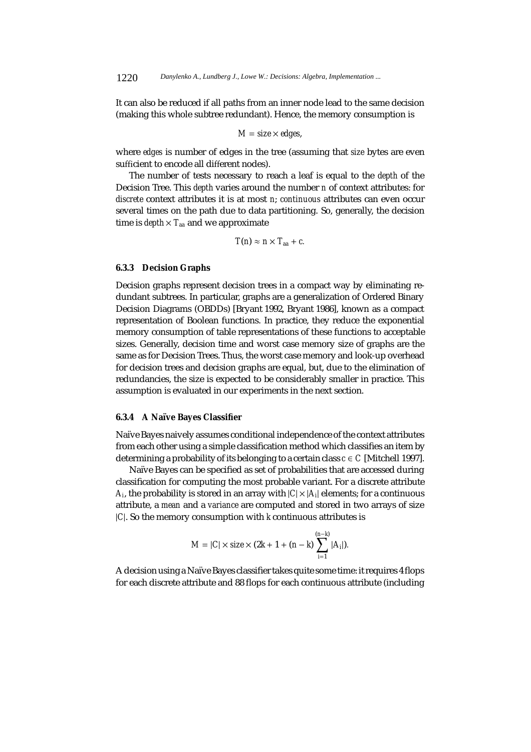It can also be reduced if all paths from an inner node lead to the same decision (making this whole subtree redundant). Hence, the memory consumption is

$$M = size \times edges,$$

where *edges* is number of edges in the tree (assuming that *size* bytes are even sufficient to encode all different nodes).

The number of tests necessary to reach a leaf is equal to the *depth* of the Decision Tree. This *depth* varies around the number $n$ of context attributes: for *discrete* context attributes it is at most $n$; *continuous* attributes can even occur several times on the path due to data partitioning. So, generally, the decision time is $depth \times T_{aa}$ and we approximate

$$T(n) \approx n \times T_{aa} + c.$$

### 6.3.3 Decision Graphs

Decision graphs represent decision trees in a compact way by eliminating redundant subtrees. In particular, graphs are a generalization of Ordered Binary Decision Diagrams (OBDDs) [Bryant 1992, Bryant 1986], known as a compact representation of Boolean functions. In practice, they reduce the exponential memory consumption of table representations of these functions to acceptable sizes. Generally, decision time and worst case memory size of graphs are the same as for Decision Trees. Thus, the worst case memory and look-up overhead for decision trees and decision graphs are equal, but, due to the elimination of redundancies, the size is expected to be considerably smaller in practice. This assumption is evaluated in our experiments in the next section.

### 6.3.4 A Naïve Bayes Classifier

Naïve Bayes naively assumes conditional independence of the context attributes from each other using a simple classification method which classifies an item by determining a probability of its belonging to a certain class $c \in C$ [Mitchell 1997].

Naïve Bayes can be specified as set of probabilities that are accessed during classification for computing the most probable variant. For a discrete attribute $A_i$, the probability is stored in an array with $|C| \times |A_i|$ elements; for a continuous attribute, a *mean* and a *variance* are computed and stored in two arrays of size $|C|$. So the memory consumption with $k$ continuous attributes is

$$M = |C| \times size \times (2k + 1 + (n - k) \sum_{i=1}^{(n-k)} |A_i|).$$

A decision using a Naïve Bayes classifier takes quite some time: it requires 4 flops for each discrete attribute and 88 flops for each continuous attribute (including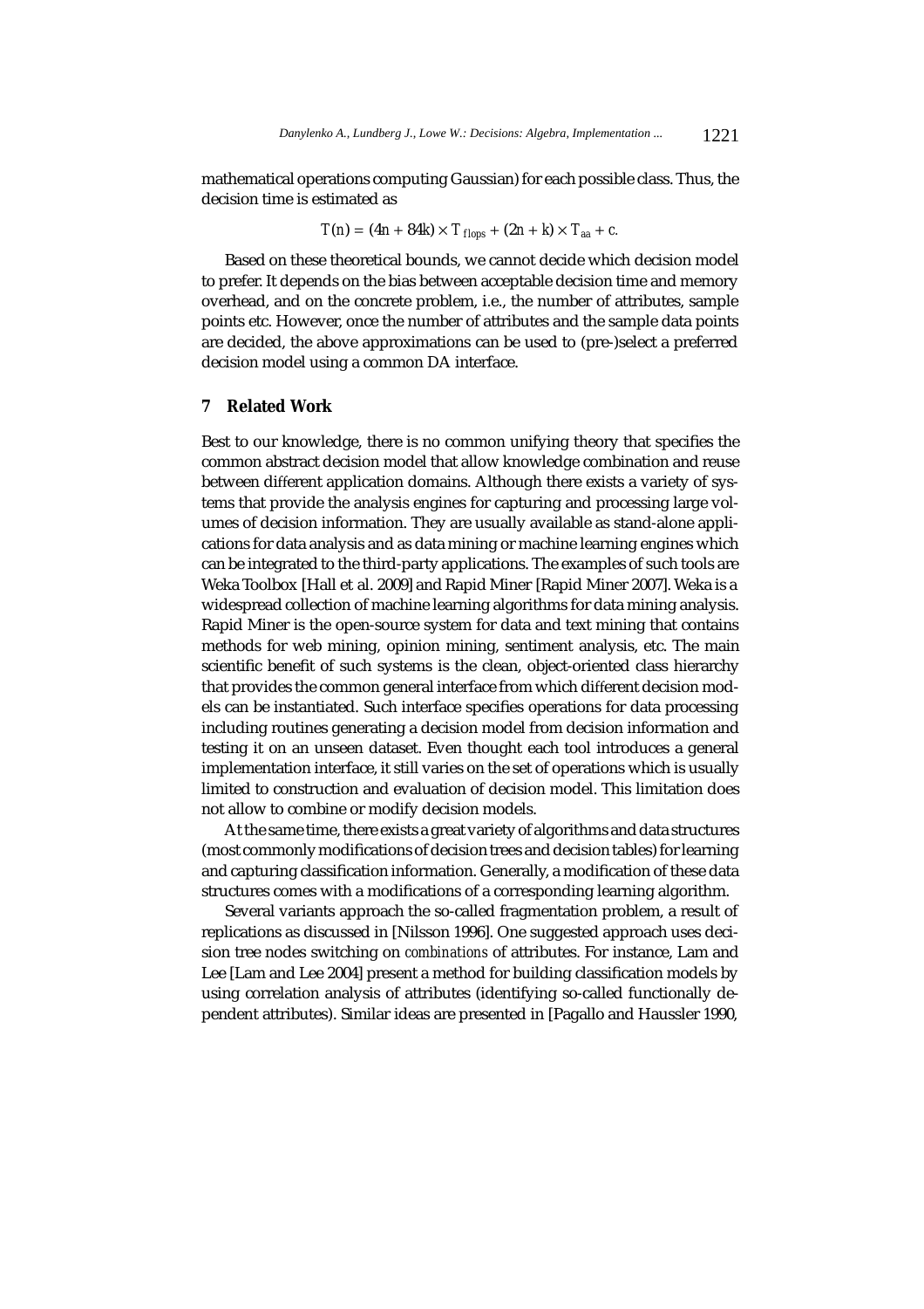mathematical operations computing Gaussian) for each possible class. Thus, the decision time is estimated as

$$T(n) = (4n + 84k) \times T_{flops} + (2n + k) \times T_{aa} + c.$$

Based on these theoretical bounds, we cannot decide which decision model to prefer. It depends on the bias between acceptable decision time and memory overhead, and on the concrete problem, i.e., the number of attributes, sample points etc. However, once the number of attributes and the sample data points are decided, the above approximations can be used to (pre-)select a preferred decision model using a common DA interface.

## 7 Related Work

Best to our knowledge, there is no common unifying theory that specifies the common abstract decision model that allow knowledge combination and reuse between different application domains. Although there exists a variety of systems that provide the analysis engines for capturing and processing large volumes of decision information. They are usually available as stand-alone applications for data analysis and as data mining or machine learning engines which can be integrated to the third-party applications. The examples of such tools are Weka Toolbox [Hall et al. 2009] and Rapid Miner [Rapid Miner 2007]. Weka is a widespread collection of machine learning algorithms for data mining analysis. Rapid Miner is the open-source system for data and text mining that contains methods for web mining, opinion mining, sentiment analysis, etc. The main scientific benefit of such systems is the clean, object-oriented class hierarchy that provides the common general interface from which different decision models can be instantiated. Such interface specifies operations for data processing including routines generating a decision model from decision information and testing it on an unseen dataset. Even thought each tool introduces a general implementation interface, it still varies on the set of operations which is usually limited to construction and evaluation of decision model. This limitation does not allow to combine or modify decision models.

At the same time, there exists a great variety of algorithms and data structures (most commonly modifications of decision trees and decision tables) for learning and capturing classification information. Generally, a modification of these data structures comes with a modifications of a corresponding learning algorithm.

Several variants approach the so-called fragmentation problem, a result of replications as discussed in [Nilsson 1996]. One suggested approach uses decision tree nodes switching on *combinations* of attributes. For instance, Lam and Lee [Lam and Lee 2004] present a method for building classification models by using correlation analysis of attributes (identifying so-called functionally dependent attributes). Similar ideas are presented in [Pagallo and Haussler 1990,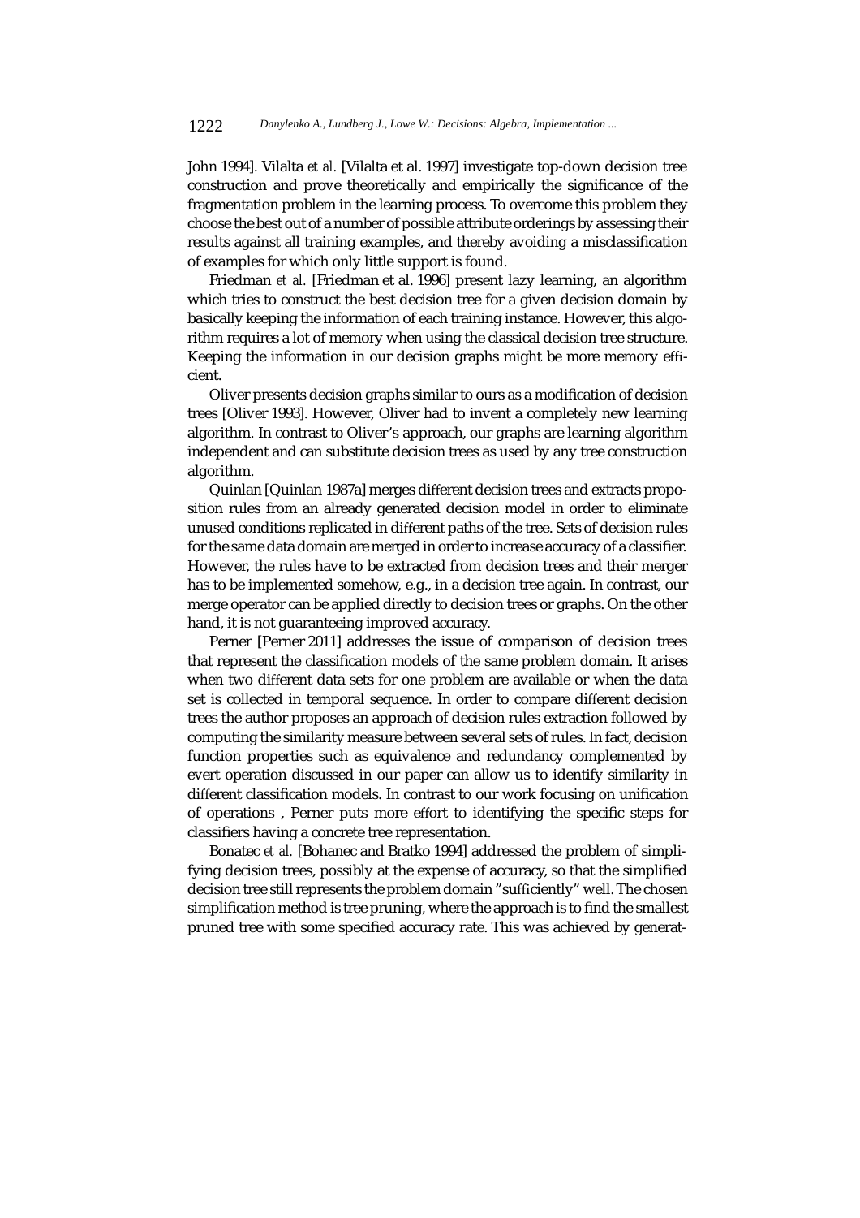John 1994]. Vilalta *et al.* [Vilalta et al. 1997] investigate top-down decision tree construction and prove theoretically and empirically the significance of the fragmentation problem in the learning process. To overcome this problem they choose the best out of a number of possible attribute orderings by assessing their results against all training examples, and thereby avoiding a misclassification of examples for which only little support is found.

Friedman *et al.* [Friedman et al. 1996] present lazy learning, an algorithm which tries to construct the best decision tree for a given decision domain by basically keeping the information of each training instance. However, this algorithm requires a lot of memory when using the classical decision tree structure. Keeping the information in our decision graphs might be more memory efficient.

Oliver presents decision graphs similar to ours as a modification of decision trees [Oliver 1993]. However, Oliver had to invent a completely new learning algorithm. In contrast to Oliver's approach, our graphs are learning algorithm independent and can substitute decision trees as used by any tree construction algorithm.

Quinlan [Quinlan 1987a] merges different decision trees and extracts proposition rules from an already generated decision model in order to eliminate unused conditions replicated in different paths of the tree. Sets of decision rules for the same data domain are merged in order to increase accuracy of a classifier. However, the rules have to be extracted from decision trees and their merger has to be implemented somehow, e.g., in a decision tree again. In contrast, our merge operator can be applied directly to decision trees or graphs. On the other hand, it is not guaranteeing improved accuracy.

Perner [Perner 2011] addresses the issue of comparison of decision trees that represent the classification models of the same problem domain. It arises when two different data sets for one problem are available or when the data set is collected in temporal sequence. In order to compare different decision trees the author proposes an approach of decision rules extraction followed by computing the similarity measure between several sets of rules. In fact, decision function properties such as equivalence and redundancy complemented by evert operation discussed in our paper can allow us to identify similarity in different classification models. In contrast to our work focusing on unification of operations , Perner puts more effort to identifying the specific steps for classifiers having a concrete tree representation.

Bonatec *et al.* [Bohanec and Bratko 1994] addressed the problem of simplifying decision trees, possibly at the expense of accuracy, so that the simplified decision tree still represents the problem domain "sufficiently" well. The chosen simplification method is tree pruning, where the approach is to find the smallest pruned tree with some specified accuracy rate. This was achieved by generat-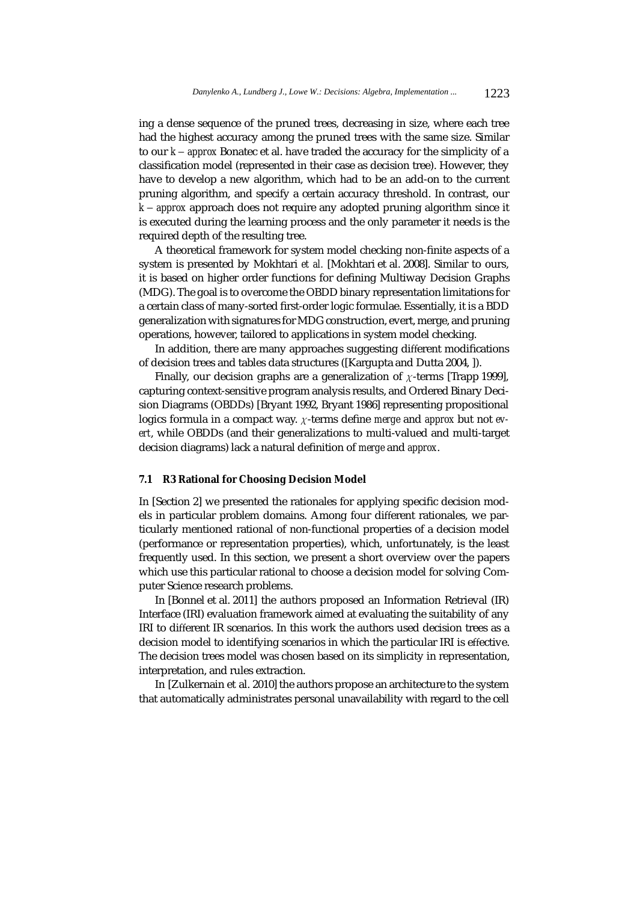ing a dense sequence of the pruned trees, decreasing in size, where each tree had the highest accuracy among the pruned trees with the same size. Similar to our $k - approx$ Bonatec et al. have traded the accuracy for the simplicity of a classification model (represented in their case as decision tree). However, they have to develop a new algorithm, which had to be an add-on to the current pruning algorithm, and specify a certain accuracy threshold. In contrast, our $k - approx$ approach does not require any adopted pruning algorithm since it is executed during the learning process and the only parameter it needs is the required depth of the resulting tree.

A theoretical framework for system model checking non-finite aspects of a system is presented by Mokhtari *et al.* [Mokhtari et al. 2008]. Similar to ours, it is based on higher order functions for defining Multiway Decision Graphs (MDG). The goal is to overcome the OBDD binary representation limitations for a certain class of many-sorted first-order logic formulae. Essentially, it is a BDD generalization with signatures for MDG construction, evert, merge, and pruning operations, however, tailored to applications in system model checking.

In addition, there are many approaches suggesting different modifications of decision trees and tables data structures ([Kargupta and Dutta 2004, ]).

Finally, our decision graphs are a generalization of $\chi$-terms [Trapp 1999], capturing context-sensitive program analysis results, and Ordered Binary Decision Diagrams (OBDDs) [Bryant 1992, Bryant 1986] representing propositional logics formula in a compact way. $\chi$-terms define *merge* and *approx* but not *evert*, while OBDDs (and their generalizations to multi-valued and multi-target decision diagrams) lack a natural definition of *merge* and *approx*.

### 7.1 R3 Rational for Choosing Decision Model

In [Section 2] we presented the rationales for applying specific decision models in particular problem domains. Among four different rationales, we particularly mentioned rational of non-functional properties of a decision model (performance or representation properties), which, unfortunately, is the least frequently used. In this section, we present a short overview over the papers which use this particular rational to choose a decision model for solving Computer Science research problems.

In [Bonnel et al. 2011] the authors proposed an Information Retrieval (IR) Interface (IRI) evaluation framework aimed at evaluating the suitability of any IRI to different IR scenarios. In this work the authors used decision trees as a decision model to identifying scenarios in which the particular IRI is effective. The decision trees model was chosen based on its simplicity in representation, interpretation, and rules extraction.

In [Zulkernain et al. 2010] the authors propose an architecture to the system that automatically administrates personal unavailability with regard to the cell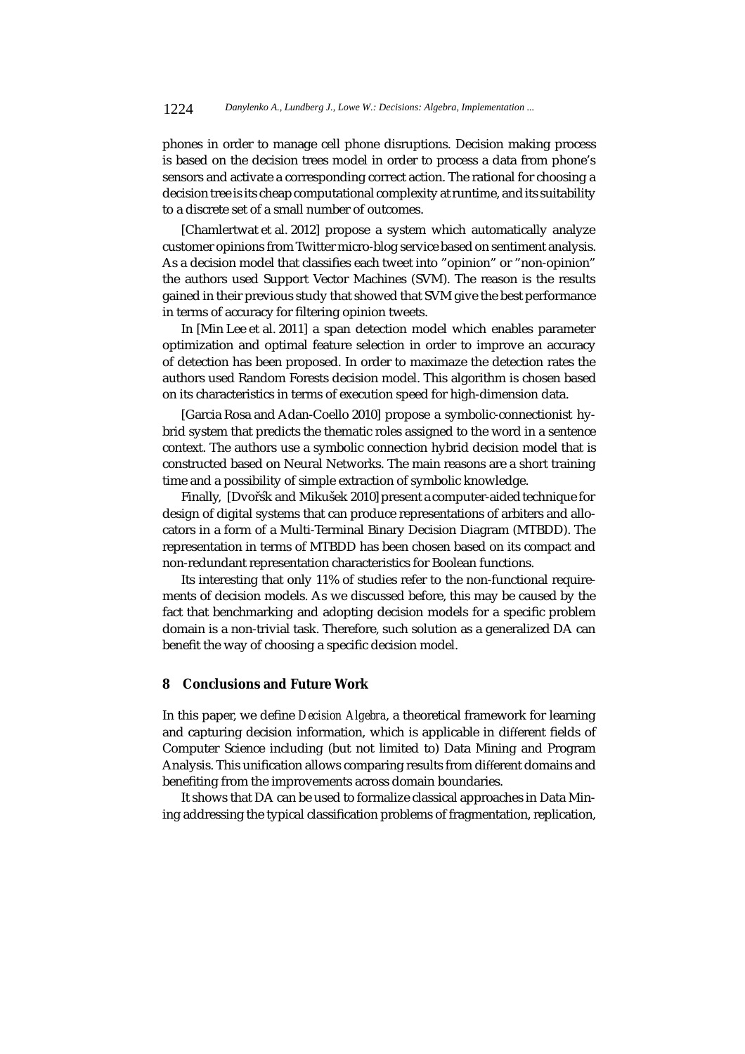phones in order to manage cell phone disruptions. Decision making process is based on the decision trees model in order to process a data from phone's sensors and activate a corresponding correct action. The rational for choosing a decision tree is its cheap computational complexity at runtime, and its suitability to a discrete set of a small number of outcomes.

[Chamlertwat et al. 2012] propose a system which automatically analyze customer opinions from Twitter micro-blog service based on sentiment analysis. As a decision model that classifies each tweet into "opinion" or "non-opinion" the authors used Support Vector Machines (SVM). The reason is the results gained in their previous study that showed that SVM give the best performance in terms of accuracy for filtering opinion tweets.

In [Min Lee et al. 2011] a span detection model which enables parameter optimization and optimal feature selection in order to improve an accuracy of detection has been proposed. In order to maximaze the detection rates the authors used Random Forests decision model. This algorithm is chosen based on its characteristics in terms of execution speed for high-dimension data.

[Garcia Rosa and Adan-Coello 2010] propose a symbolic-connectionist hybrid system that predicts the thematic roles assigned to the word in a sentence context. The authors use a symbolic connection hybrid decision model that is constructed based on Neural Networks. The main reasons are a short training time and a possibility of simple extraction of symbolic knowledge.

Finally, [Dvořšk and Mikušek 2010] present a computer-aided technique for design of digital systems that can produce representations of arbiters and allocators in a form of a Multi-Terminal Binary Decision Diagram (MTBDD). The representation in terms of MTBDD has been chosen based on its compact and non-redundant representation characteristics for Boolean functions.

Its interesting that only 11% of studies refer to the non-functional requirements of decision models. As we discussed before, this may be caused by the fact that benchmarking and adopting decision models for a specific problem domain is a non-trivial task. Therefore, such solution as a generalized DA can benefit the way of choosing a specific decision model.

## 8 Conclusions and Future Work

In this paper, we define *Decision Algebra*, a theoretical framework for learning and capturing decision information, which is applicable in different fields of Computer Science including (but not limited to) Data Mining and Program Analysis. This unification allows comparing results from different domains and benefiting from the improvements across domain boundaries.

It shows that DA can be used to formalize classical approaches in Data Mining addressing the typical classification problems of fragmentation, replication,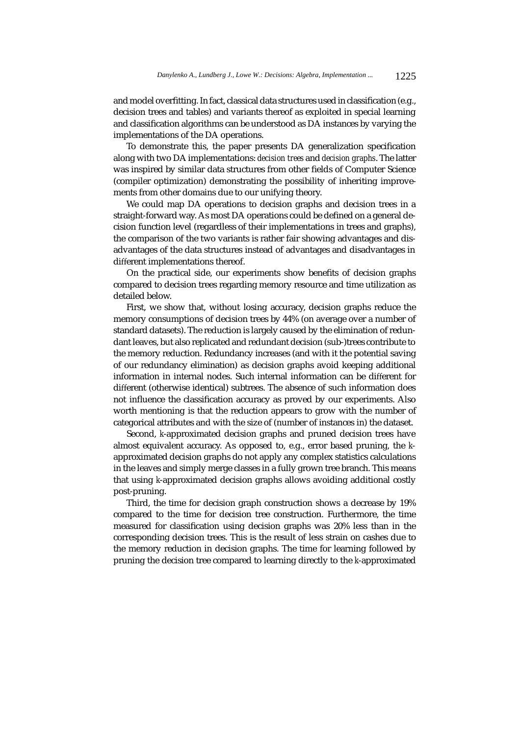and model overfitting. In fact, classical data structures used in classification (e.g., decision trees and tables) and variants thereof as exploited in special learning and classification algorithms can be understood as DA instances by varying the implementations of the DA operations.

To demonstrate this, the paper presents DA generalization specification along with two DA implementations: *decision trees* and *decision graphs*. The latter was inspired by similar data structures from other fields of Computer Science (compiler optimization) demonstrating the possibility of inheriting improvements from other domains due to our unifying theory.

We could map DA operations to decision graphs and decision trees in a straight-forward way. As most DA operations could be defined on a general decision function level (regardless of their implementations in trees and graphs), the comparison of the two variants is rather fair showing advantages and disadvantages of the data structures instead of advantages and disadvantages in different implementations thereof.

On the practical side, our experiments show benefits of decision graphs compared to decision trees regarding memory resource and time utilization as detailed below.

First, we show that, without losing accuracy, decision graphs reduce the memory consumptions of decision trees by 44% (on average over a number of standard datasets). The reduction is largely caused by the elimination of redundant leaves, but also replicated and redundant decision (sub-)trees contribute to the memory reduction. Redundancy increases (and with it the potential saving of our redundancy elimination) as decision graphs avoid keeping additional information in internal nodes. Such internal information can be different for different (otherwise identical) subtrees. The absence of such information does not influence the classification accuracy as proved by our experiments. Also worth mentioning is that the reduction appears to grow with the number of categorical attributes and with the size of (number of instances in) the dataset.

Second, $k$-approximated decision graphs and pruned decision trees have almost equivalent accuracy. As opposed to, e.g., error based pruning, the $k$-approximated decision graphs do not apply any complex statistics calculations in the leaves and simply merge classes in a fully grown tree branch. This means that using $k$-approximated decision graphs allows avoiding additional costly post-pruning.

Third, the time for decision graph construction shows a decrease by 19% compared to the time for decision tree construction. Furthermore, the time measured for classification using decision graphs was 20% less than in the corresponding decision trees. This is the result of less strain on cashes due to the memory reduction in decision graphs. The time for learning followed by pruning the decision tree compared to learning directly to the $k$-approximated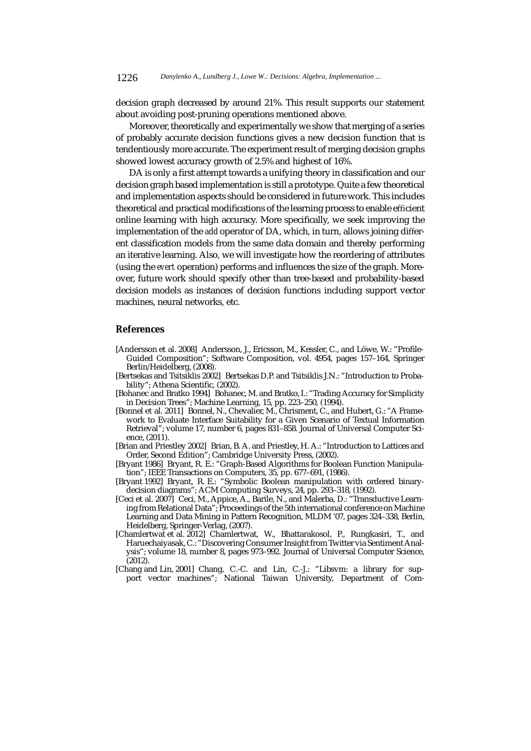decision graph decreased by around 21%. This result supports our statement about avoiding post-pruning operations mentioned above.

Moreover, theoretically and experimentally we show that merging of a series of probably accurate decision functions gives a new decision function that is tendentiously more accurate. The experiment result of merging decision graphs showed lowest accuracy growth of 2.5% and highest of 16%.

DA is only a first attempt towards a unifying theory in classification and our decision graph based implementation is still a prototype. Quite a few theoretical and implementation aspects should be considered in future work. This includes theoretical and practical modifications of the learning process to enable efficient online learning with high accuracy. More specifically, we seek improving the implementation of the *add* operator of DA, which, in turn, allows joining different classification models from the same data domain and thereby performing an iterative learning. Also, we will investigate how the reordering of attributes (using the *evert* operation) performs and influences the size of the graph. Moreover, future work should specify other than tree-based and probability-based decision models as instances of decision functions including support vector machines, neural networks, etc.

## References

[Andersson et al. 2008] Andersson, J., Ericsson, M., Kessler, C., and Löwe, W.: "Profile-Guided Composition"; Software Composition, vol. 4954, pages 157–164, Springer Berlin/Heidelberg, (2008).

[Bertsekas and Tsitsiklis 2002] Bertsekas D.P. and Tsitsiklis J.N.: "Introduction to Probability"; Athena Scientific, (2002).

[Bohanec and Bratko 1994] Bohanec, M. and Bratko, I.: "Trading Accuracy for Simplicity in Decision Trees"; Machine Learning, 15, pp. 223–250, (1994).

[Bonnel et al. 2011] Bonnel, N., Chevalier, M., Chrisment, C., and Hubert, G.: "A Framework to Evaluate Interface Suitability for a Given Scenario of Textual Information Retrieval"; volume 17, number 6, pages 831–858. Journal of Universal Computer Science, (2011).

[Brian and Priestley 2002] Brian, B. A. and Priestley, H. A.: "Introduction to Lattices and Order, Second Edition"; Cambridge University Press, (2002).

[Bryant 1986] Bryant, R. E.: "Graph-Based Algorithms for Boolean Function Manipulation"; IEEE Transactions on Computers, 35, pp. 677–691, (1986).

[Bryant 1992] Bryant, R. E.: "Symbolic Boolean manipulation with ordered binary-decision diagrams"; ACM Computing Surveys, 24, pp. 293–318, (1992).

[Ceci et al. 2007] Ceci, M., Appice, A., Barile, N., and Malerba, D.: "Transductive Learning from Relational Data"; Proceedings of the 5th international conference on Machine Learning and Data Mining in Pattern Recognition, MLDM '07, pages 324–338, Berlin, Heidelberg, Springer-Verlag, (2007).

[Chamlertwat et al. 2012] Chamlertwat, W., Bhattarakosol, P., Rungkasiri, T., and Haruechaiyasak, C.: "Discovering Consumer Insight from Twitter via Sentiment Analysis"; volume 18, number 8, pages 973–992. Journal of Universal Computer Science, (2012).

[Chang and Lin, 2001] Chang, C.-C. and Lin, C.-J.: "Libsvm: a library for support vector machines"; National Taiwan University, Department of Com-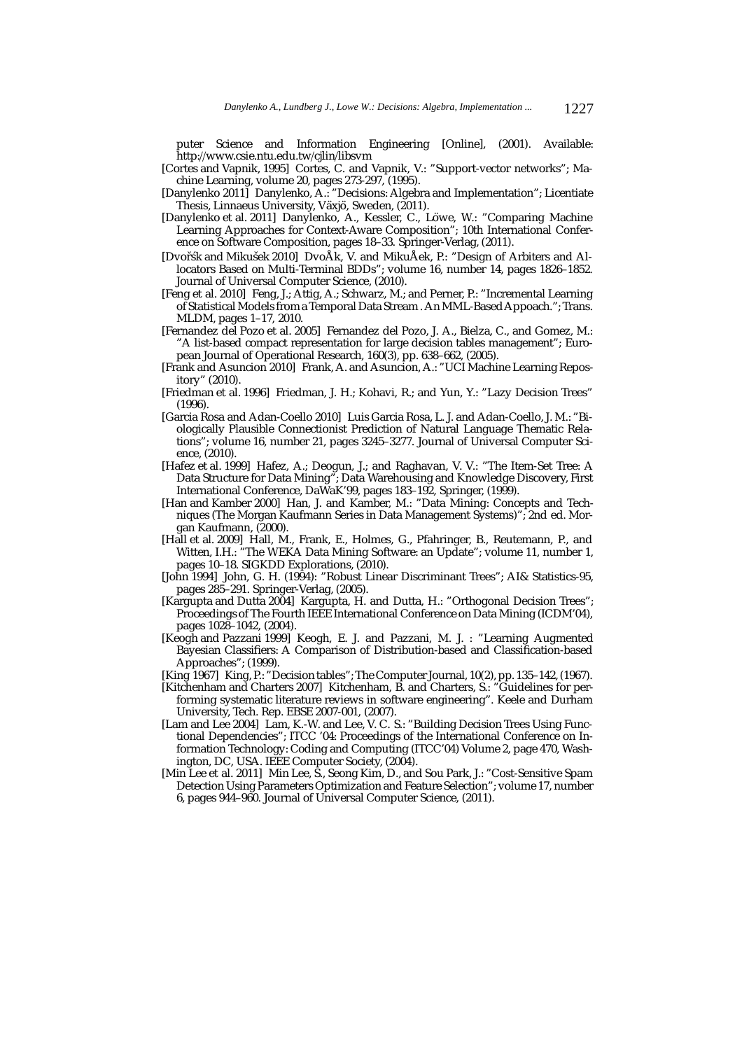puter Science and Information Engineering [Online], (2001). Available: http://www.csie.ntu.edu.tw/cjlin/libsvm

[Cortes and Vapnik, 1995] Cortes, C. and Vapnik, V.: "Support-vector networks"; Machine Learning, volume 20, pages 273-297, (1995).

[Danylenko 2011] Danylenko, A.: "Decisions: Algebra and Implementation"; Licentiate Thesis, Linnaeus University, Växjö, Sweden, (2011).

[Danylenko et al. 2011] Danylenko, A., Kessler, C., Löwe, W.: "Comparing Machine Learning Approaches for Context-Aware Composition"; 10th International Conference on Software Composition, pages 18–33. Springer-Verlag, (2011).

[Dvořšk and Mikušek 2010] DvoÅk, V. and MikuÅek, P.: "Design of Arbiters and Allocators Based on Multi-Terminal BDDs"; volume 16, number 14, pages 1826–1852. Journal of Universal Computer Science, (2010).

[Feng et al. 2010] Feng, J.; Attig, A.; Schwarz, M.; and Perner, P.: "Incremental Learning of Statistical Models from a Temporal Data Stream . An MML-Based Appoach."; Trans. MLDM, pages 1–17, 2010.

[Fernandez del Pozo et al. 2005] Fernandez del Pozo, J. A., Bielza, C., and Gomez, M.: "A list-based compact representation for large decision tables management"; European Journal of Operational Research, 160(3), pp. 638–662, (2005).

[Frank and Asuncion 2010] Frank, A. and Asuncion, A.: "UCI Machine Learning Repository" (2010).

[Friedman et al. 1996] Friedman, J. H.; Kohavi, R.; and Yun, Y.: "Lazy Decision Trees" (1996).

[Garcia Rosa and Adan-Coello 2010] Luis Garcia Rosa, L. J. and Adan-Coello, J. M.: "Biologically Plausible Connectionist Prediction of Natural Language Thematic Relations"; volume 16, number 21, pages 3245–3277. Journal of Universal Computer Science, (2010).

[Hafez et al. 1999] Hafez, A.; Deogun, J.; and Raghavan, V. V.: "The Item-Set Tree: A Data Structure for Data Mining"; Data Warehousing and Knowledge Discovery, First International Conference, DaWaK'99, pages 183–192, Springer, (1999).

[Han and Kamber 2000] Han, J. and Kamber, M.: "Data Mining: Concepts and Techniques (The Morgan Kaufmann Series in Data Management Systems)"; 2nd ed. Morgan Kaufmann, (2000).

[Hall et al. 2009] Hall, M., Frank, E., Holmes, G., Pfahringer, B., Reutemann, P., and Witten, I.H.: "The WEKA Data Mining Software: an Update"; volume 11, number 1, pages 10–18. SIGKDD Explorations, (2010).

[John 1994] John, G. H. (1994): "Robust Linear Discriminant Trees"; AI& Statistics-95, pages 285–291. Springer-Verlag, (2005).

[Kargupta and Dutta 2004] Kargupta, H. and Dutta, H.: "Orthogonal Decision Trees"; Proceedings of The Fourth IEEE International Conference on Data Mining (ICDM'04), pages 1028–1042, (2004).

[Keogh and Pazzani 1999] Keogh, E. J. and Pazzani, M. J. : "Learning Augmented Bayesian Classifiers: A Comparison of Distribution-based and Classification-based Approaches"; (1999).

[King 1967] King, P.: "Decision tables"; The Computer Journal, 10(2), pp. 135–142, (1967).

[Kitchenham and Charters 2007] Kitchenham, B. and Charters, S.: "Guidelines for performing systematic literature reviews in software engineering". Keele and Durham University, Tech. Rep. EBSE 2007-001, (2007).

[Lam and Lee 2004] Lam, K.-W. and Lee, V. C. S.: "Building Decision Trees Using Functional Dependencies"; ITCC '04: Proceedings of the International Conference on Information Technology: Coding and Computing (ITCC'04) Volume 2, page 470, Washington, DC, USA. IEEE Computer Society, (2004).

[Min Lee et al. 2011] Min Lee, S., Seong Kim, D., and Sou Park, J.: "Cost-Sensitive Spam Detection Using Parameters Optimization and Feature Selection"; volume 17, number 6, pages 944–960. Journal of Universal Computer Science, (2011).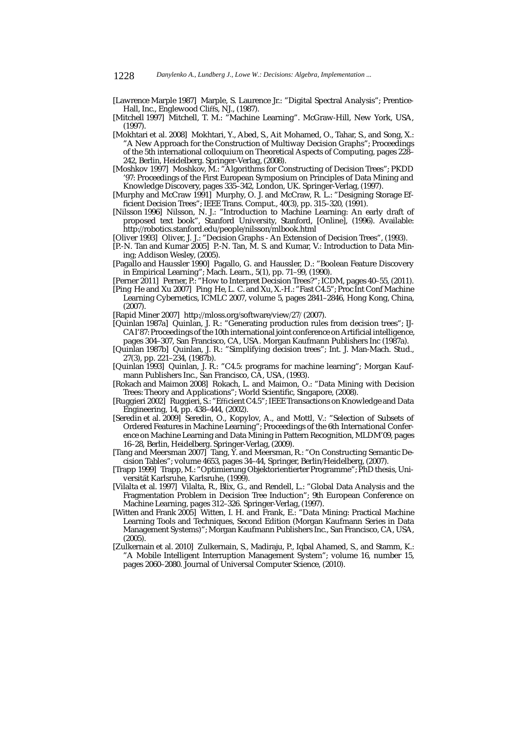[Lawrence Marple 1987] Marple, S. Laurence Jr.: "Digital Spectral Analysis"; Prentice-Hall, Inc., Englewood Cliffs, NJ., (1987).

[Mitchell 1997] Mitchell, T. M.: "Machine Learning". McGraw-Hill, New York, USA, (1997).

[Mokhtari et al. 2008] Mokhtari, Y., Abed, S., Ait Mohamed, O., Tahar, S., and Song, X.: "A New Approach for the Construction of Multiway Decision Graphs"; Proceedings of the 5th international colloquium on Theoretical Aspects of Computing, pages 228–242, Berlin, Heidelberg. Springer-Verlag, (2008).

[Moshkov 1997] Moshkov, M.: "Algorithms for Constructing of Decision Trees"; PKDD '97: Proceedings of the First European Symposium on Principles of Data Mining and Knowledge Discovery, pages 335–342, London, UK. Springer-Verlag, (1997).

[Murphy and McCraw 1991] Murphy, O. J. and McCraw, R. L.: "Designing Storage Efficient Decision Trees"; IEEE Trans. Comput., 40(3), pp. 315–320, (1991).

[Nilsson 1996] Nilsson, N. J.: "Introduction to Machine Learning: An early draft of proposed text book", Stanford University, Stanford, [Online], (1996). Available: http://robotics.stanford.edu/people/nilsson/mlbook.html

[Oliver 1993] Oliver, J. J.: "Decision Graphs - An Extension of Decision Trees", (1993).

[P.-N. Tan and Kumar 2005] P.-N. Tan, M. S. and Kumar, V.: Introduction to Data Mining; Addison Wesley, (2005).

[Pagallo and Haussler 1990] Pagallo, G. and Haussler, D.: "Boolean Feature Discovery in Empirical Learning"; Mach. Learn., 5(1), pp. 71–99, (1990).

[Perner 2011] Perner, P.: "How to Interpret Decision Trees?"; ICDM, pages 40–55, (2011).

[Ping He and Xu 2007] Ping He, L. C. and Xu, X.-H.: "Fast C4.5"; Proc Int Conf Machine Learning Cybernetics, ICMLC 2007, volume 5, pages 2841–2846, Hong Kong, China, (2007).

[Rapid Miner 2007] http://mloss.org/software/view/27/ (2007).

[Quinlan 1987a] Quinlan, J. R.: "Generating production rules from decision trees"; IJCAI'87: Proceedings of the 10th international joint conference on Artificial intelligence, pages 304–307, San Francisco, CA, USA. Morgan Kaufmann Publishers Inc (1987a).

[Quinlan 1987b] Quinlan, J. R.: "Simplifying decision trees"; Int. J. Man-Mach. Stud., 27(3), pp. 221–234, (1987b).

[Quinlan 1993] Quinlan, J. R.: "C4.5: programs for machine learning"; Morgan Kaufmann Publishers Inc., San Francisco, CA, USA, (1993).

[Rokach and Maimon 2008] Rokach, L. and Maimon, O.: "Data Mining with Decision Trees: Theory and Applications"; World Scientific, Singapore, (2008).

[Ruggieri 2002] Ruggieri, S.: "Efficient C4.5"; IEEE Transactions on Knowledge and Data Engineering, 14, pp. 438–444, (2002).

[Seredin et al. 2009] Seredin, O., Kopylov, A., and Mottl, V.: "Selection of Subsets of Ordered Features in Machine Learning"; Proceedings of the 6th International Conference on Machine Learning and Data Mining in Pattern Recognition, MLDM'09, pages 16–28, Berlin, Heidelberg. Springer-Verlag, (2009).

[Tang and Meersman 2007] Tang, Y. and Meersman, R.: "On Constructing Semantic Decision Tables"; volume 4653, pages 34–44, Springer, Berlin/Heidelberg, (2007).

[Trapp 1999] Trapp, M.: "Optimierung Objektorientierter Programme"; PhD thesis, Universität Karlsruhe, Karlsruhe, (1999).

[Vilalta et al. 1997] Vilalta, R., Blix, G., and Rendell, L.: "Global Data Analysis and the Fragmentation Problem in Decision Tree Induction"; 9th European Conference on Machine Learning, pages 312–326. Springer-Verlag, (1997).

[Witten and Frank 2005] Witten, I. H. and Frank, E.: "Data Mining: Practical Machine Learning Tools and Techniques, Second Edition (Morgan Kaufmann Series in Data Management Systems)"; Morgan Kaufmann Publishers Inc., San Francisco, CA, USA, (2005).

[Zulkernain et al. 2010] Zulkernain, S., Madiraju, P., Iqbal Ahamed, S., and Stamm, K.: "A Mobile Intelligent Interruption Management System"; volume 16, number 15, pages 2060–2080. Journal of Universal Computer Science, (2010).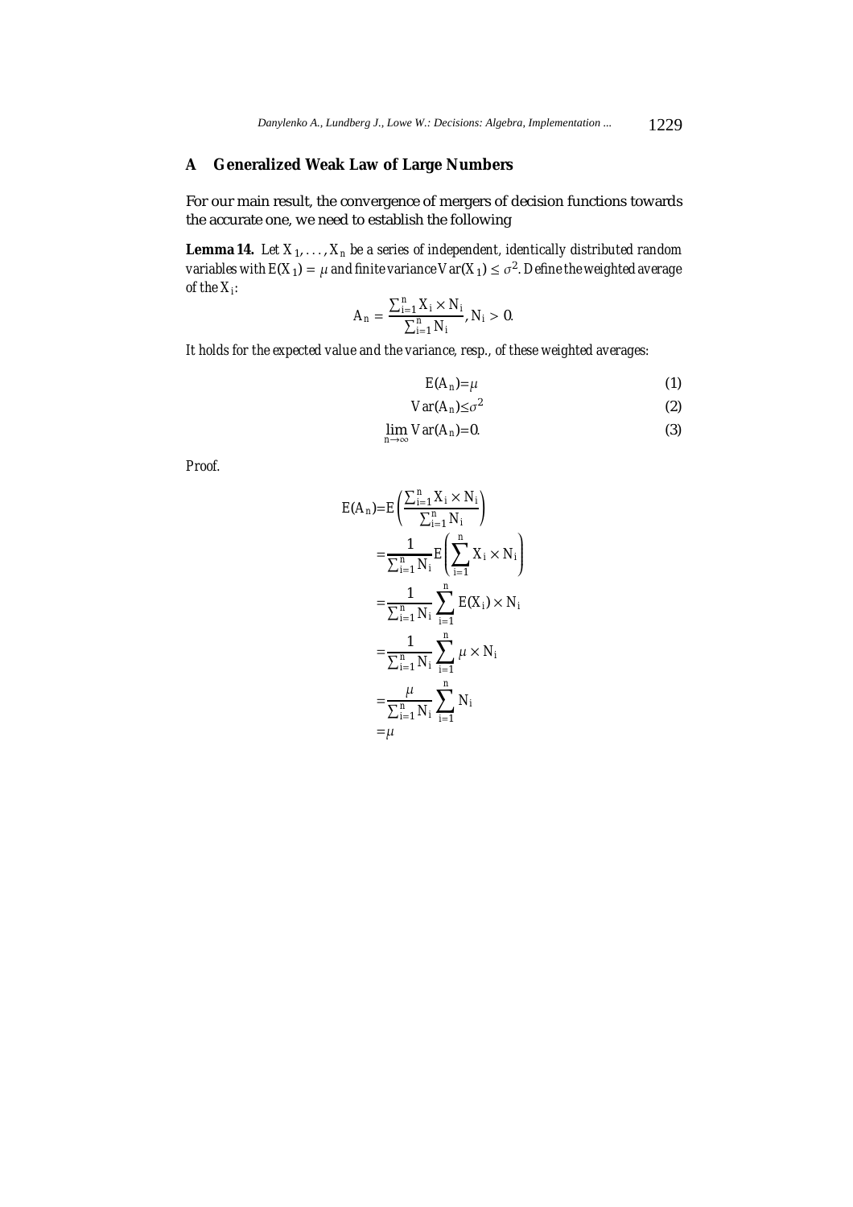## A Generalized Weak Law of Large Numbers

For our main result, the convergence of mergers of decision functions towards the accurate one, we need to establish the following

**Lemma 14.** *Let $X_1, \ldots, X_n$ be a series of independent, identically distributed random variables with $E(X_1) = \mu$ and finite variance $Var(X_1) \leq \sigma^2$. Define the weighted average of the $X_i$:*

$$A_n = \frac{\sum_{i=1}^{n} X_i \times N_i}{\sum_{i=1}^{n} N_i}, N_i > 0.$$

*It holds for the expected value and the variance, resp., of these weighted averages:*

$$E(A_n) = \mu \tag{1}$$

$$Var(A_n) \leq \sigma^2 \tag{2}$$

$$\lim_{n \to \infty} Var(A_n) = 0. \tag{3}$$

*Proof.*

$$\begin{aligned}
E(A_n) &= E\left(\frac{\sum_{i=1}^{n} X_i \times N_i}{\sum_{i=1}^{n} N_i}\right) \\
&= \frac{1}{\sum_{i=1}^{n} N_i} E\left(\sum_{i=1}^{n} X_i \times N_i\right) \\
&= \frac{1}{\sum_{i=1}^{n} N_i} \sum_{i=1}^{n} E(X_i) \times N_i \\
&= \frac{1}{\sum_{i=1}^{n} N_i} \sum_{i=1}^{n} \mu \times N_i \\
&= \frac{\mu}{\sum_{i=1}^{n} N_i} \sum_{i=1}^{n} N_i \\
&= \mu
\end{aligned}$$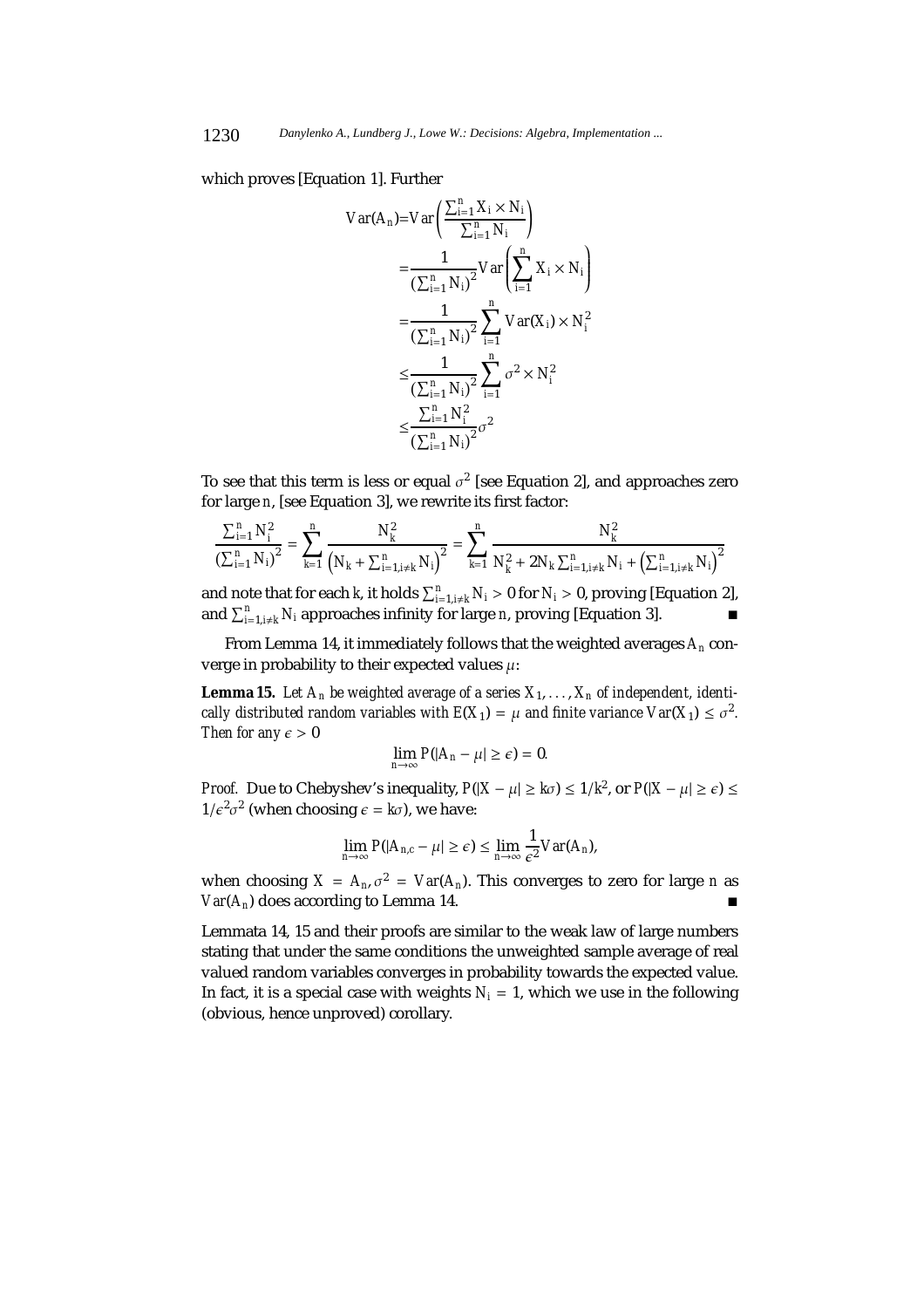which proves [Equation 1]. Further

$$
\begin{aligned}
Var(A_n) &= Var\left(\frac{\sum_{i=1}^{n} X_i \times N_i}{\sum_{i=1}^{n} N_i}\right) \\
&= \frac{1}{\left(\sum_{i=1}^{n} N_i\right)^2} Var\left(\sum_{i=1}^{n} X_i \times N_i\right) \\
&= \frac{1}{\left(\sum_{i=1}^{n} N_i\right)^2} \sum_{i=1}^{n} Var(X_i) \times N_i^2 \\
&\leq \frac{1}{\left(\sum_{i=1}^{n} N_i\right)^2} \sum_{i=1}^{n} \sigma^2 \times N_i^2 \\
&\leq \frac{\sum_{i=1}^{n} N_i^2}{\left(\sum_{i=1}^{n} N_i\right)^2} \sigma^2
\end{aligned}
$$

To see that this term is less or equal $\sigma^2$ [see Equation 2], and approaches zero for large $n$, [see Equation 3], we rewrite its first factor:

$$
\frac{\sum_{i=1}^{n} N_i^2}{\left(\sum_{i=1}^{n} N_i\right)^2} = \sum_{k=1}^{n} \frac{N_k^2}{\left(N_k + \sum_{i=1, i\neq k}^{n} N_i\right)^2} = \sum_{k=1}^{n} \frac{N_k^2}{N_k^2 + 2N_k \sum_{i=1, i\neq k}^{n} N_i + \left(\sum_{i=1, i\neq k}^{n} N_i\right)^2}
$$

and note that for each $k$, it holds $\sum_{i=1, i\neq k}^{n} N_i > 0$ for $N_i > 0$, proving [Equation 2], and $\sum_{i=1, i\neq k}^{n} N_i$ approaches infinity for large $n$, proving [Equation 3]. ∎

From Lemma 14, it immediately follows that the weighted averages $A_n$ converge in probability to their expected values $\mu$:

**Lemma 15.** *Let $A_n$ be weighted average of a series $X_1, \ldots, X_n$ of independent, identically distributed random variables with $E(X_1) = \mu$ and finite variance $Var(X_1) \leq \sigma^2$. Then for any $\epsilon > 0$*

$$
\lim_{n\to\infty} P(|A_n - \mu| \geq \epsilon) = 0.
$$

*Proof.* Due to Chebyshev's inequality, $P(|X - \mu| \geq k\sigma) \leq 1/k^2$, or $P(|X - \mu| \geq \epsilon) \leq 1/\epsilon^2\sigma^2$ (when choosing $\epsilon = k\sigma$), we have:

$$
\lim_{n\to\infty} P(|A_{n,c} - \mu| \geq \epsilon) \leq \lim_{n\to\infty} \frac{1}{\epsilon^2} Var(A_n),
$$

when choosing $X = A_n$, $\sigma^2 = Var(A_n)$. This converges to zero for large $n$ as $Var(A_n)$ does according to Lemma 14. ∎

Lemmata 14, 15 and their proofs are similar to the weak law of large numbers stating that under the same conditions the unweighted sample average of real valued random variables converges in probability towards the expected value. In fact, it is a special case with weights $N_i = 1$, which we use in the following (obvious, hence unproved) corollary.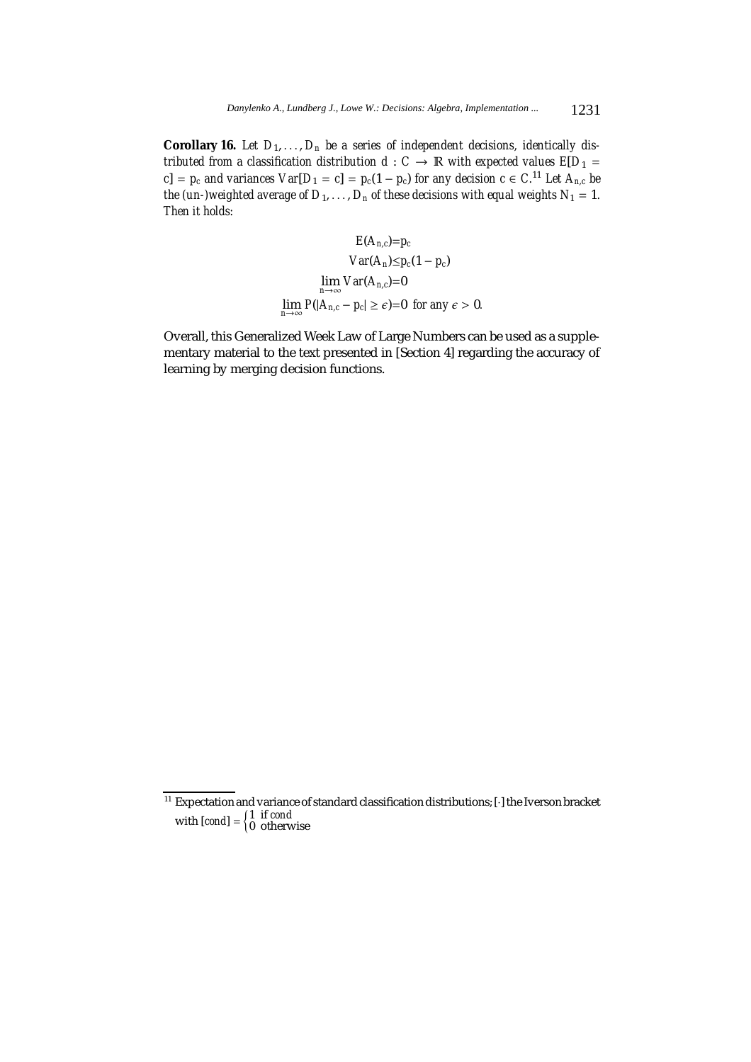**Corollary 16.** *Let $D_1, \ldots, D_n$ be a series of independent decisions, identically distributed from a classification distribution $d : C \rightarrow \mathbb{R}$ with expected values $E[D_1 = c] = p_c$ and variances $Var[D_1 = c] = p_c(1 - p_c)$ for any decision $c \in C$.*[11] *Let $A_{n,c}$ be the (un-)weighted average of $D_1, \ldots, D_n$ of these decisions with equal weights $N_1 = 1$. Then it holds:*

$$
\begin{aligned}
E(A_{n,c}) &= p_c \\
Var(A_n) &\leq p_c(1 - p_c) \\
\lim_{n\to\infty} Var(A_{n,c}) &= 0 \\
\lim_{n\to\infty} P(|A_{n,c} - p_c| \geq \epsilon) &= 0 \text{ for any } \epsilon > 0.
\end{aligned}
$$

Overall, this Generalized Week Law of Large Numbers can be used as a supplementary material to the text presented in [Section 4] regarding the accuracy of learning by merging decision functions.

[11] Expectation and variance of standard classification distributions; $[\cdot]$ the Iverson bracket with $[cond] = \begin{cases} 1 & \text{if } cond \\ 0 & \text{otherwise} \end{cases}$